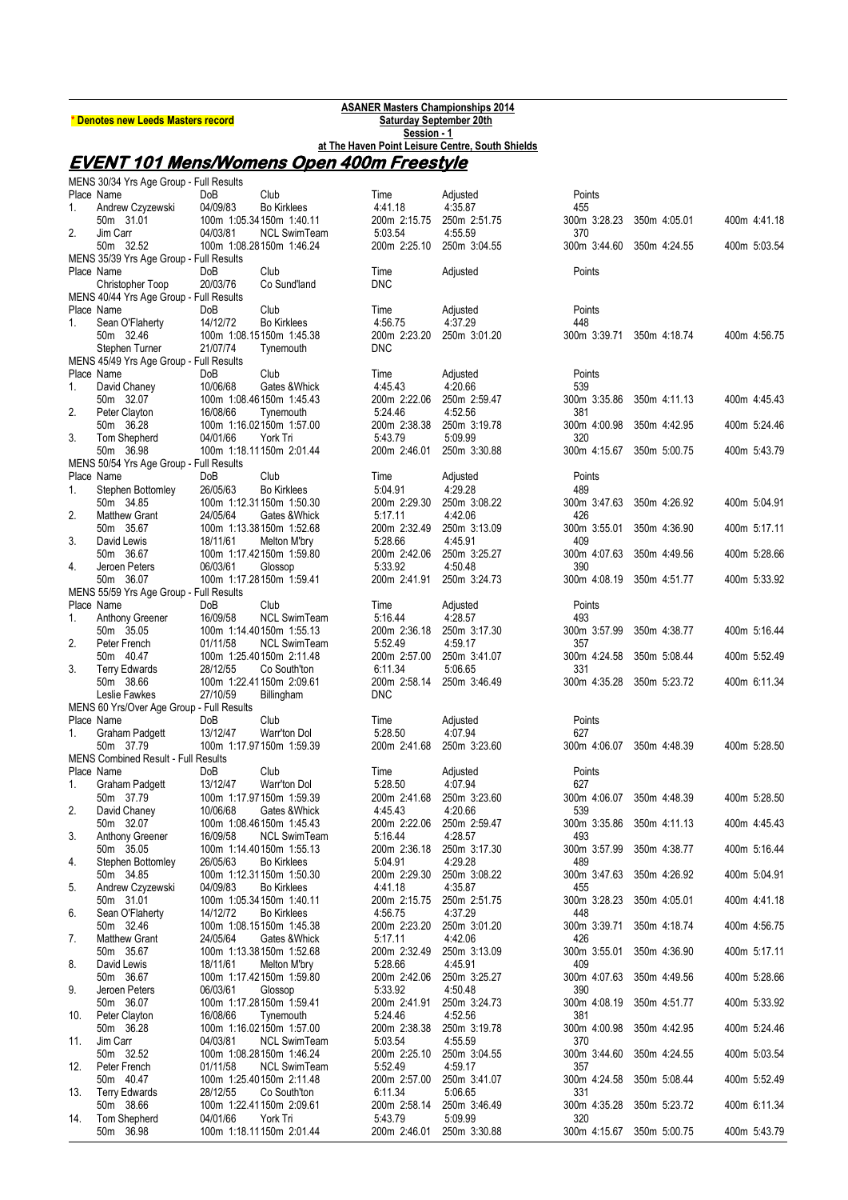**\* Denotes new Leeds Masters record**

**ASANER Masters Championships 2014**
**Saturday September 20th**
**Session - 1**
**at The Haven Point Leisure Centre, South Shields**

# EVENT 101 Mens/Womens Open 400m Freestyle

MENS 30/34 Yrs Age Group - Full Results

| Place | Name | DoB | Club | Time | Adjusted | Points | | |
|---|---|---|---|---|---|---|---|---|
| 1. | Andrew Czyzewski | 04/09/83 | Bo Kirklees | 4:41.18 | 4:35.87 | 455 | | |
| | 50m 31.01 | 100m 1:05.34 | 150m 1:40.11 | 200m 2:15.75 | 250m 2:51.75 | 300m 3:28.23 | 350m 4:05.01 | 400m 4:41.18 |
| 2. | Jim Carr | 04/03/81 | NCL SwimTeam | 5:03.54 | 4:55.59 | 370 | | |
| | 50m 32.52 | 100m 1:08.28 | 150m 1:46.24 | 200m 2:25.10 | 250m 3:04.55 | 300m 3:44.60 | 350m 4:24.55 | 400m 5:03.54 |

MENS 35/39 Yrs Age Group - Full Results

| Place | Name | DoB | Club | Time | Adjusted | Points |
|---|---|---|---|---|---|---|
| | Christopher Toop | 20/03/76 | Co Sund'land | DNC | | |

MENS 40/44 Yrs Age Group - Full Results

| Place | Name | DoB | Club | Time | Adjusted | Points | | |
|---|---|---|---|---|---|---|---|---|
| 1. | Sean O'Flaherty | 14/12/72 | Bo Kirklees | 4:56.75 | 4:37.29 | 448 | | |
| | 50m 32.46 | 100m 1:08.15 | 150m 1:45.38 | 200m 2:23.20 | 250m 3:01.20 | 300m 3:39.71 | 350m 4:18.74 | 400m 4:56.75 |
| | Stephen Turner | 21/07/74 | Tynemouth | DNC | | | | |

MENS 45/49 Yrs Age Group - Full Results

| Place | Name | DoB | Club | Time | Adjusted | Points | | |
|---|---|---|---|---|---|---|---|---|
| 1. | David Chaney | 10/06/68 | Gates &Whick | 4:45.43 | 4:20.66 | 539 | | |
| | 50m 32.07 | 100m 1:08.46 | 150m 1:45.43 | 200m 2:22.06 | 250m 2:59.47 | 300m 3:35.86 | 350m 4:11.13 | 400m 4:45.43 |
| 2. | Peter Clayton | 16/08/66 | Tynemouth | 5:24.46 | 4:52.56 | 381 | | |
| | 50m 36.28 | 100m 1:16.02 | 150m 1:57.00 | 200m 2:38.38 | 250m 3:19.78 | 300m 4:00.98 | 350m 4:42.95 | 400m 5:24.46 |
| 3. | Tom Shepherd | 04/01/66 | York Tri | 5:43.79 | 5:09.99 | 320 | | |
| | 50m 36.98 | 100m 1:18.11 | 150m 2:01.44 | 200m 2:46.01 | 250m 3:30.88 | 300m 4:15.67 | 350m 5:00.75 | 400m 5:43.79 |

MENS 50/54 Yrs Age Group - Full Results

| Place | Name | DoB | Club | Time | Adjusted | Points | | |
|---|---|---|---|---|---|---|---|---|
| 1. | Stephen Bottomley | 26/05/63 | Bo Kirklees | 5:04.91 | 4:29.28 | 489 | | |
| | 50m 34.85 | 100m 1:12.31 | 150m 1:50.30 | 200m 2:29.30 | 250m 3:08.22 | 300m 3:47.63 | 350m 4:26.92 | 400m 5:04.91 |
| 2. | Matthew Grant | 24/05/64 | Gates &Whick | 5:17.11 | 4:42.06 | 426 | | |
| | 50m 35.67 | 100m 1:13.38 | 150m 1:52.68 | 200m 2:32.49 | 250m 3:13.09 | 300m 3:55.01 | 350m 4:36.90 | 400m 5:17.11 |
| 3. | David Lewis | 18/11/61 | Melton M'bry | 5:28.66 | 4:45.91 | 409 | | |
| | 50m 36.67 | 100m 1:17.42 | 150m 1:59.80 | 200m 2:42.06 | 250m 3:25.27 | 300m 4:07.63 | 350m 4:49.56 | 400m 5:28.66 |
| 4. | Jeroen Peters | 06/03/61 | Glossop | 5:33.92 | 4:50.48 | 390 | | |
| | 50m 36.07 | 100m 1:17.28 | 150m 1:59.41 | 200m 2:41.91 | 250m 3:24.73 | 300m 4:08.19 | 350m 4:51.77 | 400m 5:33.92 |

MENS 55/59 Yrs Age Group - Full Results

| Place | Name | DoB | Club | Time | Adjusted | Points | | |
|---|---|---|---|---|---|---|---|---|
| 1. | Anthony Greener | 16/09/58 | NCL SwimTeam | 5:16.44 | 4:28.57 | 493 | | |
| | 50m 35.05 | 100m 1:14.40 | 150m 1:55.13 | 200m 2:36.18 | 250m 3:17.30 | 300m 3:57.99 | 350m 4:38.77 | 400m 5:16.44 |
| 2. | Peter French | 01/11/58 | NCL SwimTeam | 5:52.49 | 4:59.17 | 357 | | |
| | 50m 40.47 | 100m 1:25.40 | 150m 2:11.48 | 200m 2:57.00 | 250m 3:41.07 | 300m 4:24.58 | 350m 5:08.44 | 400m 5:52.49 |
| 3. | Terry Edwards | 28/12/55 | Co South'ton | 6:11.34 | 5:06.65 | 331 | | |
| | 50m 38.66 | 100m 1:22.41 | 150m 2:09.61 | 200m 2:58.14 | 250m 3:46.49 | 300m 4:35.28 | 350m 5:23.72 | 400m 6:11.34 |
| | Leslie Fawkes | 27/10/59 | Billingham | DNC | | | | |

MENS 60 Yrs/Over Age Group - Full Results

| Place | Name | DoB | Club | Time | Adjusted | Points | | |
|---|---|---|---|---|---|---|---|---|
| 1. | Graham Padgett | 13/12/47 | Warr'ton Dol | 5:28.50 | 4:07.94 | 627 | | |
| | 50m 37.79 | 100m 1:17.97 | 150m 1:59.39 | 200m 2:41.68 | 250m 3:23.60 | 300m 4:06.07 | 350m 4:48.39 | 400m 5:28.50 |

MENS Combined Result - Full Results

| Place | Name | DoB | Club | Time | Adjusted | Points | | |
|---|---|---|---|---|---|---|---|---|
| 1. | Graham Padgett | 13/12/47 | Warr'ton Dol | 5:28.50 | 4:07.94 | 627 | | |
| | 50m 37.79 | 100m 1:17.97 | 150m 1:59.39 | 200m 2:41.68 | 250m 3:23.60 | 300m 4:06.07 | 350m 4:48.39 | 400m 5:28.50 |
| 2. | David Chaney | 10/06/68 | Gates &Whick | 4:45.43 | 4:20.66 | 539 | | |
| | 50m 32.07 | 100m 1:08.46 | 150m 1:45.43 | 200m 2:22.06 | 250m 2:59.47 | 300m 3:35.86 | 350m 4:11.13 | 400m 4:45.43 |
| 3. | Anthony Greener | 16/09/58 | NCL SwimTeam | 5:16.44 | 4:28.57 | 493 | | |
| | 50m 35.05 | 100m 1:14.40 | 150m 1:55.13 | 200m 2:36.18 | 250m 3:17.30 | 300m 3:57.99 | 350m 4:38.77 | 400m 5:16.44 |
| 4. | Stephen Bottomley | 26/05/63 | Bo Kirklees | 5:04.91 | 4:29.28 | 489 | | |
| | 50m 34.85 | 100m 1:12.31 | 150m 1:50.30 | 200m 2:29.30 | 250m 3:08.22 | 300m 3:47.63 | 350m 4:26.92 | 400m 5:04.91 |
| 5. | Andrew Czyzewski | 04/09/83 | Bo Kirklees | 4:41.18 | 4:35.87 | 455 | | |
| | 50m 31.01 | 100m 1:05.34 | 150m 1:40.11 | 200m 2:15.75 | 250m 2:51.75 | 300m 3:28.23 | 350m 4:05.01 | 400m 4:41.18 |
| 6. | Sean O'Flaherty | 14/12/72 | Bo Kirklees | 4:56.75 | 4:37.29 | 448 | | |
| | 50m 32.46 | 100m 1:08.15 | 150m 1:45.38 | 200m 2:23.20 | 250m 3:01.20 | 300m 3:39.71 | 350m 4:18.74 | 400m 4:56.75 |
| 7. | Matthew Grant | 24/05/64 | Gates &Whick | 5:17.11 | 4:42.06 | 426 | | |
| | 50m 35.67 | 100m 1:13.38 | 150m 1:52.68 | 200m 2:32.49 | 250m 3:13.09 | 300m 3:55.01 | 350m 4:36.90 | 400m 5:17.11 |
| 8. | David Lewis | 18/11/61 | Melton M'bry | 5:28.66 | 4:45.91 | 409 | | |
| | 50m 36.67 | 100m 1:17.42 | 150m 1:59.80 | 200m 2:42.06 | 250m 3:25.27 | 300m 4:07.63 | 350m 4:49.56 | 400m 5:28.66 |
| 9. | Jeroen Peters | 06/03/61 | Glossop | 5:33.92 | 4:50.48 | 390 | | |
| | 50m 36.07 | 100m 1:17.28 | 150m 1:59.41 | 200m 2:41.91 | 250m 3:24.73 | 300m 4:08.19 | 350m 4:51.77 | 400m 5:33.92 |
| 10. | Peter Clayton | 16/08/66 | Tynemouth | 5:24.46 | 4:52.56 | 381 | | |
| | 50m 36.28 | 100m 1:16.02 | 150m 1:57.00 | 200m 2:38.38 | 250m 3:19.78 | 300m 4:00.98 | 350m 4:42.95 | 400m 5:24.46 |
| 11. | Jim Carr | 04/03/81 | NCL SwimTeam | 5:03.54 | 4:55.59 | 370 | | |
| | 50m 32.52 | 100m 1:08.28 | 150m 1:46.24 | 200m 2:25.10 | 250m 3:04.55 | 300m 3:44.60 | 350m 4:24.55 | 400m 5:03.54 |
| 12. | Peter French | 01/11/58 | NCL SwimTeam | 5:52.49 | 4:59.17 | 357 | | |
| | 50m 40.47 | 100m 1:25.40 | 150m 2:11.48 | 200m 2:57.00 | 250m 3:41.07 | 300m 4:24.58 | 350m 5:08.44 | 400m 5:52.49 |
| 13. | Terry Edwards | 28/12/55 | Co South'ton | 6:11.34 | 5:06.65 | 331 | | |
| | 50m 38.66 | 100m 1:22.41 | 150m 2:09.61 | 200m 2:58.14 | 250m 3:46.49 | 300m 4:35.28 | 350m 5:23.72 | 400m 6:11.34 |
| 14. | Tom Shepherd | 04/01/66 | York Tri | 5:43.79 | 5:09.99 | 320 | | |
| | 50m 36.98 | 100m 1:18.11 | 150m 2:01.44 | 200m 2:46.01 | 250m 3:30.88 | 300m 4:15.67 | 350m 5:00.75 | 400m 5:43.79 |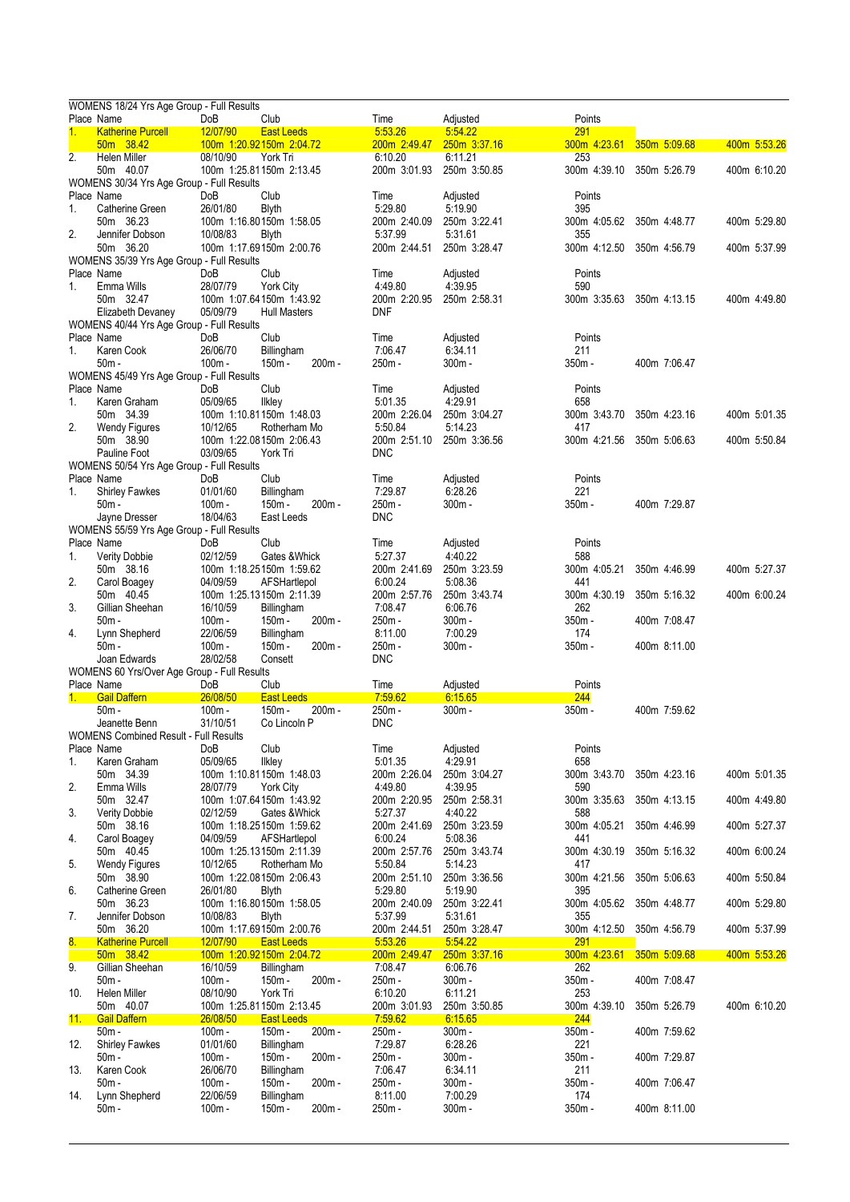WOMENS 18/24 Yrs Age Group - Full Results

| Place | Name | DoB | Club | Time | Adjusted | Points | | |
|---|---|---|---|---|---|---|---|---|
| 1. | Katherine Purcell | 12/07/90 | East Leeds | 5:53.26 | 5:54.22 | 291 | | |
| | 50m 38.42 | 100m 1:20.92 | 150m 2:04.72 | 200m 2:49.47 | 250m 3:37.16 | 300m 4:23.61 | 350m 5:09.68 | 400m 5:53.26 |
| 2. | Helen Miller | 08/10/90 | York Tri | 6:10.20 | 6:11.21 | 253 | | |
| | 50m 40.07 | 100m 1:25.81 | 150m 2:13.45 | 200m 3:01.93 | 250m 3:50.85 | 300m 4:39.10 | 350m 5:26.79 | 400m 6:10.20 |

WOMENS 30/34 Yrs Age Group - Full Results

| Place | Name | DoB | Club | Time | Adjusted | Points | | |
|---|---|---|---|---|---|---|---|---|
| 1. | Catherine Green | 26/01/80 | Blyth | 5:29.80 | 5:19.90 | 395 | | |
| | 50m 36.23 | 100m 1:16.80 | 150m 1:58.05 | 200m 2:40.09 | 250m 3:22.41 | 300m 4:05.62 | 350m 4:48.77 | 400m 5:29.80 |
| 2. | Jennifer Dobson | 10/08/83 | Blyth | 5:37.99 | 5:31.61 | 355 | | |
| | 50m 36.20 | 100m 1:17.69 | 150m 2:00.76 | 200m 2:44.51 | 250m 3:28.47 | 300m 4:12.50 | 350m 4:56.79 | 400m 5:37.99 |

WOMENS 35/39 Yrs Age Group - Full Results

| Place | Name | DoB | Club | Time | Adjusted | Points | | |
|---|---|---|---|---|---|---|---|---|
| 1. | Emma Wills | 28/07/79 | York City | 4:49.80 | 4:39.95 | 590 | | |
| | 50m 32.47 | 100m 1:07.64 | 150m 1:43.92 | 200m 2:20.95 | 250m 2:58.31 | 300m 3:35.63 | 350m 4:13.15 | 400m 4:49.80 |
| | Elizabeth Devaney | 05/09/79 | Hull Masters | DNF | | | | |

WOMENS 40/44 Yrs Age Group - Full Results

| Place | Name | DoB | Club | Time | Adjusted | Points | | |
|---|---|---|---|---|---|---|---|---|
| 1. | Karen Cook | 26/06/70 | Billingham | 7:06.47 | 6:34.11 | 211 | | |
| | 50m - | 100m - | 150m - 200m - | 250m - | 300m - | 350m - | 400m 7:06.47 | |

WOMENS 45/49 Yrs Age Group - Full Results

| Place | Name | DoB | Club | Time | Adjusted | Points | | |
|---|---|---|---|---|---|---|---|---|
| 1. | Karen Graham | 05/09/65 | Ilkley | 5:01.35 | 4:29.91 | 658 | | |
| | 50m 34.39 | 100m 1:10.81 | 150m 1:48.03 | 200m 2:26.04 | 250m 3:04.27 | 300m 3:43.70 | 350m 4:23.16 | 400m 5:01.35 |
| 2. | Wendy Figures | 10/12/65 | Rotherham Mo | 5:50.84 | 5:14.23 | 417 | | |
| | 50m 38.90 | 100m 1:22.08 | 150m 2:06.43 | 200m 2:51.10 | 250m 3:36.56 | 300m 4:21.56 | 350m 5:06.63 | 400m 5:50.84 |
| | Pauline Foot | 03/09/65 | York Tri | DNC | | | | |

WOMENS 50/54 Yrs Age Group - Full Results

| Place | Name | DoB | Club | Time | Adjusted | Points | | |
|---|---|---|---|---|---|---|---|---|
| 1. | Shirley Fawkes | 01/01/60 | Billingham | 7:29.87 | 6:28.26 | 221 | | |
| | 50m - | 100m - | 150m - 200m - | 250m - | 300m - | 350m - | 400m 7:29.87 | |
| | Jayne Dresser | 18/04/63 | East Leeds | DNC | | | | |

WOMENS 55/59 Yrs Age Group - Full Results

| Place | Name | DoB | Club | Time | Adjusted | Points | | |
|---|---|---|---|---|---|---|---|---|
| 1. | Verity Dobbie | 02/12/59 | Gates &Whick | 5:27.37 | 4:40.22 | 588 | | |
| | 50m 38.16 | 100m 1:18.25 | 150m 1:59.62 | 200m 2:41.69 | 250m 3:23.59 | 300m 4:05.21 | 350m 4:46.99 | 400m 5:27.37 |
| 2. | Carol Boagey | 04/09/59 | AFSHartlepol | 6:00.24 | 5:08.36 | 441 | | |
| | 50m 40.45 | 100m 1:25.13 | 150m 2:11.39 | 200m 2:57.76 | 250m 3:43.74 | 300m 4:30.19 | 350m 5:16.32 | 400m 6:00.24 |
| 3. | Gillian Sheehan | 16/10/59 | Billingham | 7:08.47 | 6:06.76 | 262 | | |
| | 50m - | 100m - | 150m - 200m - | 250m - | 300m - | 350m - | 400m 7:08.47 | |
| 4. | Lynn Shepherd | 22/06/59 | Billingham | 8:11.00 | 7:00.29 | 174 | | |
| | 50m - | 100m - | 150m - 200m - | 250m - | 300m - | 350m - | 400m 8:11.00 | |
| | Joan Edwards | 28/02/58 | Consett | DNC | | | | |

WOMENS 60 Yrs/Over Age Group - Full Results

| Place | Name | DoB | Club | Time | Adjusted | Points | | |
|---|---|---|---|---|---|---|---|---|
| 1. | Gail Daffern | 26/08/50 | East Leeds | 7:59.62 | 6:15.65 | 244 | | |
| | 50m - | 100m - | 150m - 200m - | 250m - | 300m - | 350m - | 400m 7:59.62 | |
| | Jeanette Benn | 31/10/51 | Co Lincoln P | DNC | | | | |

WOMENS Combined Result - Full Results

| Place | Name | DoB | Club | Time | Adjusted | Points | | |
|---|---|---|---|---|---|---|---|---|
| 1. | Karen Graham | 05/09/65 | Ilkley | 5:01.35 | 4:29.91 | 658 | | |
| | 50m 34.39 | 100m 1:10.81 | 150m 1:48.03 | 200m 2:26.04 | 250m 3:04.27 | 300m 3:43.70 | 350m 4:23.16 | 400m 5:01.35 |
| 2. | Emma Wills | 28/07/79 | York City | 4:49.80 | 4:39.95 | 590 | | |
| | 50m 32.47 | 100m 1:07.64 | 150m 1:43.92 | 200m 2:20.95 | 250m 2:58.31 | 300m 3:35.63 | 350m 4:13.15 | 400m 4:49.80 |
| 3. | Verity Dobbie | 02/12/59 | Gates &Whick | 5:27.37 | 4:40.22 | 588 | | |
| | 50m 38.16 | 100m 1:18.25 | 150m 1:59.62 | 200m 2:41.69 | 250m 3:23.59 | 300m 4:05.21 | 350m 4:46.99 | 400m 5:27.37 |
| 4. | Carol Boagey | 04/09/59 | AFSHartlepol | 6:00.24 | 5:08.36 | 441 | | |
| | 50m 40.45 | 100m 1:25.13 | 150m 2:11.39 | 200m 2:57.76 | 250m 3:43.74 | 300m 4:30.19 | 350m 5:16.32 | 400m 6:00.24 |
| 5. | Wendy Figures | 10/12/65 | Rotherham Mo | 5:50.84 | 5:14.23 | 417 | | |
| | 50m 38.90 | 100m 1:22.08 | 150m 2:06.43 | 200m 2:51.10 | 250m 3:36.56 | 300m 4:21.56 | 350m 5:06.63 | 400m 5:50.84 |
| 6. | Catherine Green | 26/01/80 | Blyth | 5:29.80 | 5:19.90 | 395 | | |
| | 50m 36.23 | 100m 1:16.80 | 150m 1:58.05 | 200m 2:40.09 | 250m 3:22.41 | 300m 4:05.62 | 350m 4:48.77 | 400m 5:29.80 |
| 7. | Jennifer Dobson | 10/08/83 | Blyth | 5:37.99 | 5:31.61 | 355 | | |
| | 50m 36.20 | 100m 1:17.69 | 150m 2:00.76 | 200m 2:44.51 | 250m 3:28.47 | 300m 4:12.50 | 350m 4:56.79 | 400m 5:37.99 |
| 8. | Katherine Purcell | 12/07/90 | East Leeds | 5:53.26 | 5:54.22 | 291 | | |
| | 50m 38.42 | 100m 1:20.92 | 150m 2:04.72 | 200m 2:49.47 | 250m 3:37.16 | 300m 4:23.61 | 350m 5:09.68 | 400m 5:53.26 |
| 9. | Gillian Sheehan | 16/10/59 | Billingham | 7:08.47 | 6:06.76 | 262 | | |
| | 50m - | 100m - | 150m - 200m - | 250m - | 300m - | 350m - | 400m 7:08.47 | |
| 10. | Helen Miller | 08/10/90 | York Tri | 6:10.20 | 6:11.21 | 253 | | |
| | 50m 40.07 | 100m 1:25.81 | 150m 2:13.45 | 200m 3:01.93 | 250m 3:50.85 | 300m 4:39.10 | 350m 5:26.79 | 400m 6:10.20 |
| 11. | Gail Daffern | 26/08/50 | East Leeds | 7:59.62 | 6:15.65 | 244 | | |
| | 50m - | 100m - | 150m - 200m - | 250m - | 300m - | 350m - | 400m 7:59.62 | |
| 12. | Shirley Fawkes | 01/01/60 | Billingham | 7:29.87 | 6:28.26 | 221 | | |
| | 50m - | 100m - | 150m - 200m - | 250m - | 300m - | 350m - | 400m 7:29.87 | |
| 13. | Karen Cook | 26/06/70 | Billingham | 7:06.47 | 6:34.11 | 211 | | |
| | 50m - | 100m - | 150m - 200m - | 250m - | 300m - | 350m - | 400m 7:06.47 | |
| 14. | Lynn Shepherd | 22/06/59 | Billingham | 8:11.00 | 7:00.29 | 174 | | |
| | 50m - | 100m - | 150m - 200m - | 250m - | 300m - | 350m - | 400m 8:11.00 | |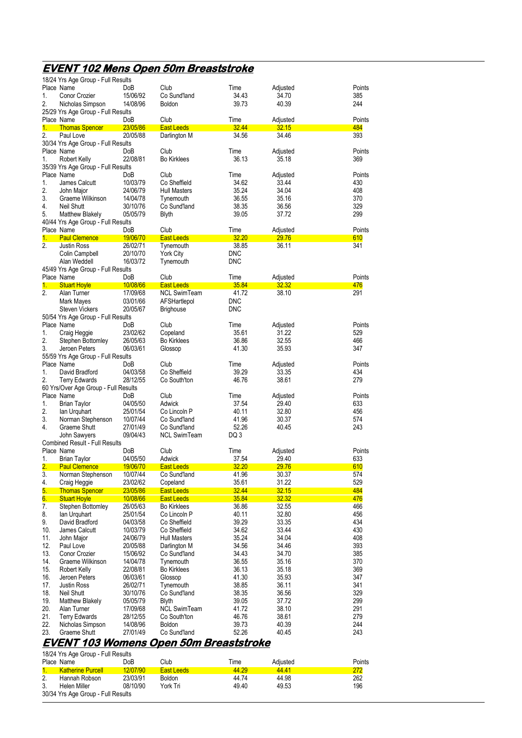## EVENT 102 Mens Open 50m Breaststroke

18/24 Yrs Age Group - Full Results

| Place | Name | DoB | Club | Time | Adjusted | Points |
|---|---|---|---|---|---|---|
| 1. | Conor Crozier | 15/06/92 | Co Sund'land | 34.43 | 34.70 | 385 |
| 2. | Nicholas Simpson | 14/08/96 | Boldon | 39.73 | 40.39 | 244 |

25/29 Yrs Age Group - Full Results

| Place | Name | DoB | Club | Time | Adjusted | Points |
|---|---|---|---|---|---|---|
| 1. | Thomas Spencer | 23/05/86 | East Leeds | 32.44 | 32.15 | 484 |
| 2. | Paul Love | 20/05/88 | Darlington M | 34.56 | 34.46 | 393 |

30/34 Yrs Age Group - Full Results

| Place | Name | DoB | Club | Time | Adjusted | Points |
|---|---|---|---|---|---|---|
| 1. | Robert Kelly | 22/08/81 | Bo Kirklees | 36.13 | 35.18 | 369 |

35/39 Yrs Age Group - Full Results

| Place | Name | DoB | Club | Time | Adjusted | Points |
|---|---|---|---|---|---|---|
| 1. | James Calcutt | 10/03/79 | Co Sheffield | 34.62 | 33.44 | 430 |
| 2. | John Major | 24/06/79 | Hull Masters | 35.24 | 34.04 | 408 |
| 3. | Graeme Wilkinson | 14/04/78 | Tynemouth | 36.55 | 35.16 | 370 |
| 4. | Neil Shutt | 30/10/76 | Co Sund'land | 38.35 | 36.56 | 329 |
| 5. | Matthew Blakely | 05/05/79 | Blyth | 39.05 | 37.72 | 299 |

40/44 Yrs Age Group - Full Results

| Place | Name | DoB | Club | Time | Adjusted | Points |
|---|---|---|---|---|---|---|
| 1. | Paul Clemence | 19/06/70 | East Leeds | 32.20 | 29.76 | 610 |
| 2. | Justin Ross | 26/02/71 | Tynemouth | 38.85 | 36.11 | 341 |
| | Colin Campbell | 20/10/70 | York City | DNC | | |
| | Alan Weddell | 16/03/72 | Tynemouth | DNC | | |

45/49 Yrs Age Group - Full Results

| Place | Name | DoB | Club | Time | Adjusted | Points |
|---|---|---|---|---|---|---|
| 1. | Stuart Hoyle | 10/08/66 | East Leeds | 35.84 | 32.32 | 476 |
| 2. | Alan Turner | 17/09/68 | NCL SwimTeam | 41.72 | 38.10 | 291 |
| | Mark Mayes | 03/01/66 | AFSHartlepol | DNC | | |
| | Steven Vickers | 20/05/67 | Brighouse | DNC | | |

50/54 Yrs Age Group - Full Results

| Place | Name | DoB | Club | Time | Adjusted | Points |
|---|---|---|---|---|---|---|
| 1. | Craig Heggie | 23/02/62 | Copeland | 35.61 | 31.22 | 529 |
| 2. | Stephen Bottomley | 26/05/63 | Bo Kirklees | 36.86 | 32.55 | 466 |
| 3. | Jeroen Peters | 06/03/61 | Glossop | 41.30 | 35.93 | 347 |

55/59 Yrs Age Group - Full Results

| Place | Name | DoB | Club | Time | Adjusted | Points |
|---|---|---|---|---|---|---|
| 1. | David Bradford | 04/03/58 | Co Sheffield | 39.29 | 33.35 | 434 |
| 2. | Terry Edwards | 28/12/55 | Co South'ton | 46.76 | 38.61 | 279 |

60 Yrs/Over Age Group - Full Results

| Place | Name | DoB | Club | Time | Adjusted | Points |
|---|---|---|---|---|---|---|
| 1. | Brian Taylor | 04/05/50 | Adwick | 37.54 | 29.40 | 633 |
| 2. | Ian Urquhart | 25/01/54 | Co Lincoln P | 40.11 | 32.80 | 456 |
| 3. | Norman Stephenson | 10/07/44 | Co Sund'land | 41.96 | 30.37 | 574 |
| 4. | Graeme Shutt | 27/01/49 | Co Sund'land | 52.26 | 40.45 | 243 |
| | John Sawyers | 09/04/43 | NCL SwimTeam | DQ 3 | | |

Combined Result - Full Results

| Place | Name | DoB | Club | Time | Adjusted | Points |
|---|---|---|---|---|---|---|
| 1. | Brian Taylor | 04/05/50 | Adwick | 37.54 | 29.40 | 633 |
| 2. | Paul Clemence | 19/06/70 | East Leeds | 32.20 | 29.76 | 610 |
| 3. | Norman Stephenson | 10/07/44 | Co Sund'land | 41.96 | 30.37 | 574 |
| 4. | Craig Heggie | 23/02/62 | Copeland | 35.61 | 31.22 | 529 |
| 5. | Thomas Spencer | 23/05/86 | East Leeds | 32.44 | 32.15 | 484 |
| 6. | Stuart Hoyle | 10/08/66 | East Leeds | 35.84 | 32.32 | 476 |
| 7. | Stephen Bottomley | 26/05/63 | Bo Kirklees | 36.86 | 32.55 | 466 |
| 8. | Ian Urquhart | 25/01/54 | Co Lincoln P | 40.11 | 32.80 | 456 |
| 9. | David Bradford | 04/03/58 | Co Sheffield | 39.29 | 33.35 | 434 |
| 10. | James Calcutt | 10/03/79 | Co Sheffield | 34.62 | 33.44 | 430 |
| 11. | John Major | 24/06/79 | Hull Masters | 35.24 | 34.04 | 408 |
| 12. | Paul Love | 20/05/88 | Darlington M | 34.56 | 34.46 | 393 |
| 13. | Conor Crozier | 15/06/92 | Co Sund'land | 34.43 | 34.70 | 385 |
| 14. | Graeme Wilkinson | 14/04/78 | Tynemouth | 36.55 | 35.16 | 370 |
| 15. | Robert Kelly | 22/08/81 | Bo Kirklees | 36.13 | 35.18 | 369 |
| 16. | Jeroen Peters | 06/03/61 | Glossop | 41.30 | 35.93 | 347 |
| 17. | Justin Ross | 26/02/71 | Tynemouth | 38.85 | 36.11 | 341 |
| 18. | Neil Shutt | 30/10/76 | Co Sund'land | 38.35 | 36.56 | 329 |
| 19. | Matthew Blakely | 05/05/79 | Blyth | 39.05 | 37.72 | 299 |
| 20. | Alan Turner | 17/09/68 | NCL SwimTeam | 41.72 | 38.10 | 291 |
| 21. | Terry Edwards | 28/12/55 | Co South'ton | 46.76 | 38.61 | 279 |
| 22. | Nicholas Simpson | 14/08/96 | Boldon | 39.73 | 40.39 | 244 |
| 23. | Graeme Shutt | 27/01/49 | Co Sund'land | 52.26 | 40.45 | 243 |

## EVENT 103 Womens Open 50m Breaststroke

18/24 Yrs Age Group - Full Results

| Place | Name | DoB | Club | Time | Adjusted | Points |
|---|---|---|---|---|---|---|
| 1. | Katherine Purcell | 12/07/90 | East Leeds | 44.29 | 44.41 | 272 |
| 2. | Hannah Robson | 23/03/91 | Boldon | 44.74 | 44.98 | 262 |
| 3. | Helen Miller | 08/10/90 | York Tri | 49.40 | 49.53 | 196 |

30/34 Yrs Age Group - Full Results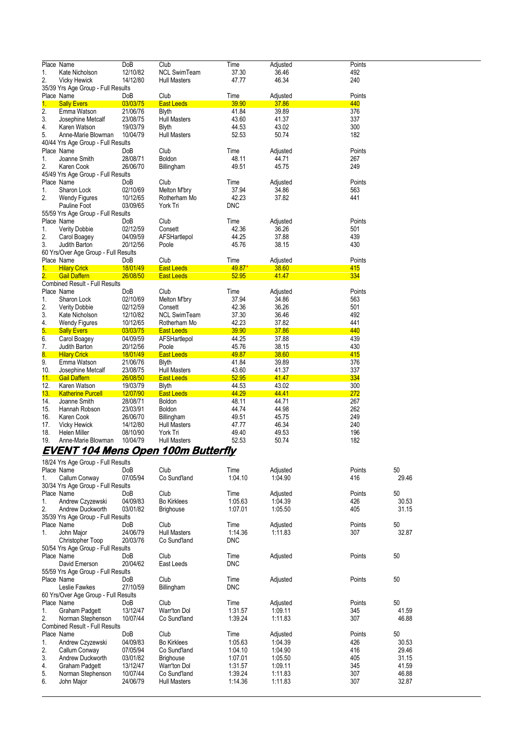| Place | Name | DoB | Club | Time | Adjusted | Points |
|---|---|---|---|---|---|---|
| 1. | Kate Nicholson | 12/10/82 | NCL SwimTeam | 37.30 | 36.46 | 492 |
| 2. | Vicky Hewick | 14/12/80 | Hull Masters | 47.77 | 46.34 | 240 |

35/39 Yrs Age Group - Full Results

| Place | Name | DoB | Club | Time | Adjusted | Points |
|---|---|---|---|---|---|---|
| 1. | Sally Evers | 03/03/75 | East Leeds | 39.90 | 37.86 | 440 |
| 2. | Emma Watson | 21/06/76 | Blyth | 41.84 | 39.89 | 376 |
| 3. | Josephine Metcalf | 23/08/75 | Hull Masters | 43.60 | 41.37 | 337 |
| 4. | Karen Watson | 19/03/79 | Blyth | 44.53 | 43.02 | 300 |
| 5. | Anne-Marie Blowman | 10/04/79 | Hull Masters | 52.53 | 50.74 | 182 |

40/44 Yrs Age Group - Full Results

| Place | Name | DoB | Club | Time | Adjusted | Points |
|---|---|---|---|---|---|---|
| 1. | Joanne Smith | 28/08/71 | Boldon | 48.11 | 44.71 | 267 |
| 2. | Karen Cook | 26/06/70 | Billingham | 49.51 | 45.75 | 249 |

45/49 Yrs Age Group - Full Results

| Place | Name | DoB | Club | Time | Adjusted | Points |
|---|---|---|---|---|---|---|
| 1. | Sharon Lock | 02/10/69 | Melton M'bry | 37.94 | 34.86 | 563 |
| 2. | Wendy Figures | 10/12/65 | Rotherham Mo | 42.23 | 37.82 | 441 |
| | Pauline Foot | 03/09/65 | York Tri | DNC | | |

55/59 Yrs Age Group - Full Results

| Place | Name | DoB | Club | Time | Adjusted | Points |
|---|---|---|---|---|---|---|
| 1. | Verity Dobbie | 02/12/59 | Consett | 42.36 | 36.26 | 501 |
| 2. | Carol Boagey | 04/09/59 | AFSHartlepol | 44.25 | 37.88 | 439 |
| 3. | Judith Barton | 20/12/56 | Poole | 45.76 | 38.15 | 430 |

60 Yrs/Over Age Group - Full Results

| Place | Name | DoB | Club | Time | Adjusted | Points |
|---|---|---|---|---|---|---|
| 1. | Hilary Crick | 18/01/49 | East Leeds | 49.87* | 38.60 | 415 |
| 2. | Gail Daffern | 26/08/50 | East Leeds | 52.95 | 41.47 | 334 |

Combined Result - Full Results

| Place | Name | DoB | Club | Time | Adjusted | Points |
|---|---|---|---|---|---|---|
| 1. | Sharon Lock | 02/10/69 | Melton M'bry | 37.94 | 34.86 | 563 |
| 2. | Verity Dobbie | 02/12/59 | Consett | 42.36 | 36.26 | 501 |
| 3. | Kate Nicholson | 12/10/82 | NCL SwimTeam | 37.30 | 36.46 | 492 |
| 4. | Wendy Figures | 10/12/65 | Rotherham Mo | 42.23 | 37.82 | 441 |
| 5. | Sally Evers | 03/03/75 | East Leeds | 39.90 | 37.86 | 440 |
| 6. | Carol Boagey | 04/09/59 | AFSHartlepol | 44.25 | 37.88 | 439 |
| 7. | Judith Barton | 20/12/56 | Poole | 45.76 | 38.15 | 430 |
| 8. | Hilary Crick | 18/01/49 | East Leeds | 49.87 | 38.60 | 415 |
| 9. | Emma Watson | 21/06/76 | Blyth | 41.84 | 39.89 | 376 |
| 10. | Josephine Metcalf | 23/08/75 | Hull Masters | 43.60 | 41.37 | 337 |
| 11. | Gail Daffern | 26/08/50 | East Leeds | 52.95 | 41.47 | 334 |
| 12. | Karen Watson | 19/03/79 | Blyth | 44.53 | 43.02 | 300 |
| 13. | Katherine Purcell | 12/07/90 | East Leeds | 44.29 | 44.41 | 272 |
| 14. | Joanne Smith | 28/08/71 | Boldon | 48.11 | 44.71 | 267 |
| 15. | Hannah Robson | 23/03/91 | Boldon | 44.74 | 44.98 | 262 |
| 16. | Karen Cook | 26/06/70 | Billingham | 49.51 | 45.75 | 249 |
| 17. | Vicky Hewick | 14/12/80 | Hull Masters | 47.77 | 46.34 | 240 |
| 18. | Helen Miller | 08/10/90 | York Tri | 49.40 | 49.53 | 196 |
| 19. | Anne-Marie Blowman | 10/04/79 | Hull Masters | 52.53 | 50.74 | 182 |

## EVENT 104 Mens Open 100m Butterfly

18/24 Yrs Age Group - Full Results

| Place | Name | DoB | Club | Time | Adjusted | Points | 50 |
|---|---|---|---|---|---|---|---|
| 1. | Callum Conway | 07/05/94 | Co Sund'land | 1:04.10 | 1:04.90 | 416 | 29.46 |

30/34 Yrs Age Group - Full Results

| Place | Name | DoB | Club | Time | Adjusted | Points | 50 |
|---|---|---|---|---|---|---|---|
| 1. | Andrew Czyzewski | 04/09/83 | Bo Kirklees | 1:05.63 | 1:04.39 | 426 | 30.53 |
| 2. | Andrew Duckworth | 03/01/82 | Brighouse | 1:07.01 | 1:05.50 | 405 | 31.15 |

35/39 Yrs Age Group - Full Results

| Place | Name | DoB | Club | Time | Adjusted | Points | 50 |
|---|---|---|---|---|---|---|---|
| 1. | John Major | 24/06/79 | Hull Masters | 1:14.36 | 1:11.83 | 307 | 32.87 |
| | Christopher Toop | 20/03/76 | Co Sund'land | DNC | | | |

50/54 Yrs Age Group - Full Results

| Place | Name | DoB | Club | Time | Adjusted | Points | 50 |
|---|---|---|---|---|---|---|---|
| | David Emerson | 20/04/62 | East Leeds | DNC | | | |

55/59 Yrs Age Group - Full Results

| Place | Name | DoB | Club | Time | Adjusted | Points | 50 |
|---|---|---|---|---|---|---|---|
| | Leslie Fawkes | 27/10/59 | Billingham | DNC | | | |

60 Yrs/Over Age Group - Full Results

| Place | Name | DoB | Club | Time | Adjusted | Points | 50 |
|---|---|---|---|---|---|---|---|
| 1. | Graham Padgett | 13/12/47 | Warr'ton Dol | 1:31.57 | 1:09.11 | 345 | 41.59 |
| 2. | Norman Stephenson | 10/07/44 | Co Sund'land | 1:39.24 | 1:11.83 | 307 | 46.88 |

Combined Result - Full Results

| Place | Name | DoB | Club | Time | Adjusted | Points | 50 |
|---|---|---|---|---|---|---|---|
| 1. | Andrew Czyzewski | 04/09/83 | Bo Kirklees | 1:05.63 | 1:04.39 | 426 | 30.53 |
| 2. | Callum Conway | 07/05/94 | Co Sund'land | 1:04.10 | 1:04.90 | 416 | 29.46 |
| 3. | Andrew Duckworth | 03/01/82 | Brighouse | 1:07.01 | 1:05.50 | 405 | 31.15 |
| 4. | Graham Padgett | 13/12/47 | Warr'ton Dol | 1:31.57 | 1:09.11 | 345 | 41.59 |
| 5. | Norman Stephenson | 10/07/44 | Co Sund'land | 1:39.24 | 1:11.83 | 307 | 46.88 |
| 6. | John Major | 24/06/79 | Hull Masters | 1:14.36 | 1:11.83 | 307 | 32.87 |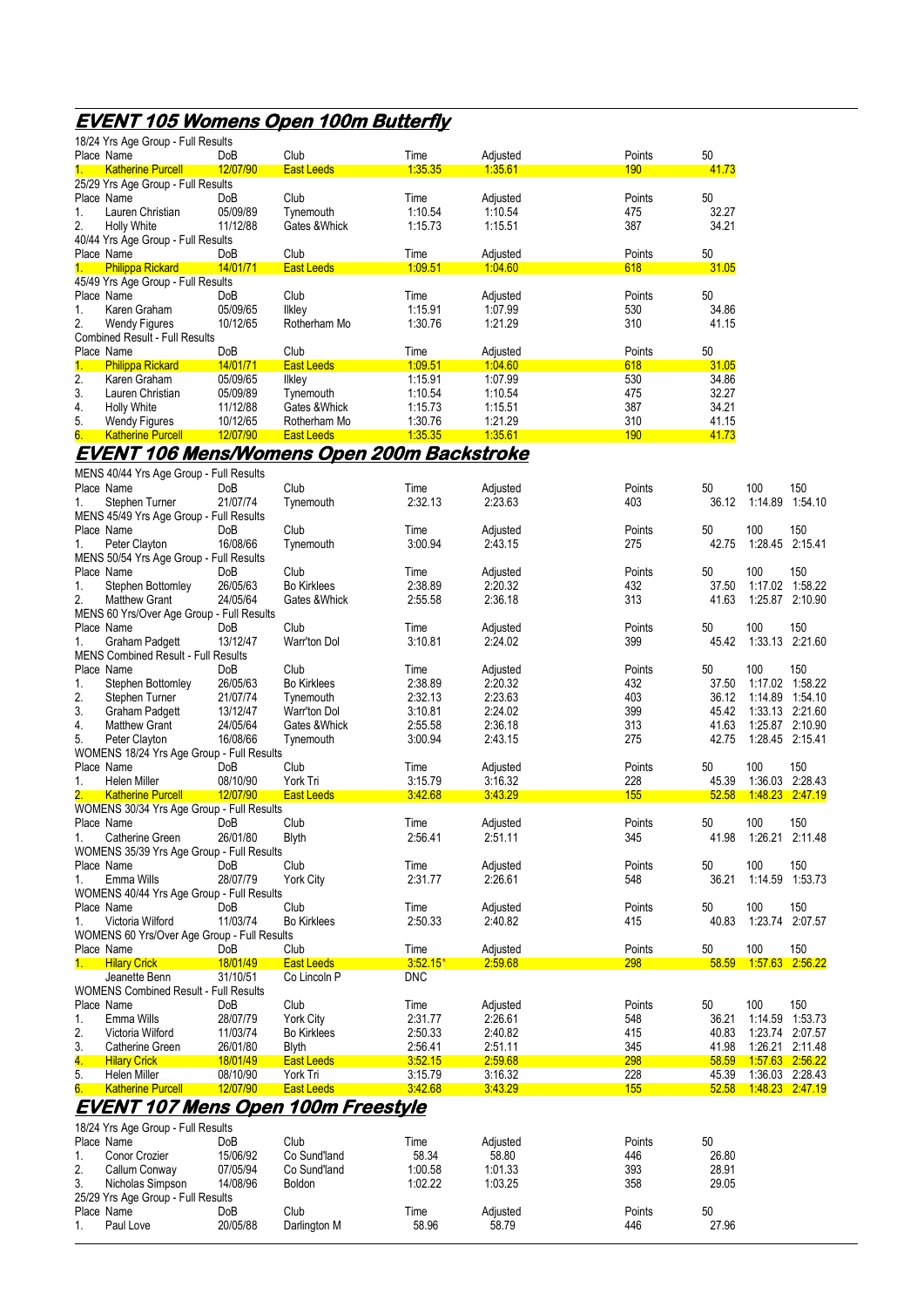## EVENT 105 Womens Open 100m Butterfly

18/24 Yrs Age Group - Full Results

| Place | Name | DoB | Club | Time | Adjusted | Points | 50 |
|---|---|---|---|---|---|---|---|
| 1. | Katherine Purcell | 12/07/90 | East Leeds | 1:35.35 | 1:35.61 | 190 | 41.73 |

25/29 Yrs Age Group - Full Results

| Place | Name | DoB | Club | Time | Adjusted | Points | 50 |
|---|---|---|---|---|---|---|---|
| 1. | Lauren Christian | 05/09/89 | Tynemouth | 1:10.54 | 1:10.54 | 475 | 32.27 |
| 2. | Holly White | 11/12/88 | Gates &Whick | 1:15.73 | 1:15.51 | 387 | 34.21 |

40/44 Yrs Age Group - Full Results

| Place | Name | DoB | Club | Time | Adjusted | Points | 50 |
|---|---|---|---|---|---|---|---|
| 1. | Philippa Rickard | 14/01/71 | East Leeds | 1:09.51 | 1:04.60 | 618 | 31.05 |

45/49 Yrs Age Group - Full Results

| Place | Name | DoB | Club | Time | Adjusted | Points | 50 |
|---|---|---|---|---|---|---|---|
| 1. | Karen Graham | 05/09/65 | Ilkley | 1:15.91 | 1:07.99 | 530 | 34.86 |
| 2. | Wendy Figures | 10/12/65 | Rotherham Mo | 1:30.76 | 1:21.29 | 310 | 41.15 |

Combined Result - Full Results

| Place | Name | DoB | Club | Time | Adjusted | Points | 50 |
|---|---|---|---|---|---|---|---|
| 1. | Philippa Rickard | 14/01/71 | East Leeds | 1:09.51 | 1:04.60 | 618 | 31.05 |
| 2. | Karen Graham | 05/09/65 | Ilkley | 1:15.91 | 1:07.99 | 530 | 34.86 |
| 3. | Lauren Christian | 05/09/89 | Tynemouth | 1:10.54 | 1:10.54 | 475 | 32.27 |
| 4. | Holly White | 11/12/88 | Gates &Whick | 1:15.73 | 1:15.51 | 387 | 34.21 |
| 5. | Wendy Figures | 10/12/65 | Rotherham Mo | 1:30.76 | 1:21.29 | 310 | 41.15 |
| 6. | Katherine Purcell | 12/07/90 | East Leeds | 1:35.35 | 1:35.61 | 190 | 41.73 |

## EVENT 106 Mens/Womens Open 200m Backstroke

MENS 40/44 Yrs Age Group - Full Results

| Place | Name | DoB | Club | Time | Adjusted | Points | 50 | 100 | 150 |
|---|---|---|---|---|---|---|---|---|---|
| 1. | Stephen Turner | 21/07/74 | Tynemouth | 2:32.13 | 2:23.63 | 403 | 36.12 | 1:14.89 | 1:54.10 |

MENS 45/49 Yrs Age Group - Full Results

| Place | Name | DoB | Club | Time | Adjusted | Points | 50 | 100 | 150 |
|---|---|---|---|---|---|---|---|---|---|
| 1. | Peter Clayton | 16/08/66 | Tynemouth | 3:00.94 | 2:43.15 | 275 | 42.75 | 1:28.45 | 2:15.41 |

MENS 50/54 Yrs Age Group - Full Results

| Place | Name | DoB | Club | Time | Adjusted | Points | 50 | 100 | 150 |
|---|---|---|---|---|---|---|---|---|---|
| 1. | Stephen Bottomley | 26/05/63 | Bo Kirklees | 2:38.89 | 2:20.32 | 432 | 37.50 | 1:17.02 | 1:58.22 |
| 2. | Matthew Grant | 24/05/64 | Gates &Whick | 2:55.58 | 2:36.18 | 313 | 41.63 | 1:25.87 | 2:10.90 |

MENS 60 Yrs/Over Age Group - Full Results

| Place | Name | DoB | Club | Time | Adjusted | Points | 50 | 100 | 150 |
|---|---|---|---|---|---|---|---|---|---|
| 1. | Graham Padgett | 13/12/47 | Warr'ton Dol | 3:10.81 | 2:24.02 | 399 | 45.42 | 1:33.13 | 2:21.60 |

MENS Combined Result - Full Results

| Place | Name | DoB | Club | Time | Adjusted | Points | 50 | 100 | 150 |
|---|---|---|---|---|---|---|---|---|---|
| 1. | Stephen Bottomley | 26/05/63 | Bo Kirklees | 2:38.89 | 2:20.32 | 432 | 37.50 | 1:17.02 | 1:58.22 |
| 2. | Stephen Turner | 21/07/74 | Tynemouth | 2:32.13 | 2:23.63 | 403 | 36.12 | 1:14.89 | 1:54.10 |
| 3. | Graham Padgett | 13/12/47 | Warr'ton Dol | 3:10.81 | 2:24.02 | 399 | 45.42 | 1:33.13 | 2:21.60 |
| 4. | Matthew Grant | 24/05/64 | Gates &Whick | 2:55.58 | 2:36.18 | 313 | 41.63 | 1:25.87 | 2:10.90 |
| 5. | Peter Clayton | 16/08/66 | Tynemouth | 3:00.94 | 2:43.15 | 275 | 42.75 | 1:28.45 | 2:15.41 |

WOMENS 18/24 Yrs Age Group - Full Results

| Place | Name | DoB | Club | Time | Adjusted | Points | 50 | 100 | 150 |
|---|---|---|---|---|---|---|---|---|---|
| 1. | Helen Miller | 08/10/90 | York Tri | 3:15.79 | 3:16.32 | 228 | 45.39 | 1:36.03 | 2:28.43 |
| 2. | Katherine Purcell | 12/07/90 | East Leeds | 3:42.68 | 3:43.29 | 155 | 52.58 | 1:48.23 | 2:47.19 |

WOMENS 30/34 Yrs Age Group - Full Results

| Place | Name | DoB | Club | Time | Adjusted | Points | 50 | 100 | 150 |
|---|---|---|---|---|---|---|---|---|---|
| 1. | Catherine Green | 26/01/80 | Blyth | 2:56.41 | 2:51.11 | 345 | 41.98 | 1:26.21 | 2:11.48 |

WOMENS 35/39 Yrs Age Group - Full Results

| Place | Name | DoB | Club | Time | Adjusted | Points | 50 | 100 | 150 |
|---|---|---|---|---|---|---|---|---|---|
| 1. | Emma Wills | 28/07/79 | York City | 2:31.77 | 2:26.61 | 548 | 36.21 | 1:14.59 | 1:53.73 |

WOMENS 40/44 Yrs Age Group - Full Results

| Place | Name | DoB | Club | Time | Adjusted | Points | 50 | 100 | 150 |
|---|---|---|---|---|---|---|---|---|---|
| 1. | Victoria Wilford | 11/03/74 | Bo Kirklees | 2:50.33 | 2:40.82 | 415 | 40.83 | 1:23.74 | 2:07.57 |

WOMENS 60 Yrs/Over Age Group - Full Results

| Place | Name | DoB | Club | Time | Adjusted | Points | 50 | 100 | 150 |
|---|---|---|---|---|---|---|---|---|---|
| 1. | Hilary Crick | 18/01/49 | East Leeds | 3:52.15* | 2:59.68 | 298 | 58.59 | 1:57.63 | 2:56.22 |
| | Jeanette Benn | 31/10/51 | Co Lincoln P | DNC | | | | | |

WOMENS Combined Result - Full Results

| Place | Name | DoB | Club | Time | Adjusted | Points | 50 | 100 | 150 |
|---|---|---|---|---|---|---|---|---|---|
| 1. | Emma Wills | 28/07/79 | York City | 2:31.77 | 2:26.61 | 548 | 36.21 | 1:14.59 | 1:53.73 |
| 2. | Victoria Wilford | 11/03/74 | Bo Kirklees | 2:50.33 | 2:40.82 | 415 | 40.83 | 1:23.74 | 2:07.57 |
| 3. | Catherine Green | 26/01/80 | Blyth | 2:56.41 | 2:51.11 | 345 | 41.98 | 1:26.21 | 2:11.48 |
| 4. | Hilary Crick | 18/01/49 | East Leeds | 3:52.15 | 2:59.68 | 298 | 58.59 | 1:57.63 | 2:56.22 |
| 5. | Helen Miller | 08/10/90 | York Tri | 3:15.79 | 3:16.32 | 228 | 45.39 | 1:36.03 | 2:28.43 |
| 6. | Katherine Purcell | 12/07/90 | East Leeds | 3:42.68 | 3:43.29 | 155 | 52.58 | 1:48.23 | 2:47.19 |

## EVENT 107 Mens Open 100m Freestyle

18/24 Yrs Age Group - Full Results

| Place | Name | DoB | Club | Time | Adjusted | Points | 50 |
|---|---|---|---|---|---|---|---|
| 1. | Conor Crozier | 15/06/92 | Co Sund'land | 58.34 | 58.80 | 446 | 26.80 |
| 2. | Callum Conway | 07/05/94 | Co Sund'land | 1:00.58 | 1:01.33 | 393 | 28.91 |
| 3. | Nicholas Simpson | 14/08/96 | Boldon | 1:02.22 | 1:03.25 | 358 | 29.05 |

25/29 Yrs Age Group - Full Results

| Place | Name | DoB | Club | Time | Adjusted | Points | 50 |
|---|---|---|---|---|---|---|---|
| 1. | Paul Love | 20/05/88 | Darlington M | 58.96 | 58.79 | 446 | 27.96 |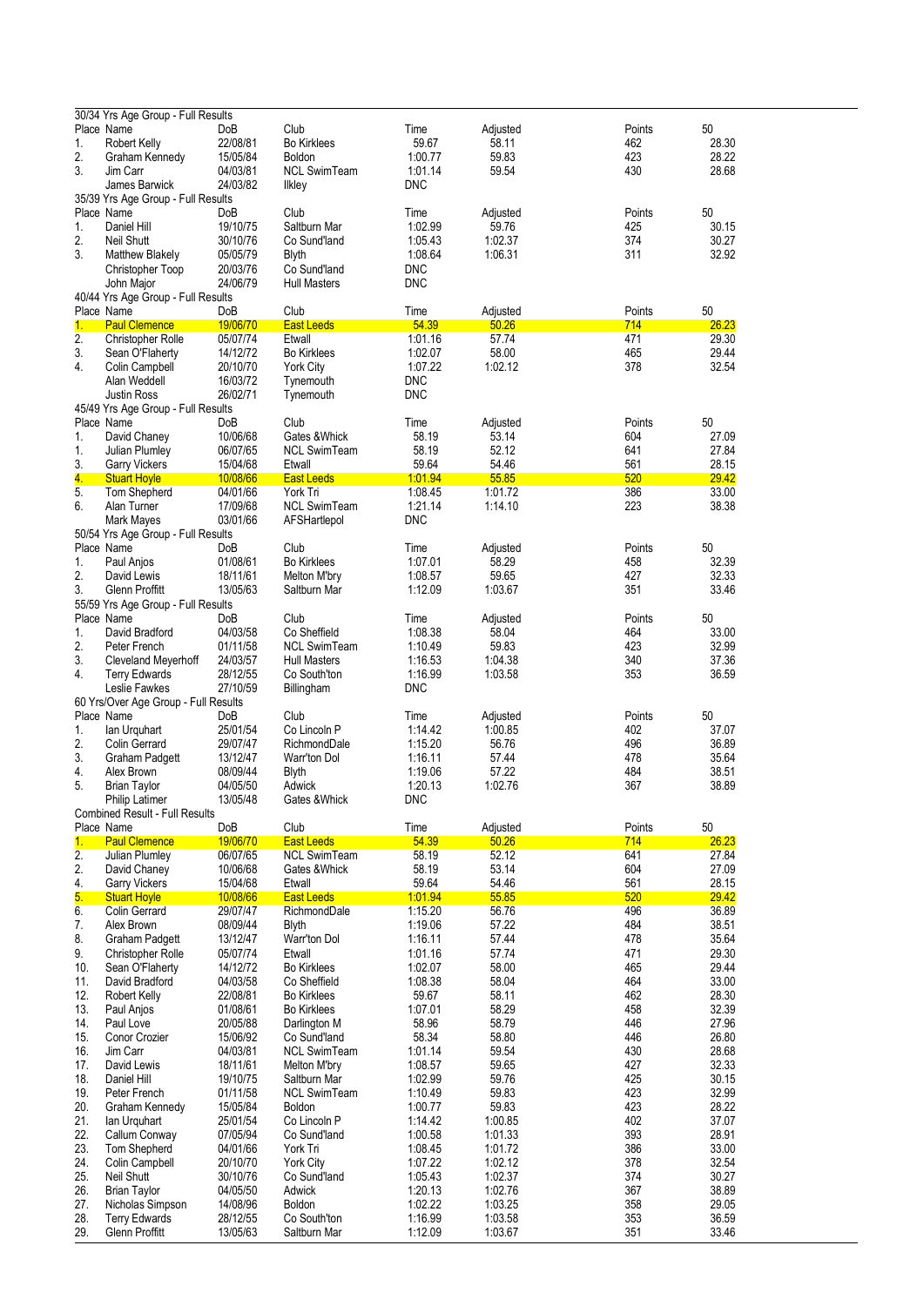30/34 Yrs Age Group - Full Results

| Place | Name | DoB | Club | Time | Adjusted | Points | 50 |
|---|---|---|---|---|---|---|---|
| 1. | Robert Kelly | 22/08/81 | Bo Kirklees | 59.67 | 58.11 | 462 | 28.30 |
| 2. | Graham Kennedy | 15/05/84 | Boldon | 1:00.77 | 59.83 | 423 | 28.22 |
| 3. | Jim Carr | 04/03/81 | NCL SwimTeam | 1:01.14 | 59.54 | 430 | 28.68 |
| | James Barwick | 24/03/82 | Ilkley | DNC | | | |

35/39 Yrs Age Group - Full Results

| Place | Name | DoB | Club | Time | Adjusted | Points | 50 |
|---|---|---|---|---|---|---|---|
| 1. | Daniel Hill | 19/10/75 | Saltburn Mar | 1:02.99 | 59.76 | 425 | 30.15 |
| 2. | Neil Shutt | 30/10/76 | Co Sund'land | 1:05.43 | 1:02.37 | 374 | 30.27 |
| 3. | Matthew Blakely | 05/05/79 | Blyth | 1:08.64 | 1:06.31 | 311 | 32.92 |
| | Christopher Toop | 20/03/76 | Co Sund'land | DNC | | | |
| | John Major | 24/06/79 | Hull Masters | DNC | | | |

40/44 Yrs Age Group - Full Results

| Place | Name | DoB | Club | Time | Adjusted | Points | 50 |
|---|---|---|---|---|---|---|---|
| 1. | Paul Clemence | 19/06/70 | East Leeds | 54.39 | 50.26 | 714 | 26.23 |
| 2. | Christopher Rolle | 05/07/74 | Etwall | 1:01.16 | 57.74 | 471 | 29.30 |
| 3. | Sean O'Flaherty | 14/12/72 | Bo Kirklees | 1:02.07 | 58.00 | 465 | 29.44 |
| 4. | Colin Campbell | 20/10/70 | York City | 1:07.22 | 1:02.12 | 378 | 32.54 |
| | Alan Weddell | 16/03/72 | Tynemouth | DNC | | | |
| | Justin Ross | 26/02/71 | Tynemouth | DNC | | | |

45/49 Yrs Age Group - Full Results

| Place | Name | DoB | Club | Time | Adjusted | Points | 50 |
|---|---|---|---|---|---|---|---|
| 1. | David Chaney | 10/06/68 | Gates &Whick | 58.19 | 53.14 | 604 | 27.09 |
| 1. | Julian Plumley | 06/07/65 | NCL SwimTeam | 58.19 | 52.12 | 641 | 27.84 |
| 3. | Garry Vickers | 15/04/68 | Etwall | 59.64 | 54.46 | 561 | 28.15 |
| 4. | Stuart Hoyle | 10/08/66 | East Leeds | 1:01.94 | 55.85 | 520 | 29.42 |
| 5. | Tom Shepherd | 04/01/66 | York Tri | 1:08.45 | 1:01.72 | 386 | 33.00 |
| 6. | Alan Turner | 17/09/68 | NCL SwimTeam | 1:21.14 | 1:14.10 | 223 | 38.38 |
| | Mark Mayes | 03/01/66 | AFSHartlepol | DNC | | | |

50/54 Yrs Age Group - Full Results

| Place | Name | DoB | Club | Time | Adjusted | Points | 50 |
|---|---|---|---|---|---|---|---|
| 1. | Paul Anjos | 01/08/61 | Bo Kirklees | 1:07.01 | 58.29 | 458 | 32.39 |
| 2. | David Lewis | 18/11/61 | Melton M'bry | 1:08.57 | 59.65 | 427 | 32.33 |
| 3. | Glenn Proffitt | 13/05/63 | Saltburn Mar | 1:12.09 | 1:03.67 | 351 | 33.46 |

55/59 Yrs Age Group - Full Results

| Place | Name | DoB | Club | Time | Adjusted | Points | 50 |
|---|---|---|---|---|---|---|---|
| 1. | David Bradford | 04/03/58 | Co Sheffield | 1:08.38 | 58.04 | 464 | 33.00 |
| 2. | Peter French | 01/11/58 | NCL SwimTeam | 1:10.49 | 59.83 | 423 | 32.99 |
| 3. | Cleveland Meyerhoff | 24/03/57 | Hull Masters | 1:16.53 | 1:04.38 | 340 | 37.36 |
| 4. | Terry Edwards | 28/12/55 | Co South'ton | 1:16.99 | 1:03.58 | 353 | 36.59 |
| | Leslie Fawkes | 27/10/59 | Billingham | DNC | | | |

60 Yrs/Over Age Group - Full Results

| Place | Name | DoB | Club | Time | Adjusted | Points | 50 |
|---|---|---|---|---|---|---|---|
| 1. | Ian Urquhart | 25/01/54 | Co Lincoln P | 1:14.42 | 1:00.85 | 402 | 37.07 |
| 2. | Colin Gerrard | 29/07/47 | RichmondDale | 1:15.20 | 56.76 | 496 | 36.89 |
| 3. | Graham Padgett | 13/12/47 | Warr'ton Dol | 1:16.11 | 57.44 | 478 | 35.64 |
| 4. | Alex Brown | 08/09/44 | Blyth | 1:19.06 | 57.22 | 484 | 38.51 |
| 5. | Brian Taylor | 04/05/50 | Adwick | 1:20.13 | 1:02.76 | 367 | 38.89 |
| | Philip Latimer | 13/05/48 | Gates &Whick | DNC | | | |

Combined Result - Full Results

| Place | Name | DoB | Club | Time | Adjusted | Points | 50 |
|---|---|---|---|---|---|---|---|
| 1. | Paul Clemence | 19/06/70 | East Leeds | 54.39 | 50.26 | 714 | 26.23 |
| 2. | Julian Plumley | 06/07/65 | NCL SwimTeam | 58.19 | 52.12 | 641 | 27.84 |
| 2. | David Chaney | 10/06/68 | Gates &Whick | 58.19 | 53.14 | 604 | 27.09 |
| 4. | Garry Vickers | 15/04/68 | Etwall | 59.64 | 54.46 | 561 | 28.15 |
| 5. | Stuart Hoyle | 10/08/66 | East Leeds | 1:01.94 | 55.85 | 520 | 29.42 |
| 6. | Colin Gerrard | 29/07/47 | RichmondDale | 1:15.20 | 56.76 | 496 | 36.89 |
| 7. | Alex Brown | 08/09/44 | Blyth | 1:19.06 | 57.22 | 484 | 38.51 |
| 8. | Graham Padgett | 13/12/47 | Warr'ton Dol | 1:16.11 | 57.44 | 478 | 35.64 |
| 9. | Christopher Rolle | 05/07/74 | Etwall | 1:01.16 | 57.74 | 471 | 29.30 |
| 10. | Sean O'Flaherty | 14/12/72 | Bo Kirklees | 1:02.07 | 58.00 | 465 | 29.44 |
| 11. | David Bradford | 04/03/58 | Co Sheffield | 1:08.38 | 58.04 | 464 | 33.00 |
| 12. | Robert Kelly | 22/08/81 | Bo Kirklees | 59.67 | 58.11 | 462 | 28.30 |
| 13. | Paul Anjos | 01/08/61 | Bo Kirklees | 1:07.01 | 58.29 | 458 | 32.39 |
| 14. | Paul Love | 20/05/88 | Darlington M | 58.96 | 58.79 | 446 | 27.96 |
| 15. | Conor Crozier | 15/06/92 | Co Sund'land | 58.34 | 58.80 | 446 | 26.80 |
| 16. | Jim Carr | 04/03/81 | NCL SwimTeam | 1:01.14 | 59.54 | 430 | 28.68 |
| 17. | David Lewis | 18/11/61 | Melton M'bry | 1:08.57 | 59.65 | 427 | 32.33 |
| 18. | Daniel Hill | 19/10/75 | Saltburn Mar | 1:02.99 | 59.76 | 425 | 30.15 |
| 19. | Peter French | 01/11/58 | NCL SwimTeam | 1:10.49 | 59.83 | 423 | 32.99 |
| 20. | Graham Kennedy | 15/05/84 | Boldon | 1:00.77 | 59.83 | 423 | 28.22 |
| 21. | Ian Urquhart | 25/01/54 | Co Lincoln P | 1:14.42 | 1:00.85 | 402 | 37.07 |
| 22. | Callum Conway | 07/05/94 | Co Sund'land | 1:00.58 | 1:01.33 | 393 | 28.91 |
| 23. | Tom Shepherd | 04/01/66 | York Tri | 1:08.45 | 1:01.72 | 386 | 33.00 |
| 24. | Colin Campbell | 20/10/70 | York City | 1:07.22 | 1:02.12 | 378 | 32.54 |
| 25. | Neil Shutt | 30/10/76 | Co Sund'land | 1:05.43 | 1:02.37 | 374 | 30.27 |
| 26. | Brian Taylor | 04/05/50 | Adwick | 1:20.13 | 1:02.76 | 367 | 38.89 |
| 27. | Nicholas Simpson | 14/08/96 | Boldon | 1:02.22 | 1:03.25 | 358 | 29.05 |
| 28. | Terry Edwards | 28/12/55 | Co South'ton | 1:16.99 | 1:03.58 | 353 | 36.59 |
| 29. | Glenn Proffitt | 13/05/63 | Saltburn Mar | 1:12.09 | 1:03.67 | 351 | 33.46 |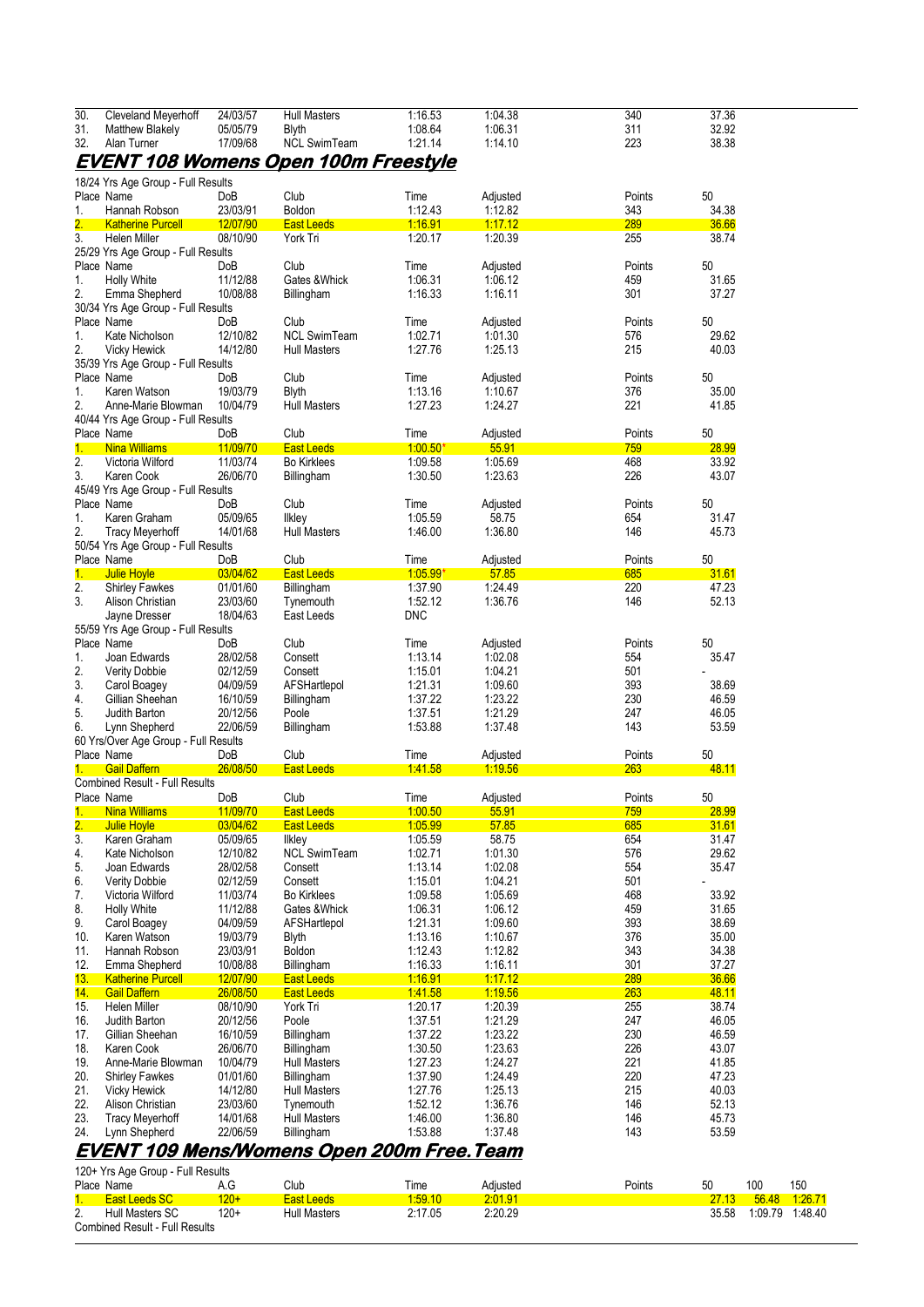| 30. | Cleveland Meyerhoff | 24/03/57 | Hull Masters | 1:16.53 | 1:04.38 | 340 | 37.36 |
|---|---|---|---|---|---|---|---|
| 31. | Matthew Blakely | 05/05/79 | Blyth | 1:08.64 | 1:06.31 | 311 | 32.92 |
| 32. | Alan Turner | 17/09/68 | NCL SwimTeam | 1:21.14 | 1:14.10 | 223 | 38.38 |

## EVENT 108 Womens Open 100m Freestyle

18/24 Yrs Age Group - Full Results

| Place | Name | DoB | Club | Time | Adjusted | Points | 50 |
|---|---|---|---|---|---|---|---|
| 1. | Hannah Robson | 23/03/91 | Boldon | 1:12.43 | 1:12.82 | 343 | 34.38 |
| 2. | Katherine Purcell | 12/07/90 | East Leeds | 1:16.91 | 1:17.12 | 289 | 36.66 |
| 3. | Helen Miller | 08/10/90 | York Tri | 1:20.17 | 1:20.39 | 255 | 38.74 |

25/29 Yrs Age Group - Full Results

| Place | Name | DoB | Club | Time | Adjusted | Points | 50 |
|---|---|---|---|---|---|---|---|
| 1. | Holly White | 11/12/88 | Gates &Whick | 1:06.31 | 1:06.12 | 459 | 31.65 |
| 2. | Emma Shepherd | 10/08/88 | Billingham | 1:16.33 | 1:16.11 | 301 | 37.27 |

30/34 Yrs Age Group - Full Results

| Place | Name | DoB | Club | Time | Adjusted | Points | 50 |
|---|---|---|---|---|---|---|---|
| 1. | Kate Nicholson | 12/10/82 | NCL SwimTeam | 1:02.71 | 1:01.30 | 576 | 29.62 |
| 2. | Vicky Hewick | 14/12/80 | Hull Masters | 1:27.76 | 1:25.13 | 215 | 40.03 |

35/39 Yrs Age Group - Full Results

| Place | Name | DoB | Club | Time | Adjusted | Points | 50 |
|---|---|---|---|---|---|---|---|
| 1. | Karen Watson | 19/03/79 | Blyth | 1:13.16 | 1:10.67 | 376 | 35.00 |
| 2. | Anne-Marie Blowman | 10/04/79 | Hull Masters | 1:27.23 | 1:24.27 | 221 | 41.85 |

40/44 Yrs Age Group - Full Results

| Place | Name | DoB | Club | Time | Adjusted | Points | 50 |
|---|---|---|---|---|---|---|---|
| 1. | Nina Williams | 11/09/70 | East Leeds | 1:00.50* | 55.91 | 759 | 28.99 |
| 2. | Victoria Wilford | 11/03/74 | Bo Kirklees | 1:09.58 | 1:05.69 | 468 | 33.92 |
| 3. | Karen Cook | 26/06/70 | Billingham | 1:30.50 | 1:23.63 | 226 | 43.07 |

45/49 Yrs Age Group - Full Results

| Place | Name | DoB | Club | Time | Adjusted | Points | 50 |
|---|---|---|---|---|---|---|---|
| 1. | Karen Graham | 05/09/65 | Ilkley | 1:05.59 | 58.75 | 654 | 31.47 |
| 2. | Tracy Meyerhoff | 14/01/68 | Hull Masters | 1:46.00 | 1:36.80 | 146 | 45.73 |

50/54 Yrs Age Group - Full Results

| Place | Name | DoB | Club | Time | Adjusted | Points | 50 |
|---|---|---|---|---|---|---|---|
| 1. | Julie Hoyle | 03/04/62 | East Leeds | 1:05.99* | 57.85 | 685 | 31.61 |
| 2. | Shirley Fawkes | 01/01/60 | Billingham | 1:37.90 | 1:24.49 | 220 | 47.23 |
| 3. | Alison Christian | 23/03/60 | Tynemouth | 1:52.12 | 1:36.76 | 146 | 52.13 |
| | Jayne Dresser | 18/04/63 | East Leeds | DNC | | | |

55/59 Yrs Age Group - Full Results

| Place | Name | DoB | Club | Time | Adjusted | Points | 50 |
|---|---|---|---|---|---|---|---|
| 1. | Joan Edwards | 28/02/58 | Consett | 1:13.14 | 1:02.08 | 554 | 35.47 |
| 2. | Verity Dobbie | 02/12/59 | Consett | 1:15.01 | 1:04.21 | 501 | - |
| 3. | Carol Boagey | 04/09/59 | AFSHartlepol | 1:21.31 | 1:09.60 | 393 | 38.69 |
| 4. | Gillian Sheehan | 16/10/59 | Billingham | 1:37.22 | 1:23.22 | 230 | 46.59 |
| 5. | Judith Barton | 20/12/56 | Poole | 1:37.51 | 1:21.29 | 247 | 46.05 |
| 6. | Lynn Shepherd | 22/06/59 | Billingham | 1:53.88 | 1:37.48 | 143 | 53.59 |

60 Yrs/Over Age Group - Full Results

| Place | Name | DoB | Club | Time | Adjusted | Points | 50 |
|---|---|---|---|---|---|---|---|
| 1. | Gail Daffern | 26/08/50 | East Leeds | 1:41.58 | 1:19.56 | 263 | 48.11 |

Combined Result - Full Results

| Place | Name | DoB | Club | Time | Adjusted | Points | 50 |
|---|---|---|---|---|---|---|---|
| 1. | Nina Williams | 11/09/70 | East Leeds | 1:00.50 | 55.91 | 759 | 28.99 |
| 2. | Julie Hoyle | 03/04/62 | East Leeds | 1:05.99 | 57.85 | 685 | 31.61 |
| 3. | Karen Graham | 05/09/65 | Ilkley | 1:05.59 | 58.75 | 654 | 31.47 |
| 4. | Kate Nicholson | 12/10/82 | NCL SwimTeam | 1:02.71 | 1:01.30 | 576 | 29.62 |
| 5. | Joan Edwards | 28/02/58 | Consett | 1:13.14 | 1:02.08 | 554 | 35.47 |
| 6. | Verity Dobbie | 02/12/59 | Consett | 1:15.01 | 1:04.21 | 501 | - |
| 7. | Victoria Wilford | 11/03/74 | Bo Kirklees | 1:09.58 | 1:05.69 | 468 | 33.92 |
| 8. | Holly White | 11/12/88 | Gates &Whick | 1:06.31 | 1:06.12 | 459 | 31.65 |
| 9. | Carol Boagey | 04/09/59 | AFSHartlepol | 1:21.31 | 1:09.60 | 393 | 38.69 |
| 10. | Karen Watson | 19/03/79 | Blyth | 1:13.16 | 1:10.67 | 376 | 35.00 |
| 11. | Hannah Robson | 23/03/91 | Boldon | 1:12.43 | 1:12.82 | 343 | 34.38 |
| 12. | Emma Shepherd | 10/08/88 | Billingham | 1:16.33 | 1:16.11 | 301 | 37.27 |
| 13. | Katherine Purcell | 12/07/90 | East Leeds | 1:16.91 | 1:17.12 | 289 | 36.66 |
| 14. | Gail Daffern | 26/08/50 | East Leeds | 1:41.58 | 1:19.56 | 263 | 48.11 |
| 15. | Helen Miller | 08/10/90 | York Tri | 1:20.17 | 1:20.39 | 255 | 38.74 |
| 16. | Judith Barton | 20/12/56 | Poole | 1:37.51 | 1:21.29 | 247 | 46.05 |
| 17. | Gillian Sheehan | 16/10/59 | Billingham | 1:37.22 | 1:23.22 | 230 | 46.59 |
| 18. | Karen Cook | 26/06/70 | Billingham | 1:30.50 | 1:23.63 | 226 | 43.07 |
| 19. | Anne-Marie Blowman | 10/04/79 | Hull Masters | 1:27.23 | 1:24.27 | 221 | 41.85 |
| 20. | Shirley Fawkes | 01/01/60 | Billingham | 1:37.90 | 1:24.49 | 220 | 47.23 |
| 21. | Vicky Hewick | 14/12/80 | Hull Masters | 1:27.76 | 1:25.13 | 215 | 40.03 |
| 22. | Alison Christian | 23/03/60 | Tynemouth | 1:52.12 | 1:36.76 | 146 | 52.13 |
| 23. | Tracy Meyerhoff | 14/01/68 | Hull Masters | 1:46.00 | 1:36.80 | 146 | 45.73 |
| 24. | Lynn Shepherd | 22/06/59 | Billingham | 1:53.88 | 1:37.48 | 143 | 53.59 |

## EVENT 109 Mens/Womens Open 200m Free.Team

120+ Yrs Age Group - Full Results

| Place | Name | A.G | Club | Time | Adjusted | Points | 50 | 100 | 150 |
|---|---|---|---|---|---|---|---|---|---|
| 1. | East Leeds SC | 120+ | East Leeds | 1:59.10 | 2:01.91 | | 27.13 | 56.48 | 1:26.71 |
| 2. | Hull Masters SC | 120+ | Hull Masters | 2:17.05 | 2:20.29 | | 35.58 | 1:09.79 | 1:48.40 |

Combined Result - Full Results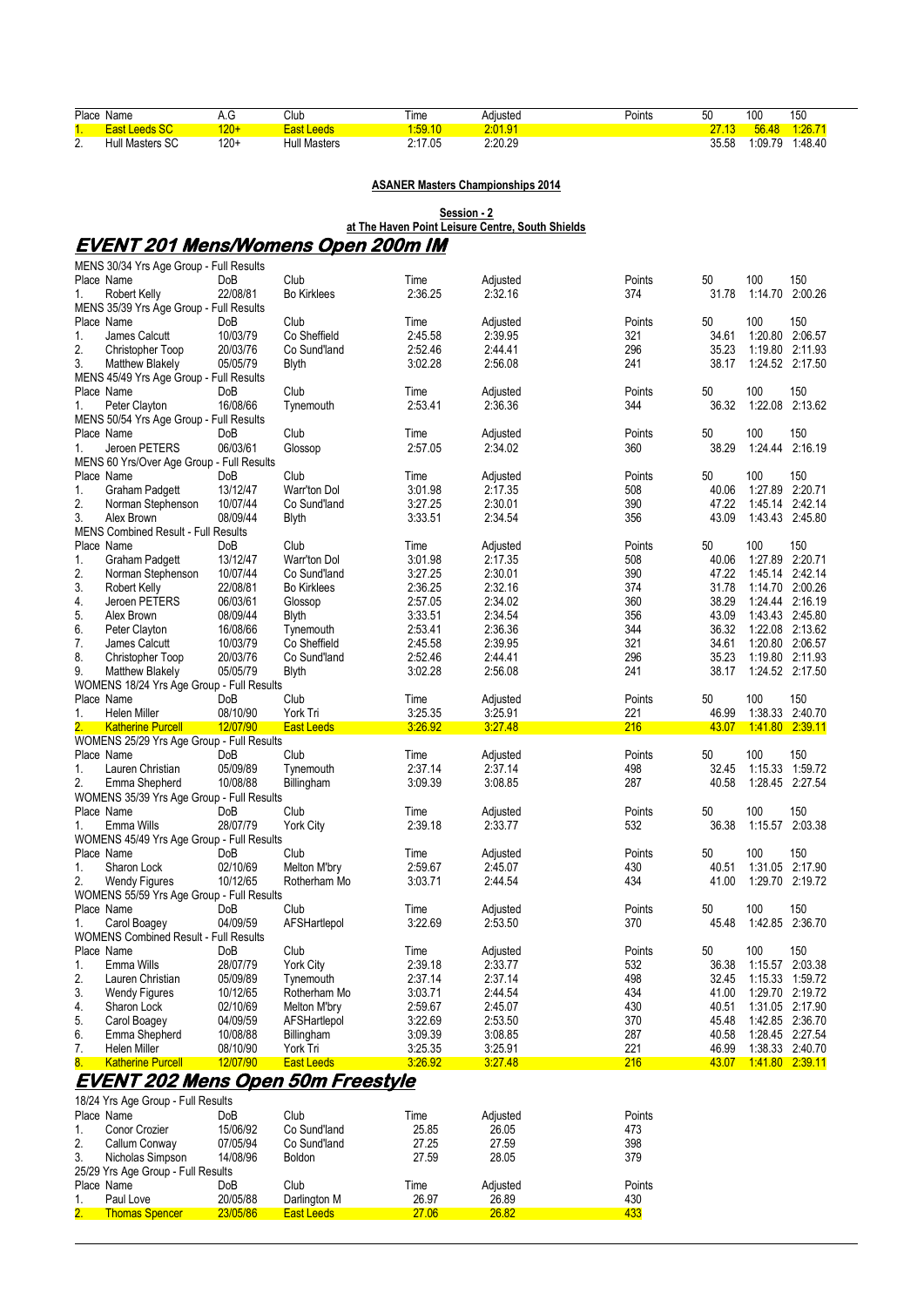| Place | Name | A.G | Club | Time | Adjusted | Points | 50 | 100 | 150 |
|---|---|---|---|---|---|---|---|---|---|
| 1. | East Leeds SC | 120+ | East Leeds | 1:59.10 | 2:01.91 | | 27.13 | 56.48 | 1:26.71 |
| 2. | Hull Masters SC | 120+ | Hull Masters | 2:17.05 | 2:20.29 | | 35.58 | 1:09.79 | 1:48.40 |

**ASANER Masters Championships 2014**

**Session - 2**
**at The Haven Point Leisure Centre, South Shields**

## EVENT 201 Mens/Womens Open 200m IM

MENS 30/34 Yrs Age Group - Full Results

| Place | Name | DoB | Club | Time | Adjusted | Points | 50 | 100 | 150 |
|---|---|---|---|---|---|---|---|---|---|
| 1. | Robert Kelly | 22/08/81 | Bo Kirklees | 2:36.25 | 2:32.16 | 374 | 31.78 | 1:14.70 | 2:00.26 |

MENS 35/39 Yrs Age Group - Full Results

| Place | Name | DoB | Club | Time | Adjusted | Points | 50 | 100 | 150 |
|---|---|---|---|---|---|---|---|---|---|
| 1. | James Calcutt | 10/03/79 | Co Sheffield | 2:45.58 | 2:39.95 | 321 | 34.61 | 1:20.80 | 2:06.57 |
| 2. | Christopher Toop | 20/03/76 | Co Sund'land | 2:52.46 | 2:44.41 | 296 | 35.23 | 1:19.80 | 2:11.93 |
| 3. | Matthew Blakely | 05/05/79 | Blyth | 3:02.28 | 2:56.08 | 241 | 38.17 | 1:24.52 | 2:17.50 |

MENS 45/49 Yrs Age Group - Full Results

| Place | Name | DoB | Club | Time | Adjusted | Points | 50 | 100 | 150 |
|---|---|---|---|---|---|---|---|---|---|
| 1. | Peter Clayton | 16/08/66 | Tynemouth | 2:53.41 | 2:36.36 | 344 | 36.32 | 1:22.08 | 2:13.62 |

MENS 50/54 Yrs Age Group - Full Results

| Place | Name | DoB | Club | Time | Adjusted | Points | 50 | 100 | 150 |
|---|---|---|---|---|---|---|---|---|---|
| 1. | Jeroen PETERS | 06/03/61 | Glossop | 2:57.05 | 2:34.02 | 360 | 38.29 | 1:24.44 | 2:16.19 |

MENS 60 Yrs/Over Age Group - Full Results

| Place | Name | DoB | Club | Time | Adjusted | Points | 50 | 100 | 150 |
|---|---|---|---|---|---|---|---|---|---|
| 1. | Graham Padgett | 13/12/47 | Warr'ton Dol | 3:01.98 | 2:17.35 | 508 | 40.06 | 1:27.89 | 2:20.71 |
| 2. | Norman Stephenson | 10/07/44 | Co Sund'land | 3:27.25 | 2:30.01 | 390 | 47.22 | 1:45.14 | 2:42.14 |
| 3. | Alex Brown | 08/09/44 | Blyth | 3:33.51 | 2:34.54 | 356 | 43.09 | 1:43.43 | 2:45.80 |

MENS Combined Result - Full Results

| Place | Name | DoB | Club | Time | Adjusted | Points | 50 | 100 | 150 |
|---|---|---|---|---|---|---|---|---|---|
| 1. | Graham Padgett | 13/12/47 | Warr'ton Dol | 3:01.98 | 2:17.35 | 508 | 40.06 | 1:27.89 | 2:20.71 |
| 2. | Norman Stephenson | 10/07/44 | Co Sund'land | 3:27.25 | 2:30.01 | 390 | 47.22 | 1:45.14 | 2:42.14 |
| 3. | Robert Kelly | 22/08/81 | Bo Kirklees | 2:36.25 | 2:32.16 | 374 | 31.78 | 1:14.70 | 2:00.26 |
| 4. | Jeroen PETERS | 06/03/61 | Glossop | 2:57.05 | 2:34.02 | 360 | 38.29 | 1:24.44 | 2:16.19 |
| 5. | Alex Brown | 08/09/44 | Blyth | 3:33.51 | 2:34.54 | 356 | 43.09 | 1:43.43 | 2:45.80 |
| 6. | Peter Clayton | 16/08/66 | Tynemouth | 2:53.41 | 2:36.36 | 344 | 36.32 | 1:22.08 | 2:13.62 |
| 7. | James Calcutt | 10/03/79 | Co Sheffield | 2:45.58 | 2:39.95 | 321 | 34.61 | 1:20.80 | 2:06.57 |
| 8. | Christopher Toop | 20/03/76 | Co Sund'land | 2:52.46 | 2:44.41 | 296 | 35.23 | 1:19.80 | 2:11.93 |
| 9. | Matthew Blakely | 05/05/79 | Blyth | 3:02.28 | 2:56.08 | 241 | 38.17 | 1:24.52 | 2:17.50 |

WOMENS 18/24 Yrs Age Group - Full Results

| Place | Name | DoB | Club | Time | Adjusted | Points | 50 | 100 | 150 |
|---|---|---|---|---|---|---|---|---|---|
| 1. | Helen Miller | 08/10/90 | York Tri | 3:25.35 | 3:25.91 | 221 | 46.99 | 1:38.33 | 2:40.70 |
| 2. | Katherine Purcell | 12/07/90 | East Leeds | 3:26.92 | 3:27.48 | 216 | 43.07 | 1:41.80 | 2:39.11 |

WOMENS 25/29 Yrs Age Group - Full Results

| Place | Name | DoB | Club | Time | Adjusted | Points | 50 | 100 | 150 |
|---|---|---|---|---|---|---|---|---|---|
| 1. | Lauren Christian | 05/09/89 | Tynemouth | 2:37.14 | 2:37.14 | 498 | 32.45 | 1:15.33 | 1:59.72 |
| 2. | Emma Shepherd | 10/08/88 | Billingham | 3:09.39 | 3:08.85 | 287 | 40.58 | 1:28.45 | 2:27.54 |

WOMENS 35/39 Yrs Age Group - Full Results

| Place | Name | DoB | Club | Time | Adjusted | Points | 50 | 100 | 150 |
|---|---|---|---|---|---|---|---|---|---|
| 1. | Emma Wills | 28/07/79 | York City | 2:39.18 | 2:33.77 | 532 | 36.38 | 1:15.57 | 2:03.38 |

WOMENS 45/49 Yrs Age Group - Full Results

| Place | Name | DoB | Club | Time | Adjusted | Points | 50 | 100 | 150 |
|---|---|---|---|---|---|---|---|---|---|
| 1. | Sharon Lock | 02/10/69 | Melton M'bry | 2:59.67 | 2:45.07 | 430 | 40.51 | 1:31.05 | 2:17.90 |
| 2. | Wendy Figures | 10/12/65 | Rotherham Mo | 3:03.71 | 2:44.54 | 434 | 41.00 | 1:29.70 | 2:19.72 |

WOMENS 55/59 Yrs Age Group - Full Results

| Place | Name | DoB | Club | Time | Adjusted | Points | 50 | 100 | 150 |
|---|---|---|---|---|---|---|---|---|---|
| 1. | Carol Boagey | 04/09/59 | AFSHartlepol | 3:22.69 | 2:53.50 | 370 | 45.48 | 1:42.85 | 2:36.70 |

WOMENS Combined Result - Full Results

| Place | Name | DoB | Club | Time | Adjusted | Points | 50 | 100 | 150 |
|---|---|---|---|---|---|---|---|---|---|
| 1. | Emma Wills | 28/07/79 | York City | 2:39.18 | 2:33.77 | 532 | 36.38 | 1:15.57 | 2:03.38 |
| 2. | Lauren Christian | 05/09/89 | Tynemouth | 2:37.14 | 2:37.14 | 498 | 32.45 | 1:15.33 | 1:59.72 |
| 3. | Wendy Figures | 10/12/65 | Rotherham Mo | 3:03.71 | 2:44.54 | 434 | 41.00 | 1:29.70 | 2:19.72 |
| 4. | Sharon Lock | 02/10/69 | Melton M'bry | 2:59.67 | 2:45.07 | 430 | 40.51 | 1:31.05 | 2:17.90 |
| 5. | Carol Boagey | 04/09/59 | AFSHartlepol | 3:22.69 | 2:53.50 | 370 | 45.48 | 1:42.85 | 2:36.70 |
| 6. | Emma Shepherd | 10/08/88 | Billingham | 3:09.39 | 3:08.85 | 287 | 40.58 | 1:28.45 | 2:27.54 |
| 7. | Helen Miller | 08/10/90 | York Tri | 3:25.35 | 3:25.91 | 221 | 46.99 | 1:38.33 | 2:40.70 |
| 8. | Katherine Purcell | 12/07/90 | East Leeds | 3:26.92 | 3:27.48 | 216 | 43.07 | 1:41.80 | 2:39.11 |

## EVENT 202 Mens Open 50m Freestyle

18/24 Yrs Age Group - Full Results

| Place | Name | DoB | Club | Time | Adjusted | Points |
|---|---|---|---|---|---|---|
| 1. | Conor Crozier | 15/06/92 | Co Sund'land | 25.85 | 26.05 | 473 |
| 2. | Callum Conway | 07/05/94 | Co Sund'land | 27.25 | 27.59 | 398 |
| 3. | Nicholas Simpson | 14/08/96 | Boldon | 27.59 | 28.05 | 379 |

25/29 Yrs Age Group - Full Results

| Place | Name | DoB | Club | Time | Adjusted | Points |
|---|---|---|---|---|---|---|
| 1. | Paul Love | 20/05/88 | Darlington M | 26.97 | 26.89 | 430 |
| 2. | Thomas Spencer | 23/05/86 | East Leeds | 27.06 | 26.82 | 433 |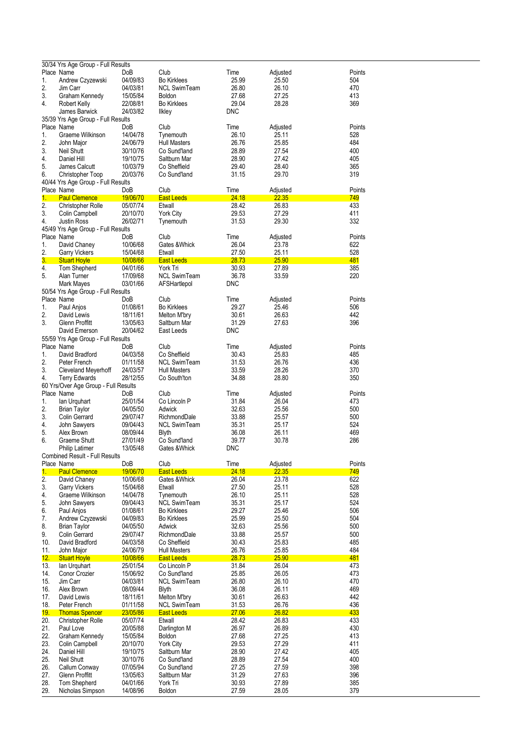### 30/34 Yrs Age Group - Full Results

| Place | Name | DoB | Club | Time | Adjusted | Points |
|---|---|---|---|---|---|---|
| 1. | Andrew Czyzewski | 04/09/83 | Bo Kirklees | 25.99 | 25.50 | 504 |
| 2. | Jim Carr | 04/03/81 | NCL SwimTeam | 26.80 | 26.10 | 470 |
| 3. | Graham Kennedy | 15/05/84 | Boldon | 27.68 | 27.25 | 413 |
| 4. | Robert Kelly | 22/08/81 | Bo Kirklees | 29.04 | 28.28 | 369 |
| | James Barwick | 24/03/82 | Ilkley | DNC | | |

### 35/39 Yrs Age Group - Full Results

| Place | Name | DoB | Club | Time | Adjusted | Points |
|---|---|---|---|---|---|---|
| 1. | Graeme Wilkinson | 14/04/78 | Tynemouth | 26.10 | 25.11 | 528 |
| 2. | John Major | 24/06/79 | Hull Masters | 26.76 | 25.85 | 484 |
| 3. | Neil Shutt | 30/10/76 | Co Sund'land | 28.89 | 27.54 | 400 |
| 4. | Daniel Hill | 19/10/75 | Saltburn Mar | 28.90 | 27.42 | 405 |
| 5. | James Calcutt | 10/03/79 | Co Sheffield | 29.40 | 28.40 | 365 |
| 6. | Christopher Toop | 20/03/76 | Co Sund'land | 31.15 | 29.70 | 319 |

### 40/44 Yrs Age Group - Full Results

| Place | Name | DoB | Club | Time | Adjusted | Points |
|---|---|---|---|---|---|---|
| 1. | Paul Clemence | 19/06/70 | East Leeds | 24.18 | 22.35 | 749 |
| 2. | Christopher Rolle | 05/07/74 | Etwall | 28.42 | 26.83 | 433 |
| 3. | Colin Campbell | 20/10/70 | York City | 29.53 | 27.29 | 411 |
| 4. | Justin Ross | 26/02/71 | Tynemouth | 31.53 | 29.30 | 332 |

### 45/49 Yrs Age Group - Full Results

| Place | Name | DoB | Club | Time | Adjusted | Points |
|---|---|---|---|---|---|---|
| 1. | David Chaney | 10/06/68 | Gates &Whick | 26.04 | 23.78 | 622 |
| 2. | Garry Vickers | 15/04/68 | Etwall | 27.50 | 25.11 | 528 |
| 3. | Stuart Hoyle | 10/08/66 | East Leeds | 28.73 | 25.90 | 481 |
| 4. | Tom Shepherd | 04/01/66 | York Tri | 30.93 | 27.89 | 385 |
| 5. | Alan Turner | 17/09/68 | NCL SwimTeam | 36.78 | 33.59 | 220 |
| | Mark Mayes | 03/01/66 | AFSHartlepol | DNC | | |

### 50/54 Yrs Age Group - Full Results

| Place | Name | DoB | Club | Time | Adjusted | Points |
|---|---|---|---|---|---|---|
| 1. | Paul Anjos | 01/08/61 | Bo Kirklees | 29.27 | 25.46 | 506 |
| 2. | David Lewis | 18/11/61 | Melton M'bry | 30.61 | 26.63 | 442 |
| 3. | Glenn Proffitt | 13/05/63 | Saltburn Mar | 31.29 | 27.63 | 396 |
| | David Emerson | 20/04/62 | East Leeds | DNC | | |

### 55/59 Yrs Age Group - Full Results

| Place | Name | DoB | Club | Time | Adjusted | Points |
|---|---|---|---|---|---|---|
| 1. | David Bradford | 04/03/58 | Co Sheffield | 30.43 | 25.83 | 485 |
| 2. | Peter French | 01/11/58 | NCL SwimTeam | 31.53 | 26.76 | 436 |
| 3. | Cleveland Meyerhoff | 24/03/57 | Hull Masters | 33.59 | 28.26 | 370 |
| 4. | Terry Edwards | 28/12/55 | Co South'ton | 34.88 | 28.80 | 350 |

### 60 Yrs/Over Age Group - Full Results

| Place | Name | DoB | Club | Time | Adjusted | Points |
|---|---|---|---|---|---|---|
| 1. | Ian Urquhart | 25/01/54 | Co Lincoln P | 31.84 | 26.04 | 473 |
| 2. | Brian Taylor | 04/05/50 | Adwick | 32.63 | 25.56 | 500 |
| 3. | Colin Gerrard | 29/07/47 | RichmondDale | 33.88 | 25.57 | 500 |
| 4. | John Sawyers | 09/04/43 | NCL SwimTeam | 35.31 | 25.17 | 524 |
| 5. | Alex Brown | 08/09/44 | Blyth | 36.08 | 26.11 | 469 |
| 6. | Graeme Shutt | 27/01/49 | Co Sund'land | 39.77 | 30.78 | 286 |
| | Philip Latimer | 13/05/48 | Gates &Whick | DNC | | |

### Combined Result - Full Results

| Place | Name | DoB | Club | Time | Adjusted | Points |
|---|---|---|---|---|---|---|
| 1. | Paul Clemence | 19/06/70 | East Leeds | 24.18 | 22.35 | 749 |
| 2. | David Chaney | 10/06/68 | Gates &Whick | 26.04 | 23.78 | 622 |
| 3. | Garry Vickers | 15/04/68 | Etwall | 27.50 | 25.11 | 528 |
| 4. | Graeme Wilkinson | 14/04/78 | Tynemouth | 26.10 | 25.11 | 528 |
| 5. | John Sawyers | 09/04/43 | NCL SwimTeam | 35.31 | 25.17 | 524 |
| 6. | Paul Anjos | 01/08/61 | Bo Kirklees | 29.27 | 25.46 | 506 |
| 7. | Andrew Czyzewski | 04/09/83 | Bo Kirklees | 25.99 | 25.50 | 504 |
| 8. | Brian Taylor | 04/05/50 | Adwick | 32.63 | 25.56 | 500 |
| 9. | Colin Gerrard | 29/07/47 | RichmondDale | 33.88 | 25.57 | 500 |
| 10. | David Bradford | 04/03/58 | Co Sheffield | 30.43 | 25.83 | 485 |
| 11. | John Major | 24/06/79 | Hull Masters | 26.76 | 25.85 | 484 |
| 12. | Stuart Hoyle | 10/08/66 | East Leeds | 28.73 | 25.90 | 481 |
| 13. | Ian Urquhart | 25/01/54 | Co Lincoln P | 31.84 | 26.04 | 473 |
| 14. | Conor Crozier | 15/06/92 | Co Sund'land | 25.85 | 26.05 | 473 |
| 15. | Jim Carr | 04/03/81 | NCL SwimTeam | 26.80 | 26.10 | 470 |
| 16. | Alex Brown | 08/09/44 | Blyth | 36.08 | 26.11 | 469 |
| 17. | David Lewis | 18/11/61 | Melton M'bry | 30.61 | 26.63 | 442 |
| 18. | Peter French | 01/11/58 | NCL SwimTeam | 31.53 | 26.76 | 436 |
| 19. | Thomas Spencer | 23/05/86 | East Leeds | 27.06 | 26.82 | 433 |
| 20. | Christopher Rolle | 05/07/74 | Etwall | 28.42 | 26.83 | 433 |
| 21. | Paul Love | 20/05/88 | Darlington M | 26.97 | 26.89 | 430 |
| 22. | Graham Kennedy | 15/05/84 | Boldon | 27.68 | 27.25 | 413 |
| 23. | Colin Campbell | 20/10/70 | York City | 29.53 | 27.29 | 411 |
| 24. | Daniel Hill | 19/10/75 | Saltburn Mar | 28.90 | 27.42 | 405 |
| 25. | Neil Shutt | 30/10/76 | Co Sund'land | 28.89 | 27.54 | 400 |
| 26. | Callum Conway | 07/05/94 | Co Sund'land | 27.25 | 27.59 | 398 |
| 27. | Glenn Proffitt | 13/05/63 | Saltburn Mar | 31.29 | 27.63 | 396 |
| 28. | Tom Shepherd | 04/01/66 | York Tri | 30.93 | 27.89 | 385 |
| 29. | Nicholas Simpson | 14/08/96 | Boldon | 27.59 | 28.05 | 379 |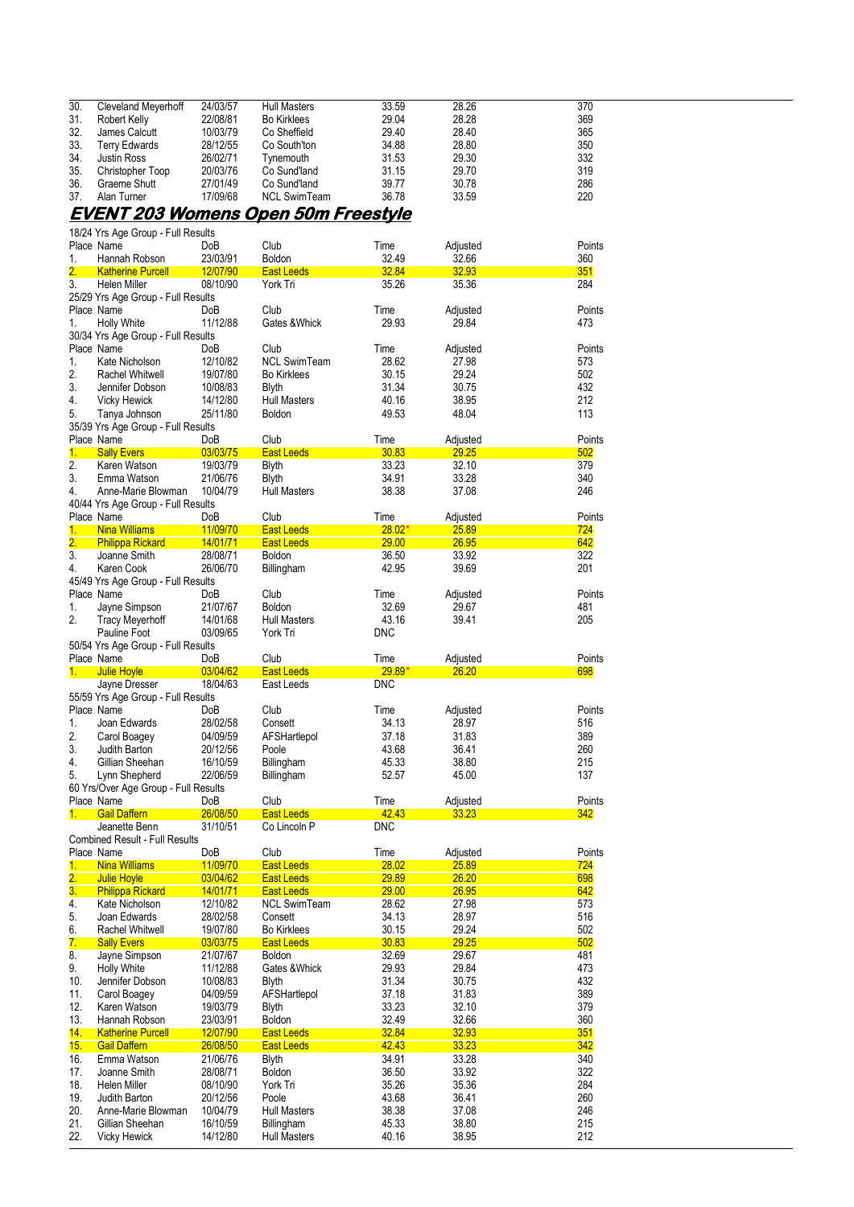| | | | | | | |
|---|---|---|---|---|---|---|
| 30. | Cleveland Meyerhoff | 24/03/57 | Hull Masters | 33.59 | 28.26 | 370 |
| 31. | Robert Kelly | 22/08/81 | Bo Kirklees | 29.04 | 28.28 | 369 |
| 32. | James Calcutt | 10/03/79 | Co Sheffield | 29.40 | 28.40 | 365 |
| 33. | Terry Edwards | 28/12/55 | Co South'ton | 34.88 | 28.80 | 350 |
| 34. | Justin Ross | 26/02/71 | Tynemouth | 31.53 | 29.30 | 332 |
| 35. | Christopher Toop | 20/03/76 | Co Sund'land | 31.15 | 29.70 | 319 |
| 36. | Graeme Shutt | 27/01/49 | Co Sund'land | 39.77 | 30.78 | 286 |
| 37. | Alan Turner | 17/09/68 | NCL SwimTeam | 36.78 | 33.59 | 220 |

## EVENT 203 Womens Open 50m Freestyle

18/24 Yrs Age Group - Full Results

| Place | Name | DoB | Club | Time | Adjusted | Points |
|---|---|---|---|---|---|---|
| 1. | Hannah Robson | 23/03/91 | Boldon | 32.49 | 32.66 | 360 |
| 2. | Katherine Purcell | 12/07/90 | East Leeds | 32.84 | 32.93 | 351 |
| 3. | Helen Miller | 08/10/90 | York Tri | 35.26 | 35.36 | 284 |

25/29 Yrs Age Group - Full Results

| Place | Name | DoB | Club | Time | Adjusted | Points |
|---|---|---|---|---|---|---|
| 1. | Holly White | 11/12/88 | Gates &Whick | 29.93 | 29.84 | 473 |

30/34 Yrs Age Group - Full Results

| Place | Name | DoB | Club | Time | Adjusted | Points |
|---|---|---|---|---|---|---|
| 1. | Kate Nicholson | 12/10/82 | NCL SwimTeam | 28.62 | 27.98 | 573 |
| 2. | Rachel Whitwell | 19/07/80 | Bo Kirklees | 30.15 | 29.24 | 502 |
| 3. | Jennifer Dobson | 10/08/83 | Blyth | 31.34 | 30.75 | 432 |
| 4. | Vicky Hewick | 14/12/80 | Hull Masters | 40.16 | 38.95 | 212 |
| 5. | Tanya Johnson | 25/11/80 | Boldon | 49.53 | 48.04 | 113 |

35/39 Yrs Age Group - Full Results

| Place | Name | DoB | Club | Time | Adjusted | Points |
|---|---|---|---|---|---|---|
| 1. | Sally Evers | 03/03/75 | East Leeds | 30.83 | 29.25 | 502 |
| 2. | Karen Watson | 19/03/79 | Blyth | 33.23 | 32.10 | 379 |
| 3. | Emma Watson | 21/06/76 | Blyth | 34.91 | 33.28 | 340 |
| 4. | Anne-Marie Blowman | 10/04/79 | Hull Masters | 38.38 | 37.08 | 246 |

40/44 Yrs Age Group - Full Results

| Place | Name | DoB | Club | Time | Adjusted | Points |
|---|---|---|---|---|---|---|
| 1. | Nina Williams | 11/09/70 | East Leeds | 28.02* | 25.89 | 724 |
| 2. | Philippa Rickard | 14/01/71 | East Leeds | 29.00 | 26.95 | 642 |
| 3. | Joanne Smith | 28/08/71 | Boldon | 36.50 | 33.92 | 322 |
| 4. | Karen Cook | 26/06/70 | Billingham | 42.95 | 39.69 | 201 |

45/49 Yrs Age Group - Full Results

| Place | Name | DoB | Club | Time | Adjusted | Points |
|---|---|---|---|---|---|---|
| 1. | Jayne Simpson | 21/07/67 | Boldon | 32.69 | 29.67 | 481 |
| 2. | Tracy Meyerhoff | 14/01/68 | Hull Masters | 43.16 | 39.41 | 205 |
| | Pauline Foot | 03/09/65 | York Tri | DNC | | |

50/54 Yrs Age Group - Full Results

| Place | Name | DoB | Club | Time | Adjusted | Points |
|---|---|---|---|---|---|---|
| 1. | Julie Hoyle | 03/04/62 | East Leeds | 29.89* | 26.20 | 698 |
| | Jayne Dresser | 18/04/63 | East Leeds | DNC | | |

55/59 Yrs Age Group - Full Results

| Place | Name | DoB | Club | Time | Adjusted | Points |
|---|---|---|---|---|---|---|
| 1. | Joan Edwards | 28/02/58 | Consett | 34.13 | 28.97 | 516 |
| 2. | Carol Boagey | 04/09/59 | AFSHartlepol | 37.18 | 31.83 | 389 |
| 3. | Judith Barton | 20/12/56 | Poole | 43.68 | 36.41 | 260 |
| 4. | Gillian Sheehan | 16/10/59 | Billingham | 45.33 | 38.80 | 215 |
| 5. | Lynn Shepherd | 22/06/59 | Billingham | 52.57 | 45.00 | 137 |

60 Yrs/Over Age Group - Full Results

| Place | Name | DoB | Club | Time | Adjusted | Points |
|---|---|---|---|---|---|---|
| 1. | Gail Daffern | 26/08/50 | East Leeds | 42.43 | 33.23 | 342 |
| | Jeanette Benn | 31/10/51 | Co Lincoln P | DNC | | |

Combined Result - Full Results

| Place | Name | DoB | Club | Time | Adjusted | Points |
|---|---|---|---|---|---|---|
| 1. | Nina Williams | 11/09/70 | East Leeds | 28.02 | 25.89 | 724 |
| 2. | Julie Hoyle | 03/04/62 | East Leeds | 29.89 | 26.20 | 698 |
| 3. | Philippa Rickard | 14/01/71 | East Leeds | 29.00 | 26.95 | 642 |
| 4. | Kate Nicholson | 12/10/82 | NCL SwimTeam | 28.62 | 27.98 | 573 |
| 5. | Joan Edwards | 28/02/58 | Consett | 34.13 | 28.97 | 516 |
| 6. | Rachel Whitwell | 19/07/80 | Bo Kirklees | 30.15 | 29.24 | 502 |
| 7. | Sally Evers | 03/03/75 | East Leeds | 30.83 | 29.25 | 502 |
| 8. | Jayne Simpson | 21/07/67 | Boldon | 32.69 | 29.67 | 481 |
| 9. | Holly White | 11/12/88 | Gates &Whick | 29.93 | 29.84 | 473 |
| 10. | Jennifer Dobson | 10/08/83 | Blyth | 31.34 | 30.75 | 432 |
| 11. | Carol Boagey | 04/09/59 | AFSHartlepol | 37.18 | 31.83 | 389 |
| 12. | Karen Watson | 19/03/79 | Blyth | 33.23 | 32.10 | 379 |
| 13. | Hannah Robson | 23/03/91 | Boldon | 32.49 | 32.66 | 360 |
| 14. | Katherine Purcell | 12/07/90 | East Leeds | 32.84 | 32.93 | 351 |
| 15. | Gail Daffern | 26/08/50 | East Leeds | 42.43 | 33.23 | 342 |
| 16. | Emma Watson | 21/06/76 | Blyth | 34.91 | 33.28 | 340 |
| 17. | Joanne Smith | 28/08/71 | Boldon | 36.50 | 33.92 | 322 |
| 18. | Helen Miller | 08/10/90 | York Tri | 35.26 | 35.36 | 284 |
| 19. | Judith Barton | 20/12/56 | Poole | 43.68 | 36.41 | 260 |
| 20. | Anne-Marie Blowman | 10/04/79 | Hull Masters | 38.38 | 37.08 | 246 |
| 21. | Gillian Sheehan | 16/10/59 | Billingham | 45.33 | 38.80 | 215 |
| 22. | Vicky Hewick | 14/12/80 | Hull Masters | 40.16 | 38.95 | 212 |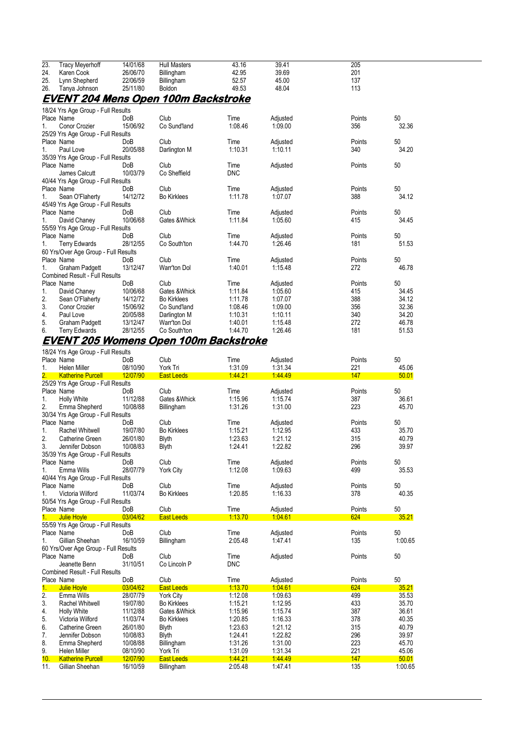| | | | | | | | |
|---|---|---|---|---|---|---|---|
| 23. | Tracy Meyerhoff | 14/01/68 | Hull Masters | 43.16 | 39.41 | 205 | |
| 24. | Karen Cook | 26/06/70 | Billingham | 42.95 | 39.69 | 201 | |
| 25. | Lynn Shepherd | 22/06/59 | Billingham | 52.57 | 45.00 | 137 | |
| 26. | Tanya Johnson | 25/11/80 | Boldon | 49.53 | 48.04 | 113 | |

## EVENT 204 Mens Open 100m Backstroke

18/24 Yrs Age Group - Full Results

| Place | Name | DoB | Club | Time | Adjusted | Points | 50 |
|---|---|---|---|---|---|---|---|
| 1. | Conor Crozier | 15/06/92 | Co Sund'land | 1:08.46 | 1:09.00 | 356 | 32.36 |

25/29 Yrs Age Group - Full Results

| Place | Name | DoB | Club | Time | Adjusted | Points | 50 |
|---|---|---|---|---|---|---|---|
| 1. | Paul Love | 20/05/88 | Darlington M | 1:10.31 | 1:10.11 | 340 | 34.20 |

35/39 Yrs Age Group - Full Results

| Place | Name | DoB | Club | Time | Adjusted | Points | 50 |
|---|---|---|---|---|---|---|---|
| | James Calcutt | 10/03/79 | Co Sheffield | DNC | | | |

40/44 Yrs Age Group - Full Results

| Place | Name | DoB | Club | Time | Adjusted | Points | 50 |
|---|---|---|---|---|---|---|---|
| 1. | Sean O'Flaherty | 14/12/72 | Bo Kirklees | 1:11.78 | 1:07.07 | 388 | 34.12 |

45/49 Yrs Age Group - Full Results

| Place | Name | DoB | Club | Time | Adjusted | Points | 50 |
|---|---|---|---|---|---|---|---|
| 1. | David Chaney | 10/06/68 | Gates &Whick | 1:11.84 | 1:05.60 | 415 | 34.45 |

55/59 Yrs Age Group - Full Results

| Place | Name | DoB | Club | Time | Adjusted | Points | 50 |
|---|---|---|---|---|---|---|---|
| 1. | Terry Edwards | 28/12/55 | Co South'ton | 1:44.70 | 1:26.46 | 181 | 51.53 |

60 Yrs/Over Age Group - Full Results

| Place | Name | DoB | Club | Time | Adjusted | Points | 50 |
|---|---|---|---|---|---|---|---|
| 1. | Graham Padgett | 13/12/47 | Warr'ton Dol | 1:40.01 | 1:15.48 | 272 | 46.78 |

Combined Result - Full Results

| Place | Name | DoB | Club | Time | Adjusted | Points | 50 |
|---|---|---|---|---|---|---|---|
| 1. | David Chaney | 10/06/68 | Gates &Whick | 1:11.84 | 1:05.60 | 415 | 34.45 |
| 2. | Sean O'Flaherty | 14/12/72 | Bo Kirklees | 1:11.78 | 1:07.07 | 388 | 34.12 |
| 3. | Conor Crozier | 15/06/92 | Co Sund'land | 1:08.46 | 1:09.00 | 356 | 32.36 |
| 4. | Paul Love | 20/05/88 | Darlington M | 1:10.31 | 1:10.11 | 340 | 34.20 |
| 5. | Graham Padgett | 13/12/47 | Warr'ton Dol | 1:40.01 | 1:15.48 | 272 | 46.78 |
| 6. | Terry Edwards | 28/12/55 | Co South'ton | 1:44.70 | 1:26.46 | 181 | 51.53 |

## EVENT 205 Womens Open 100m Backstroke

18/24 Yrs Age Group - Full Results

| Place | Name | DoB | Club | Time | Adjusted | Points | 50 |
|---|---|---|---|---|---|---|---|
| 1. | Helen Miller | 08/10/90 | York Tri | 1:31.09 | 1:31.34 | 221 | 45.06 |
| 2. | Katherine Purcell | 12/07/90 | East Leeds | 1:44.21 | 1:44.49 | 147 | 50.01 |

25/29 Yrs Age Group - Full Results

| Place | Name | DoB | Club | Time | Adjusted | Points | 50 |
|---|---|---|---|---|---|---|---|
| 1. | Holly White | 11/12/88 | Gates &Whick | 1:15.96 | 1:15.74 | 387 | 36.61 |
| 2. | Emma Shepherd | 10/08/88 | Billingham | 1:31.26 | 1:31.00 | 223 | 45.70 |

30/34 Yrs Age Group - Full Results

| Place | Name | DoB | Club | Time | Adjusted | Points | 50 |
|---|---|---|---|---|---|---|---|
| 1. | Rachel Whitwell | 19/07/80 | Bo Kirklees | 1:15.21 | 1:12.95 | 433 | 35.70 |
| 2. | Catherine Green | 26/01/80 | Blyth | 1:23.63 | 1:21.12 | 315 | 40.79 |
| 3. | Jennifer Dobson | 10/08/83 | Blyth | 1:24.41 | 1:22.82 | 296 | 39.97 |

35/39 Yrs Age Group - Full Results

| Place | Name | DoB | Club | Time | Adjusted | Points | 50 |
|---|---|---|---|---|---|---|---|
| 1. | Emma Wills | 28/07/79 | York City | 1:12.08 | 1:09.63 | 499 | 35.53 |

40/44 Yrs Age Group - Full Results

| Place | Name | DoB | Club | Time | Adjusted | Points | 50 |
|---|---|---|---|---|---|---|---|
| 1. | Victoria Wilford | 11/03/74 | Bo Kirklees | 1:20.85 | 1:16.33 | 378 | 40.35 |

50/54 Yrs Age Group - Full Results

| Place | Name | DoB | Club | Time | Adjusted | Points | 50 |
|---|---|---|---|---|---|---|---|
| 1. | Julie Hoyle | 03/04/62 | East Leeds | 1:13.70 | 1:04.61 | 624 | 35.21 |

55/59 Yrs Age Group - Full Results

| Place | Name | DoB | Club | Time | Adjusted | Points | 50 |
|---|---|---|---|---|---|---|---|
| 1. | Gillian Sheehan | 16/10/59 | Billingham | 2:05.48 | 1:47.41 | 135 | 1:00.65 |

60 Yrs/Over Age Group - Full Results

| Place | Name | DoB | Club | Time | Adjusted | Points | 50 |
|---|---|---|---|---|---|---|---|
| | Jeanette Benn | 31/10/51 | Co Lincoln P | DNC | | | |

Combined Result - Full Results

| Place | Name | DoB | Club | Time | Adjusted | Points | 50 |
|---|---|---|---|---|---|---|---|
| 1. | Julie Hoyle | 03/04/62 | East Leeds | 1:13.70 | 1:04.61 | 624 | 35.21 |
| 2. | Emma Wills | 28/07/79 | York City | 1:12.08 | 1:09.63 | 499 | 35.53 |
| 3. | Rachel Whitwell | 19/07/80 | Bo Kirklees | 1:15.21 | 1:12.95 | 433 | 35.70 |
| 4. | Holly White | 11/12/88 | Gates &Whick | 1:15.96 | 1:15.74 | 387 | 36.61 |
| 5. | Victoria Wilford | 11/03/74 | Bo Kirklees | 1:20.85 | 1:16.33 | 378 | 40.35 |
| 6. | Catherine Green | 26/01/80 | Blyth | 1:23.63 | 1:21.12 | 315 | 40.79 |
| 7. | Jennifer Dobson | 10/08/83 | Blyth | 1:24.41 | 1:22.82 | 296 | 39.97 |
| 8. | Emma Shepherd | 10/08/88 | Billingham | 1:31.26 | 1:31.00 | 223 | 45.70 |
| 9. | Helen Miller | 08/10/90 | York Tri | 1:31.09 | 1:31.34 | 221 | 45.06 |
| 10. | Katherine Purcell | 12/07/90 | East Leeds | 1:44.21 | 1:44.49 | 147 | 50.01 |
| 11. | Gillian Sheehan | 16/10/59 | Billingham | 2:05.48 | 1:47.41 | 135 | 1:00.65 |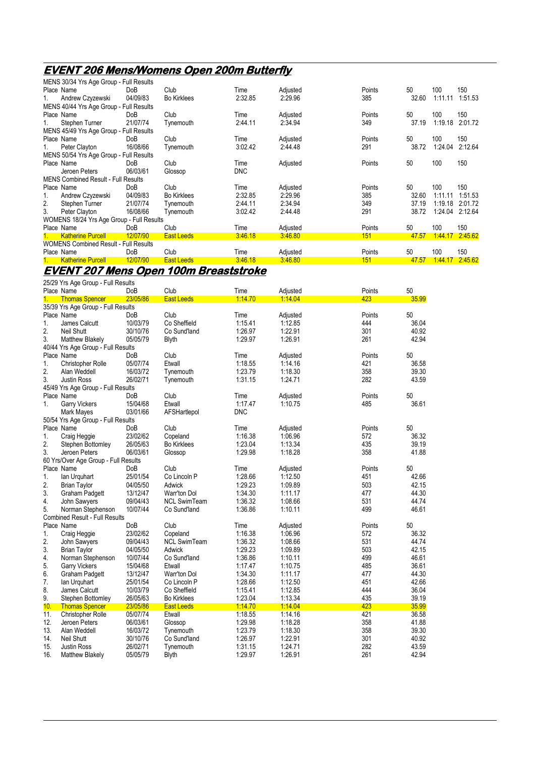## EVENT 206 Mens/Womens Open 200m Butterfly

MENS 30/34 Yrs Age Group - Full Results

| Place | Name | DoB | Club | Time | Adjusted | Points | 50 | 100 | 150 |
|---|---|---|---|---|---|---|---|---|---|
| 1. | Andrew Czyzewski | 04/09/83 | Bo Kirklees | 2:32.85 | 2:29.96 | 385 | 32.60 | 1:11.11 | 1:51.53 |

MENS 40/44 Yrs Age Group - Full Results

| Place | Name | DoB | Club | Time | Adjusted | Points | 50 | 100 | 150 |
|---|---|---|---|---|---|---|---|---|---|
| 1. | Stephen Turner | 21/07/74 | Tynemouth | 2:44.11 | 2:34.94 | 349 | 37.19 | 1:19.18 | 2:01.72 |

MENS 45/49 Yrs Age Group - Full Results

| Place | Name | DoB | Club | Time | Adjusted | Points | 50 | 100 | 150 |
|---|---|---|---|---|---|---|---|---|---|
| 1. | Peter Clayton | 16/08/66 | Tynemouth | 3:02.42 | 2:44.48 | 291 | 38.72 | 1:24.04 | 2:12.64 |

MENS 50/54 Yrs Age Group - Full Results

| Place | Name | DoB | Club | Time | Adjusted | Points | 50 | 100 | 150 |
|---|---|---|---|---|---|---|---|---|---|
| | Jeroen Peters | 06/03/61 | Glossop | DNC | | | | | |

MENS Combined Result - Full Results

| Place | Name | DoB | Club | Time | Adjusted | Points | 50 | 100 | 150 |
|---|---|---|---|---|---|---|---|---|---|
| 1. | Andrew Czyzewski | 04/09/83 | Bo Kirklees | 2:32.85 | 2:29.96 | 385 | 32.60 | 1:11.11 | 1:51.53 |
| 2. | Stephen Turner | 21/07/74 | Tynemouth | 2:44.11 | 2:34.94 | 349 | 37.19 | 1:19.18 | 2:01.72 |
| 3. | Peter Clayton | 16/08/66 | Tynemouth | 3:02.42 | 2:44.48 | 291 | 38.72 | 1:24.04 | 2:12.64 |

WOMENS 18/24 Yrs Age Group - Full Results

| Place | Name | DoB | Club | Time | Adjusted | Points | 50 | 100 | 150 |
|---|---|---|---|---|---|---|---|---|---|
| 1. | Katherine Purcell | 12/07/90 | East Leeds | 3:46.18 | 3:46.80 | 151 | 47.57 | 1:44.17 | 2:45.62 |

WOMENS Combined Result - Full Results

| Place | Name | DoB | Club | Time | Adjusted | Points | 50 | 100 | 150 |
|---|---|---|---|---|---|---|---|---|---|
| 1. | Katherine Purcell | 12/07/90 | East Leeds | 3:46.18 | 3:46.80 | 151 | 47.57 | 1:44.17 | 2:45.62 |

## EVENT 207 Mens Open 100m Breaststroke

25/29 Yrs Age Group - Full Results

| Place | Name | DoB | Club | Time | Adjusted | Points | 50 |
|---|---|---|---|---|---|---|---|
| 1. | Thomas Spencer | 23/05/86 | East Leeds | 1:14.70 | 1:14.04 | 423 | 35.99 |

35/39 Yrs Age Group - Full Results

| Place | Name | DoB | Club | Time | Adjusted | Points | 50 |
|---|---|---|---|---|---|---|---|
| 1. | James Calcutt | 10/03/79 | Co Sheffield | 1:15.41 | 1:12.85 | 444 | 36.04 |
| 2. | Neil Shutt | 30/10/76 | Co Sund'land | 1:26.97 | 1:22.91 | 301 | 40.92 |
| 3. | Matthew Blakely | 05/05/79 | Blyth | 1:29.97 | 1:26.91 | 261 | 42.94 |

40/44 Yrs Age Group - Full Results

| Place | Name | DoB | Club | Time | Adjusted | Points | 50 |
|---|---|---|---|---|---|---|---|
| 1. | Christopher Rolle | 05/07/74 | Etwall | 1:18.55 | 1:14.16 | 421 | 36.58 |
| 2. | Alan Weddell | 16/03/72 | Tynemouth | 1:23.79 | 1:18.30 | 358 | 39.30 |
| 3. | Justin Ross | 26/02/71 | Tynemouth | 1:31.15 | 1:24.71 | 282 | 43.59 |

45/49 Yrs Age Group - Full Results

| Place | Name | DoB | Club | Time | Adjusted | Points | 50 |
|---|---|---|---|---|---|---|---|
| 1. | Garry Vickers | 15/04/68 | Etwall | 1:17.47 | 1:10.75 | 485 | 36.61 |
| | Mark Mayes | 03/01/66 | AFSHartlepol | DNC | | | |

50/54 Yrs Age Group - Full Results

| Place | Name | DoB | Club | Time | Adjusted | Points | 50 |
|---|---|---|---|---|---|---|---|
| 1. | Craig Heggie | 23/02/62 | Copeland | 1:16.38 | 1:06.96 | 572 | 36.32 |
| 2. | Stephen Bottomley | 26/05/63 | Bo Kirklees | 1:23.04 | 1:13.34 | 435 | 39.19 |
| 3. | Jeroen Peters | 06/03/61 | Glossop | 1:29.98 | 1:18.28 | 358 | 41.88 |

60 Yrs/Over Age Group - Full Results

| Place | Name | DoB | Club | Time | Adjusted | Points | 50 |
|---|---|---|---|---|---|---|---|
| 1. | Ian Urquhart | 25/01/54 | Co Lincoln P | 1:28.66 | 1:12.50 | 451 | 42.66 |
| 2. | Brian Taylor | 04/05/50 | Adwick | 1:29.23 | 1:09.89 | 503 | 42.15 |
| 3. | Graham Padgett | 13/12/47 | Warr'ton Dol | 1:34.30 | 1:11.17 | 477 | 44.30 |
| 4. | John Sawyers | 09/04/43 | NCL SwimTeam | 1:36.32 | 1:08.66 | 531 | 44.74 |
| 5. | Norman Stephenson | 10/07/44 | Co Sund'land | 1:36.86 | 1:10.11 | 499 | 46.61 |

Combined Result - Full Results

| Place | Name | DoB | Club | Time | Adjusted | Points | 50 |
|---|---|---|---|---|---|---|---|
| 1. | Craig Heggie | 23/02/62 | Copeland | 1:16.38 | 1:06.96 | 572 | 36.32 |
| 2. | John Sawyers | 09/04/43 | NCL SwimTeam | 1:36.32 | 1:08.66 | 531 | 44.74 |
| 3. | Brian Taylor | 04/05/50 | Adwick | 1:29.23 | 1:09.89 | 503 | 42.15 |
| 4. | Norman Stephenson | 10/07/44 | Co Sund'land | 1:36.86 | 1:10.11 | 499 | 46.61 |
| 5. | Garry Vickers | 15/04/68 | Etwall | 1:17.47 | 1:10.75 | 485 | 36.61 |
| 6. | Graham Padgett | 13/12/47 | Warr'ton Dol | 1:34.30 | 1:11.17 | 477 | 44.30 |
| 7. | Ian Urquhart | 25/01/54 | Co Lincoln P | 1:28.66 | 1:12.50 | 451 | 42.66 |
| 8. | James Calcutt | 10/03/79 | Co Sheffield | 1:15.41 | 1:12.85 | 444 | 36.04 |
| 9. | Stephen Bottomley | 26/05/63 | Bo Kirklees | 1:23.04 | 1:13.34 | 435 | 39.19 |
| 10. | Thomas Spencer | 23/05/86 | East Leeds | 1:14.70 | 1:14.04 | 423 | 35.99 |
| 11. | Christopher Rolle | 05/07/74 | Etwall | 1:18.55 | 1:14.16 | 421 | 36.58 |
| 12. | Jeroen Peters | 06/03/61 | Glossop | 1:29.98 | 1:18.28 | 358 | 41.88 |
| 13. | Alan Weddell | 16/03/72 | Tynemouth | 1:23.79 | 1:18.30 | 358 | 39.30 |
| 14. | Neil Shutt | 30/10/76 | Co Sund'land | 1:26.97 | 1:22.91 | 301 | 40.92 |
| 15. | Justin Ross | 26/02/71 | Tynemouth | 1:31.15 | 1:24.71 | 282 | 43.59 |
| 16. | Matthew Blakely | 05/05/79 | Blyth | 1:29.97 | 1:26.91 | 261 | 42.94 |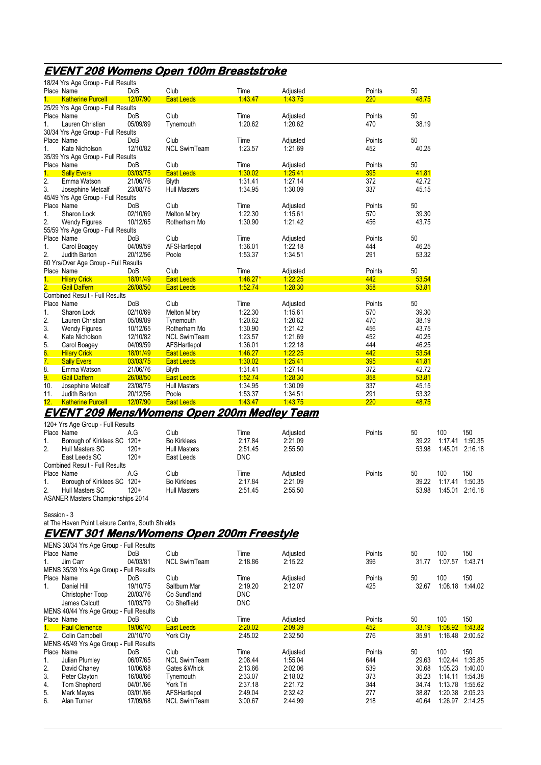## EVENT 208 Womens Open 100m Breaststroke

18/24 Yrs Age Group - Full Results

| Place | Name | DoB | Club | Time | Adjusted | Points | 50 |
|---|---|---|---|---|---|---|---|
| 1. | Katherine Purcell | 12/07/90 | East Leeds | 1:43.47 | 1:43.75 | 220 | 48.75 |

25/29 Yrs Age Group - Full Results

| Place | Name | DoB | Club | Time | Adjusted | Points | 50 |
|---|---|---|---|---|---|---|---|
| 1. | Lauren Christian | 05/09/89 | Tynemouth | 1:20.62 | 1:20.62 | 470 | 38.19 |

30/34 Yrs Age Group - Full Results

| Place | Name | DoB | Club | Time | Adjusted | Points | 50 |
|---|---|---|---|---|---|---|---|
| 1. | Kate Nicholson | 12/10/82 | NCL SwimTeam | 1:23.57 | 1:21.69 | 452 | 40.25 |

35/39 Yrs Age Group - Full Results

| Place | Name | DoB | Club | Time | Adjusted | Points | 50 |
|---|---|---|---|---|---|---|---|
| 1. | Sally Evers | 03/03/75 | East Leeds | 1:30.02 | 1:25.41 | 395 | 41.81 |
| 2. | Emma Watson | 21/06/76 | Blyth | 1:31.41 | 1:27.14 | 372 | 42.72 |
| 3. | Josephine Metcalf | 23/08/75 | Hull Masters | 1:34.95 | 1:30.09 | 337 | 45.15 |

45/49 Yrs Age Group - Full Results

| Place | Name | DoB | Club | Time | Adjusted | Points | 50 |
|---|---|---|---|---|---|---|---|
| 1. | Sharon Lock | 02/10/69 | Melton M'bry | 1:22.30 | 1:15.61 | 570 | 39.30 |
| 2. | Wendy Figures | 10/12/65 | Rotherham Mo | 1:30.90 | 1:21.42 | 456 | 43.75 |

55/59 Yrs Age Group - Full Results

| Place | Name | DoB | Club | Time | Adjusted | Points | 50 |
|---|---|---|---|---|---|---|---|
| 1. | Carol Boagey | 04/09/59 | AFSHartlepol | 1:36.01 | 1:22.18 | 444 | 46.25 |
| 2. | Judith Barton | 20/12/56 | Poole | 1:53.37 | 1:34.51 | 291 | 53.32 |

60 Yrs/Over Age Group - Full Results

| Place | Name | DoB | Club | Time | Adjusted | Points | 50 |
|---|---|---|---|---|---|---|---|
| 1. | Hilary Crick | 18/01/49 | East Leeds | 1:46.27* | 1:22.25 | 442 | 53.54 |
| 2. | Gail Daffern | 26/08/50 | East Leeds | 1:52.74 | 1:28.30 | 358 | 53.81 |

Combined Result - Full Results

| Place | Name | DoB | Club | Time | Adjusted | Points | 50 |
|---|---|---|---|---|---|---|---|
| 1. | Sharon Lock | 02/10/69 | Melton M'bry | 1:22.30 | 1:15.61 | 570 | 39.30 |
| 2. | Lauren Christian | 05/09/89 | Tynemouth | 1:20.62 | 1:20.62 | 470 | 38.19 |
| 3. | Wendy Figures | 10/12/65 | Rotherham Mo | 1:30.90 | 1:21.42 | 456 | 43.75 |
| 4. | Kate Nicholson | 12/10/82 | NCL SwimTeam | 1:23.57 | 1:21.69 | 452 | 40.25 |
| 5. | Carol Boagey | 04/09/59 | AFSHartlepol | 1:36.01 | 1:22.18 | 444 | 46.25 |
| 6. | Hilary Crick | 18/01/49 | East Leeds | 1:46.27 | 1:22.25 | 442 | 53.54 |
| 7. | Sally Evers | 03/03/75 | East Leeds | 1:30.02 | 1:25.41 | 395 | 41.81 |
| 8. | Emma Watson | 21/06/76 | Blyth | 1:31.41 | 1:27.14 | 372 | 42.72 |
| 9. | Gail Daffern | 26/08/50 | East Leeds | 1:52.74 | 1:28.30 | 358 | 53.81 |
| 10. | Josephine Metcalf | 23/08/75 | Hull Masters | 1:34.95 | 1:30.09 | 337 | 45.15 |
| 11. | Judith Barton | 20/12/56 | Poole | 1:53.37 | 1:34.51 | 291 | 53.32 |
| 12. | Katherine Purcell | 12/07/90 | East Leeds | 1:43.47 | 1:43.75 | 220 | 48.75 |

## EVENT 209 Mens/Womens Open 200m Medley Team

120+ Yrs Age Group - Full Results

| Place | Name | A.G | Club | Time | Adjusted | Points | 50 | 100 | 150 |
|---|---|---|---|---|---|---|---|---|---|
| 1. | Borough of Kirklees SC | 120+ | Bo Kirklees | 2:17.84 | 2:21.09 | | 39.22 | 1:17.41 | 1:50.35 |
| 2. | Hull Masters SC | 120+ | Hull Masters | 2:51.45 | 2:55.50 | | 53.98 | 1:45.01 | 2:16.18 |
| | East Leeds SC | 120+ | East Leeds | DNC | | | | | |

Combined Result - Full Results

| Place | Name | A.G | Club | Time | Adjusted | Points | 50 | 100 | 150 |
|---|---|---|---|---|---|---|---|---|---|
| 1. | Borough of Kirklees SC | 120+ | Bo Kirklees | 2:17.84 | 2:21.09 | | 39.22 | 1:17.41 | 1:50.35 |
| 2. | Hull Masters SC | 120+ | Hull Masters | 2:51.45 | 2:55.50 | | 53.98 | 1:45.01 | 2:16.18 |

ASANER Masters Championships 2014

Session - 3

at The Haven Point Leisure Centre, South Shields

## EVENT 301 Mens/Womens Open 200m Freestyle

MENS 30/34 Yrs Age Group - Full Results

| Place | Name | DoB | Club | Time | Adjusted | Points | 50 | 100 | 150 |
|---|---|---|---|---|---|---|---|---|---|
| 1. | Jim Carr | 04/03/81 | NCL SwimTeam | 2:18.86 | 2:15.22 | 396 | 31.77 | 1:07.57 | 1:43.71 |

MENS 35/39 Yrs Age Group - Full Results

| Place | Name | DoB | Club | Time | Adjusted | Points | 50 | 100 | 150 |
|---|---|---|---|---|---|---|---|---|---|
| 1. | Daniel Hill | 19/10/75 | Saltburn Mar | 2:19.20 | 2:12.07 | 425 | 32.67 | 1:08.18 | 1:44.02 |
| | Christopher Toop | 20/03/76 | Co Sund'land | DNC | | | | | |
| | James Calcutt | 10/03/79 | Co Sheffield | DNC | | | | | |

MENS 40/44 Yrs Age Group - Full Results

| Place | Name | DoB | Club | Time | Adjusted | Points | 50 | 100 | 150 |
|---|---|---|---|---|---|---|---|---|---|
| 1. | Paul Clemence | 19/06/70 | East Leeds | 2:20.02 | 2:09.39 | 452 | 33.19 | 1:08.92 | 1:43.82 |
| 2. | Colin Campbell | 20/10/70 | York City | 2:45.02 | 2:32.50 | 276 | 35.91 | 1:16.48 | 2:00.52 |

MENS 45/49 Yrs Age Group - Full Results

| Place | Name | DoB | Club | Time | Adjusted | Points | 50 | 100 | 150 |
|---|---|---|---|---|---|---|---|---|---|
| 1. | Julian Plumley | 06/07/65 | NCL SwimTeam | 2:08.44 | 1:55.04 | 644 | 29.63 | 1:02.44 | 1:35.85 |
| 2. | David Chaney | 10/06/68 | Gates &Whick | 2:13.66 | 2:02.06 | 539 | 30.68 | 1:05.23 | 1:40.00 |
| 3. | Peter Clayton | 16/08/66 | Tynemouth | 2:33.07 | 2:18.02 | 373 | 35.23 | 1:14.11 | 1:54.38 |
| 4. | Tom Shepherd | 04/01/66 | York Tri | 2:37.18 | 2:21.72 | 344 | 34.74 | 1:13.78 | 1:55.62 |
| 5. | Mark Mayes | 03/01/66 | AFSHartlepol | 2:49.04 | 2:32.42 | 277 | 38.87 | 1:20.38 | 2:05.23 |
| 6. | Alan Turner | 17/09/68 | NCL SwimTeam | 3:00.67 | 2:44.99 | 218 | 40.64 | 1:26.97 | 2:14.25 |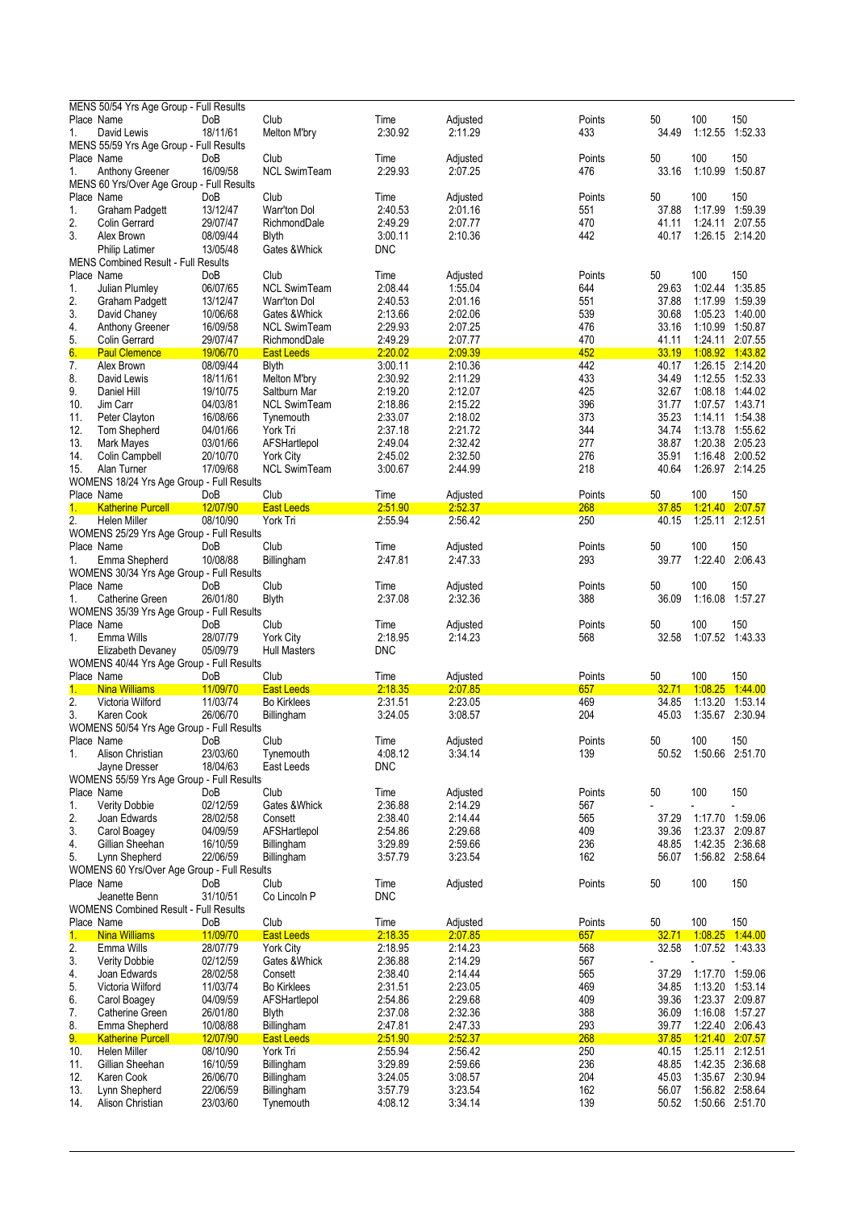MENS 50/54 Yrs Age Group - Full Results

| Place | Name | DoB | Club | Time | Adjusted | Points | 50 | 100 | 150 |
|---|---|---|---|---|---|---|---|---|---|
| 1. | David Lewis | 18/11/61 | Melton M'bry | 2:30.92 | 2:11.29 | 433 | 34.49 | 1:12.55 | 1:52.33 |

MENS 55/59 Yrs Age Group - Full Results

| Place | Name | DoB | Club | Time | Adjusted | Points | 50 | 100 | 150 |
|---|---|---|---|---|---|---|---|---|---|
| 1. | Anthony Greener | 16/09/58 | NCL SwimTeam | 2:29.93 | 2:07.25 | 476 | 33.16 | 1:10.99 | 1:50.87 |

MENS 60 Yrs/Over Age Group - Full Results

| Place | Name | DoB | Club | Time | Adjusted | Points | 50 | 100 | 150 |
|---|---|---|---|---|---|---|---|---|---|
| 1. | Graham Padgett | 13/12/47 | Warr'ton Dol | 2:40.53 | 2:01.16 | 551 | 37.88 | 1:17.99 | 1:59.39 |
| 2. | Colin Gerrard | 29/07/47 | RichmondDale | 2:49.29 | 2:07.77 | 470 | 41.11 | 1:24.11 | 2:07.55 |
| 3. | Alex Brown | 08/09/44 | Blyth | 3:00.11 | 2:10.36 | 442 | 40.17 | 1:26.15 | 2:14.20 |
| | Philip Latimer | 13/05/48 | Gates &Whick | DNC | | | | | |

MENS Combined Result - Full Results

| Place | Name | DoB | Club | Time | Adjusted | Points | 50 | 100 | 150 |
|---|---|---|---|---|---|---|---|---|---|
| 1. | Julian Plumley | 06/07/65 | NCL SwimTeam | 2:08.44 | 1:55.04 | 644 | 29.63 | 1:02.44 | 1:35.85 |
| 2. | Graham Padgett | 13/12/47 | Warr'ton Dol | 2:40.53 | 2:01.16 | 551 | 37.88 | 1:17.99 | 1:59.39 |
| 3. | David Chaney | 10/06/68 | Gates &Whick | 2:13.66 | 2:02.06 | 539 | 30.68 | 1:05.23 | 1:40.00 |
| 4. | Anthony Greener | 16/09/58 | NCL SwimTeam | 2:29.93 | 2:07.25 | 476 | 33.16 | 1:10.99 | 1:50.87 |
| 5. | Colin Gerrard | 29/07/47 | RichmondDale | 2:49.29 | 2:07.77 | 470 | 41.11 | 1:24.11 | 2:07.55 |
| 6. | Paul Clemence | 19/06/70 | East Leeds | 2:20.02 | 2:09.39 | 452 | 33.19 | 1:08.92 | 1:43.82 |
| 7. | Alex Brown | 08/09/44 | Blyth | 3:00.11 | 2:10.36 | 442 | 40.17 | 1:26.15 | 2:14.20 |
| 8. | David Lewis | 18/11/61 | Melton M'bry | 2:30.92 | 2:11.29 | 433 | 34.49 | 1:12.55 | 1:52.33 |
| 9. | Daniel Hill | 19/10/75 | Saltburn Mar | 2:19.20 | 2:12.07 | 425 | 32.67 | 1:08.18 | 1:44.02 |
| 10. | Jim Carr | 04/03/81 | NCL SwimTeam | 2:18.86 | 2:15.22 | 396 | 31.77 | 1:07.57 | 1:43.71 |
| 11. | Peter Clayton | 16/08/66 | Tynemouth | 2:33.07 | 2:18.02 | 373 | 35.23 | 1:14.11 | 1:54.38 |
| 12. | Tom Shepherd | 04/01/66 | York Tri | 2:37.18 | 2:21.72 | 344 | 34.74 | 1:13.78 | 1:55.62 |
| 13. | Mark Mayes | 03/01/66 | AFSHartlepol | 2:49.04 | 2:32.42 | 277 | 38.87 | 1:20.38 | 2:05.23 |
| 14. | Colin Campbell | 20/10/70 | York City | 2:45.02 | 2:32.50 | 276 | 35.91 | 1:16.48 | 2:00.52 |
| 15. | Alan Turner | 17/09/68 | NCL SwimTeam | 3:00.67 | 2:44.99 | 218 | 40.64 | 1:26.97 | 2:14.25 |

WOMENS 18/24 Yrs Age Group - Full Results

| Place | Name | DoB | Club | Time | Adjusted | Points | 50 | 100 | 150 |
|---|---|---|---|---|---|---|---|---|---|
| 1. | Katherine Purcell | 12/07/90 | East Leeds | 2:51.90 | 2:52.37 | 268 | 37.85 | 1:21.40 | 2:07.57 |
| 2. | Helen Miller | 08/10/90 | York Tri | 2:55.94 | 2:56.42 | 250 | 40.15 | 1:25.11 | 2:12.51 |

WOMENS 25/29 Yrs Age Group - Full Results

| Place | Name | DoB | Club | Time | Adjusted | Points | 50 | 100 | 150 |
|---|---|---|---|---|---|---|---|---|---|
| 1. | Emma Shepherd | 10/08/88 | Billingham | 2:47.81 | 2:47.33 | 293 | 39.77 | 1:22.40 | 2:06.43 |

WOMENS 30/34 Yrs Age Group - Full Results

| Place | Name | DoB | Club | Time | Adjusted | Points | 50 | 100 | 150 |
|---|---|---|---|---|---|---|---|---|---|
| 1. | Catherine Green | 26/01/80 | Blyth | 2:37.08 | 2:32.36 | 388 | 36.09 | 1:16.08 | 1:57.27 |

WOMENS 35/39 Yrs Age Group - Full Results

| Place | Name | DoB | Club | Time | Adjusted | Points | 50 | 100 | 150 |
|---|---|---|---|---|---|---|---|---|---|
| 1. | Emma Wills | 28/07/79 | York City | 2:18.95 | 2:14.23 | 568 | 32.58 | 1:07.52 | 1:43.33 |
| | Elizabeth Devaney | 05/09/79 | Hull Masters | DNC | | | | | |

WOMENS 40/44 Yrs Age Group - Full Results

| Place | Name | DoB | Club | Time | Adjusted | Points | 50 | 100 | 150 |
|---|---|---|---|---|---|---|---|---|---|
| 1. | Nina Williams | 11/09/70 | East Leeds | 2:18.35 | 2:07.85 | 657 | 32.71 | 1:08.25 | 1:44.00 |
| 2. | Victoria Wilford | 11/03/74 | Bo Kirklees | 2:31.51 | 2:23.05 | 469 | 34.85 | 1:13.20 | 1:53.14 |
| 3. | Karen Cook | 26/06/70 | Billingham | 3:24.05 | 3:08.57 | 204 | 45.03 | 1:35.67 | 2:30.94 |

WOMENS 50/54 Yrs Age Group - Full Results

| Place | Name | DoB | Club | Time | Adjusted | Points | 50 | 100 | 150 |
|---|---|---|---|---|---|---|---|---|---|
| 1. | Alison Christian | 23/03/60 | Tynemouth | 4:08.12 | 3:34.14 | 139 | 50.52 | 1:50.66 | 2:51.70 |
| | Jayne Dresser | 18/04/63 | East Leeds | DNC | | | | | |

WOMENS 55/59 Yrs Age Group - Full Results

| Place | Name | DoB | Club | Time | Adjusted | Points | 50 | 100 | 150 |
|---|---|---|---|---|---|---|---|---|---|
| 1. | Verity Dobbie | 02/12/59 | Gates &Whick | 2:36.88 | 2:14.29 | 567 | - | - | - |
| 2. | Joan Edwards | 28/02/58 | Consett | 2:38.40 | 2:14.44 | 565 | 37.29 | 1:17.70 | 1:59.06 |
| 3. | Carol Boagey | 04/09/59 | AFSHartlepol | 2:54.86 | 2:29.68 | 409 | 39.36 | 1:23.37 | 2:09.87 |
| 4. | Gillian Sheehan | 16/10/59 | Billingham | 3:29.89 | 2:59.66 | 236 | 48.85 | 1:42.35 | 2:36.68 |
| 5. | Lynn Shepherd | 22/06/59 | Billingham | 3:57.79 | 3:23.54 | 162 | 56.07 | 1:56.82 | 2:58.64 |

WOMENS 60 Yrs/Over Age Group - Full Results

| Place | Name | DoB | Club | Time | Adjusted | Points | 50 | 100 | 150 |
|---|---|---|---|---|---|---|---|---|---|
| | Jeanette Benn | 31/10/51 | Co Lincoln P | DNC | | | | | |

WOMENS Combined Result - Full Results

| Place | Name | DoB | Club | Time | Adjusted | Points | 50 | 100 | 150 |
|---|---|---|---|---|---|---|---|---|---|
| 1. | Nina Williams | 11/09/70 | East Leeds | 2:18.35 | 2:07.85 | 657 | 32.71 | 1:08.25 | 1:44.00 |
| 2. | Emma Wills | 28/07/79 | York City | 2:18.95 | 2:14.23 | 568 | 32.58 | 1:07.52 | 1:43.33 |
| 3. | Verity Dobbie | 02/12/59 | Gates &Whick | 2:36.88 | 2:14.29 | 567 | - | - | - |
| 4. | Joan Edwards | 28/02/58 | Consett | 2:38.40 | 2:14.44 | 565 | 37.29 | 1:17.70 | 1:59.06 |
| 5. | Victoria Wilford | 11/03/74 | Bo Kirklees | 2:31.51 | 2:23.05 | 469 | 34.85 | 1:13.20 | 1:53.14 |
| 6. | Carol Boagey | 04/09/59 | AFSHartlepol | 2:54.86 | 2:29.68 | 409 | 39.36 | 1:23.37 | 2:09.87 |
| 7. | Catherine Green | 26/01/80 | Blyth | 2:37.08 | 2:32.36 | 388 | 36.09 | 1:16.08 | 1:57.27 |
| 8. | Emma Shepherd | 10/08/88 | Billingham | 2:47.81 | 2:47.33 | 293 | 39.77 | 1:22.40 | 2:06.43 |
| 9. | Katherine Purcell | 12/07/90 | East Leeds | 2:51.90 | 2:52.37 | 268 | 37.85 | 1:21.40 | 2:07.57 |
| 10. | Helen Miller | 08/10/90 | York Tri | 2:55.94 | 2:56.42 | 250 | 40.15 | 1:25.11 | 2:12.51 |
| 11. | Gillian Sheehan | 16/10/59 | Billingham | 3:29.89 | 2:59.66 | 236 | 48.85 | 1:42.35 | 2:36.68 |
| 12. | Karen Cook | 26/06/70 | Billingham | 3:24.05 | 3:08.57 | 204 | 45.03 | 1:35.67 | 2:30.94 |
| 13. | Lynn Shepherd | 22/06/59 | Billingham | 3:57.79 | 3:23.54 | 162 | 56.07 | 1:56.82 | 2:58.64 |
| 14. | Alison Christian | 23/03/60 | Tynemouth | 4:08.12 | 3:34.14 | 139 | 50.52 | 1:50.66 | 2:51.70 |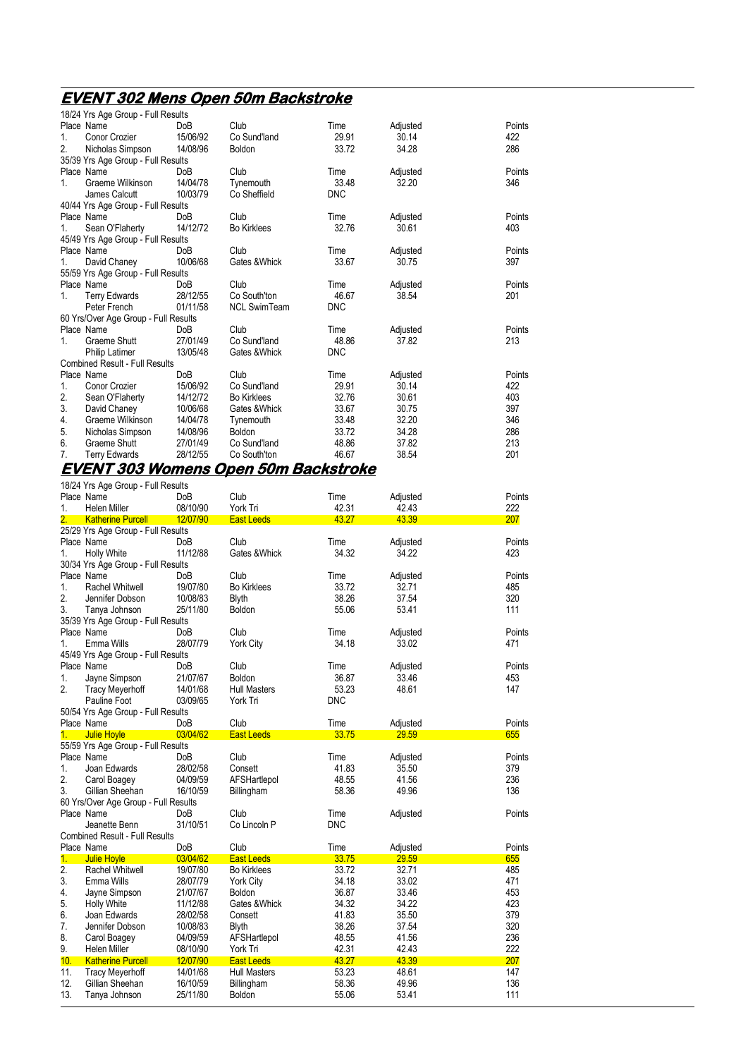# EVENT 302 Mens Open 50m Backstroke

18/24 Yrs Age Group - Full Results

| Place | Name | DoB | Club | Time | Adjusted | Points |
|---|---|---|---|---|---|---|
| 1. | Conor Crozier | 15/06/92 | Co Sund'land | 29.91 | 30.14 | 422 |
| 2. | Nicholas Simpson | 14/08/96 | Boldon | 33.72 | 34.28 | 286 |

35/39 Yrs Age Group - Full Results

| Place | Name | DoB | Club | Time | Adjusted | Points |
|---|---|---|---|---|---|---|
| 1. | Graeme Wilkinson | 14/04/78 | Tynemouth | 33.48 | 32.20 | 346 |
| | James Calcutt | 10/03/79 | Co Sheffield | DNC | | |

40/44 Yrs Age Group - Full Results

| Place | Name | DoB | Club | Time | Adjusted | Points |
|---|---|---|---|---|---|---|
| 1. | Sean O'Flaherty | 14/12/72 | Bo Kirklees | 32.76 | 30.61 | 403 |

45/49 Yrs Age Group - Full Results

| Place | Name | DoB | Club | Time | Adjusted | Points |
|---|---|---|---|---|---|---|
| 1. | David Chaney | 10/06/68 | Gates &Whick | 33.67 | 30.75 | 397 |

55/59 Yrs Age Group - Full Results

| Place | Name | DoB | Club | Time | Adjusted | Points |
|---|---|---|---|---|---|---|
| 1. | Terry Edwards | 28/12/55 | Co South'ton | 46.67 | 38.54 | 201 |
| | Peter French | 01/11/58 | NCL SwimTeam | DNC | | |

60 Yrs/Over Age Group - Full Results

| Place | Name | DoB | Club | Time | Adjusted | Points |
|---|---|---|---|---|---|---|
| 1. | Graeme Shutt | 27/01/49 | Co Sund'land | 48.86 | 37.82 | 213 |
| | Philip Latimer | 13/05/48 | Gates &Whick | DNC | | |

Combined Result - Full Results

| Place | Name | DoB | Club | Time | Adjusted | Points |
|---|---|---|---|---|---|---|
| 1. | Conor Crozier | 15/06/92 | Co Sund'land | 29.91 | 30.14 | 422 |
| 2. | Sean O'Flaherty | 14/12/72 | Bo Kirklees | 32.76 | 30.61 | 403 |
| 3. | David Chaney | 10/06/68 | Gates &Whick | 33.67 | 30.75 | 397 |
| 4. | Graeme Wilkinson | 14/04/78 | Tynemouth | 33.48 | 32.20 | 346 |
| 5. | Nicholas Simpson | 14/08/96 | Boldon | 33.72 | 34.28 | 286 |
| 6. | Graeme Shutt | 27/01/49 | Co Sund'land | 48.86 | 37.82 | 213 |
| 7. | Terry Edwards | 28/12/55 | Co South'ton | 46.67 | 38.54 | 201 |

# EVENT 303 Womens Open 50m Backstroke

18/24 Yrs Age Group - Full Results

| Place | Name | DoB | Club | Time | Adjusted | Points |
|---|---|---|---|---|---|---|
| 1. | Helen Miller | 08/10/90 | York Tri | 42.31 | 42.43 | 222 |
| 2. | Katherine Purcell | 12/07/90 | East Leeds | 43.27 | 43.39 | 207 |

25/29 Yrs Age Group - Full Results

| Place | Name | DoB | Club | Time | Adjusted | Points |
|---|---|---|---|---|---|---|
| 1. | Holly White | 11/12/88 | Gates &Whick | 34.32 | 34.22 | 423 |

30/34 Yrs Age Group - Full Results

| Place | Name | DoB | Club | Time | Adjusted | Points |
|---|---|---|---|---|---|---|
| 1. | Rachel Whitwell | 19/07/80 | Bo Kirklees | 33.72 | 32.71 | 485 |
| 2. | Jennifer Dobson | 10/08/83 | Blyth | 38.26 | 37.54 | 320 |
| 3. | Tanya Johnson | 25/11/80 | Boldon | 55.06 | 53.41 | 111 |

35/39 Yrs Age Group - Full Results

| Place | Name | DoB | Club | Time | Adjusted | Points |
|---|---|---|---|---|---|---|
| 1. | Emma Wills | 28/07/79 | York City | 34.18 | 33.02 | 471 |

45/49 Yrs Age Group - Full Results

| Place | Name | DoB | Club | Time | Adjusted | Points |
|---|---|---|---|---|---|---|
| 1. | Jayne Simpson | 21/07/67 | Boldon | 36.87 | 33.46 | 453 |
| 2. | Tracy Meyerhoff | 14/01/68 | Hull Masters | 53.23 | 48.61 | 147 |
| | Pauline Foot | 03/09/65 | York Tri | DNC | | |

50/54 Yrs Age Group - Full Results

| Place | Name | DoB | Club | Time | Adjusted | Points |
|---|---|---|---|---|---|---|
| 1. | Julie Hoyle | 03/04/62 | East Leeds | 33.75 | 29.59 | 655 |

55/59 Yrs Age Group - Full Results

| Place | Name | DoB | Club | Time | Adjusted | Points |
|---|---|---|---|---|---|---|
| 1. | Joan Edwards | 28/02/58 | Consett | 41.83 | 35.50 | 379 |
| 2. | Carol Boagey | 04/09/59 | AFSHartlepol | 48.55 | 41.56 | 236 |
| 3. | Gillian Sheehan | 16/10/59 | Billingham | 58.36 | 49.96 | 136 |

60 Yrs/Over Age Group - Full Results

| Place | Name | DoB | Club | Time | Adjusted | Points |
|---|---|---|---|---|---|---|
| | Jeanette Benn | 31/10/51 | Co Lincoln P | DNC | | |

Combined Result - Full Results

| Place | Name | DoB | Club | Time | Adjusted | Points |
|---|---|---|---|---|---|---|
| 1. | Julie Hoyle | 03/04/62 | East Leeds | 33.75 | 29.59 | 655 |
| 2. | Rachel Whitwell | 19/07/80 | Bo Kirklees | 33.72 | 32.71 | 485 |
| 3. | Emma Wills | 28/07/79 | York City | 34.18 | 33.02 | 471 |
| 4. | Jayne Simpson | 21/07/67 | Boldon | 36.87 | 33.46 | 453 |
| 5. | Holly White | 11/12/88 | Gates &Whick | 34.32 | 34.22 | 423 |
| 6. | Joan Edwards | 28/02/58 | Consett | 41.83 | 35.50 | 379 |
| 7. | Jennifer Dobson | 10/08/83 | Blyth | 38.26 | 37.54 | 320 |
| 8. | Carol Boagey | 04/09/59 | AFSHartlepol | 48.55 | 41.56 | 236 |
| 9. | Helen Miller | 08/10/90 | York Tri | 42.31 | 42.43 | 222 |
| 10. | Katherine Purcell | 12/07/90 | East Leeds | 43.27 | 43.39 | 207 |
| 11. | Tracy Meyerhoff | 14/01/68 | Hull Masters | 53.23 | 48.61 | 147 |
| 12. | Gillian Sheehan | 16/10/59 | Billingham | 58.36 | 49.96 | 136 |
| 13. | Tanya Johnson | 25/11/80 | Boldon | 55.06 | 53.41 | 111 |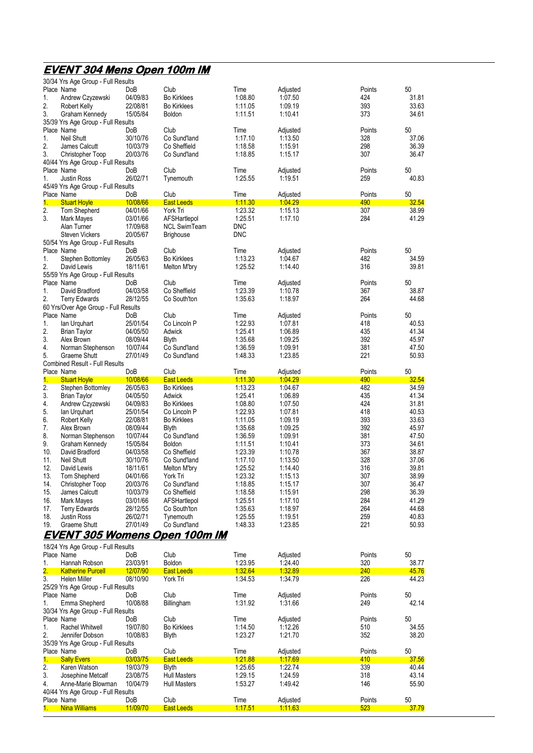## EVENT 304 Mens Open 100m IM

30/34 Yrs Age Group - Full Results

| Place | Name | DoB | Club | Time | Adjusted | Points | 50 |
|---|---|---|---|---|---|---|---|
| 1. | Andrew Czyzewski | 04/09/83 | Bo Kirklees | 1:08.80 | 1:07.50 | 424 | 31.81 |
| 2. | Robert Kelly | 22/08/81 | Bo Kirklees | 1:11.05 | 1:09.19 | 393 | 33.63 |
| 3. | Graham Kennedy | 15/05/84 | Boldon | 1:11.51 | 1:10.41 | 373 | 34.61 |

35/39 Yrs Age Group - Full Results

| Place | Name | DoB | Club | Time | Adjusted | Points | 50 |
|---|---|---|---|---|---|---|---|
| 1. | Neil Shutt | 30/10/76 | Co Sund'land | 1:17.10 | 1:13.50 | 328 | 37.06 |
| 2. | James Calcutt | 10/03/79 | Co Sheffield | 1:18.58 | 1:15.91 | 298 | 36.39 |
| 3. | Christopher Toop | 20/03/76 | Co Sund'land | 1:18.85 | 1:15.17 | 307 | 36.47 |

40/44 Yrs Age Group - Full Results

| Place | Name | DoB | Club | Time | Adjusted | Points | 50 |
|---|---|---|---|---|---|---|---|
| 1. | Justin Ross | 26/02/71 | Tynemouth | 1:25.55 | 1:19.51 | 259 | 40.83 |

45/49 Yrs Age Group - Full Results

| Place | Name | DoB | Club | Time | Adjusted | Points | 50 |
|---|---|---|---|---|---|---|---|
| 1. | Stuart Hoyle | 10/08/66 | East Leeds | 1:11.30 | 1:04.29 | 490 | 32.54 |
| 2. | Tom Shepherd | 04/01/66 | York Tri | 1:23.32 | 1:15.13 | 307 | 38.99 |
| 3. | Mark Mayes | 03/01/66 | AFSHartlepol | 1:25.51 | 1:17.10 | 284 | 41.29 |
| | Alan Turner | 17/09/68 | NCL SwimTeam | DNC | | | |
| | Steven Vickers | 20/05/67 | Brighouse | DNC | | | |

50/54 Yrs Age Group - Full Results

| Place | Name | DoB | Club | Time | Adjusted | Points | 50 |
|---|---|---|---|---|---|---|---|
| 1. | Stephen Bottomley | 26/05/63 | Bo Kirklees | 1:13.23 | 1:04.67 | 482 | 34.59 |
| 2. | David Lewis | 18/11/61 | Melton M'bry | 1:25.52 | 1:14.40 | 316 | 39.81 |

55/59 Yrs Age Group - Full Results

| Place | Name | DoB | Club | Time | Adjusted | Points | 50 |
|---|---|---|---|---|---|---|---|
| 1. | David Bradford | 04/03/58 | Co Sheffield | 1:23.39 | 1:10.78 | 367 | 38.87 |
| 2. | Terry Edwards | 28/12/55 | Co South'ton | 1:35.63 | 1:18.97 | 264 | 44.68 |

60 Yrs/Over Age Group - Full Results

| Place | Name | DoB | Club | Time | Adjusted | Points | 50 |
|---|---|---|---|---|---|---|---|
| 1. | Ian Urquhart | 25/01/54 | Co Lincoln P | 1:22.93 | 1:07.81 | 418 | 40.53 |
| 2. | Brian Taylor | 04/05/50 | Adwick | 1:25.41 | 1:06.89 | 435 | 41.34 |
| 3. | Alex Brown | 08/09/44 | Blyth | 1:35.68 | 1:09.25 | 392 | 45.97 |
| 4. | Norman Stephenson | 10/07/44 | Co Sund'land | 1:36.59 | 1:09.91 | 381 | 47.50 |
| 5. | Graeme Shutt | 27/01/49 | Co Sund'land | 1:48.33 | 1:23.85 | 221 | 50.93 |

Combined Result - Full Results

| Place | Name | DoB | Club | Time | Adjusted | Points | 50 |
|---|---|---|---|---|---|---|---|
| 1. | Stuart Hoyle | 10/08/66 | East Leeds | 1:11.30 | 1:04.29 | 490 | 32.54 |
| 2. | Stephen Bottomley | 26/05/63 | Bo Kirklees | 1:13.23 | 1:04.67 | 482 | 34.59 |
| 3. | Brian Taylor | 04/05/50 | Adwick | 1:25.41 | 1:06.89 | 435 | 41.34 |
| 4. | Andrew Czyzewski | 04/09/83 | Bo Kirklees | 1:08.80 | 1:07.50 | 424 | 31.81 |
| 5. | Ian Urquhart | 25/01/54 | Co Lincoln P | 1:22.93 | 1:07.81 | 418 | 40.53 |
| 6. | Robert Kelly | 22/08/81 | Bo Kirklees | 1:11.05 | 1:09.19 | 393 | 33.63 |
| 7. | Alex Brown | 08/09/44 | Blyth | 1:35.68 | 1:09.25 | 392 | 45.97 |
| 8. | Norman Stephenson | 10/07/44 | Co Sund'land | 1:36.59 | 1:09.91 | 381 | 47.50 |
| 9. | Graham Kennedy | 15/05/84 | Boldon | 1:11.51 | 1:10.41 | 373 | 34.61 |
| 10. | David Bradford | 04/03/58 | Co Sheffield | 1:23.39 | 1:10.78 | 367 | 38.87 |
| 11. | Neil Shutt | 30/10/76 | Co Sund'land | 1:17.10 | 1:13.50 | 328 | 37.06 |
| 12. | David Lewis | 18/11/61 | Melton M'bry | 1:25.52 | 1:14.40 | 316 | 39.81 |
| 13. | Tom Shepherd | 04/01/66 | York Tri | 1:23.32 | 1:15.13 | 307 | 38.99 |
| 14. | Christopher Toop | 20/03/76 | Co Sund'land | 1:18.85 | 1:15.17 | 307 | 36.47 |
| 15. | James Calcutt | 10/03/79 | Co Sheffield | 1:18.58 | 1:15.91 | 298 | 36.39 |
| 16. | Mark Mayes | 03/01/66 | AFSHartlepol | 1:25.51 | 1:17.10 | 284 | 41.29 |
| 17. | Terry Edwards | 28/12/55 | Co South'ton | 1:35.63 | 1:18.97 | 264 | 44.68 |
| 18. | Justin Ross | 26/02/71 | Tynemouth | 1:25.55 | 1:19.51 | 259 | 40.83 |
| 19. | Graeme Shutt | 27/01/49 | Co Sund'land | 1:48.33 | 1:23.85 | 221 | 50.93 |

## EVENT 305 Womens Open 100m IM

18/24 Yrs Age Group - Full Results

| Place | Name | DoB | Club | Time | Adjusted | Points | 50 |
|---|---|---|---|---|---|---|---|
| 1. | Hannah Robson | 23/03/91 | Boldon | 1:23.95 | 1:24.40 | 320 | 38.77 |
| 2. | Katherine Purcell | 12/07/90 | East Leeds | 1:32.64 | 1:32.89 | 240 | 45.76 |
| 3. | Helen Miller | 08/10/90 | York Tri | 1:34.53 | 1:34.79 | 226 | 44.23 |

25/29 Yrs Age Group - Full Results

| Place | Name | DoB | Club | Time | Adjusted | Points | 50 |
|---|---|---|---|---|---|---|---|
| 1. | Emma Shepherd | 10/08/88 | Billingham | 1:31.92 | 1:31.66 | 249 | 42.14 |

30/34 Yrs Age Group - Full Results

| Place | Name | DoB | Club | Time | Adjusted | Points | 50 |
|---|---|---|---|---|---|---|---|
| 1. | Rachel Whitwell | 19/07/80 | Bo Kirklees | 1:14.50 | 1:12.26 | 510 | 34.55 |
| 2. | Jennifer Dobson | 10/08/83 | Blyth | 1:23.27 | 1:21.70 | 352 | 38.20 |

35/39 Yrs Age Group - Full Results

| Place | Name | DoB | Club | Time | Adjusted | Points | 50 |
|---|---|---|---|---|---|---|---|
| 1. | Sally Evers | 03/03/75 | East Leeds | 1:21.88 | 1:17.69 | 410 | 37.56 |
| 2. | Karen Watson | 19/03/79 | Blyth | 1:25.65 | 1:22.74 | 339 | 40.44 |
| 3. | Josephine Metcalf | 23/08/75 | Hull Masters | 1:29.15 | 1:24.59 | 318 | 43.14 |
| 4. | Anne-Marie Blowman | 10/04/79 | Hull Masters | 1:53.27 | 1:49.42 | 146 | 55.90 |

40/44 Yrs Age Group - Full Results

| Place | Name | DoB | Club | Time | Adjusted | Points | 50 |
|---|---|---|---|---|---|---|---|
| 1. | Nina Williams | 11/09/70 | East Leeds | 1:17.51 | 1:11.63 | 523 | 37.79 |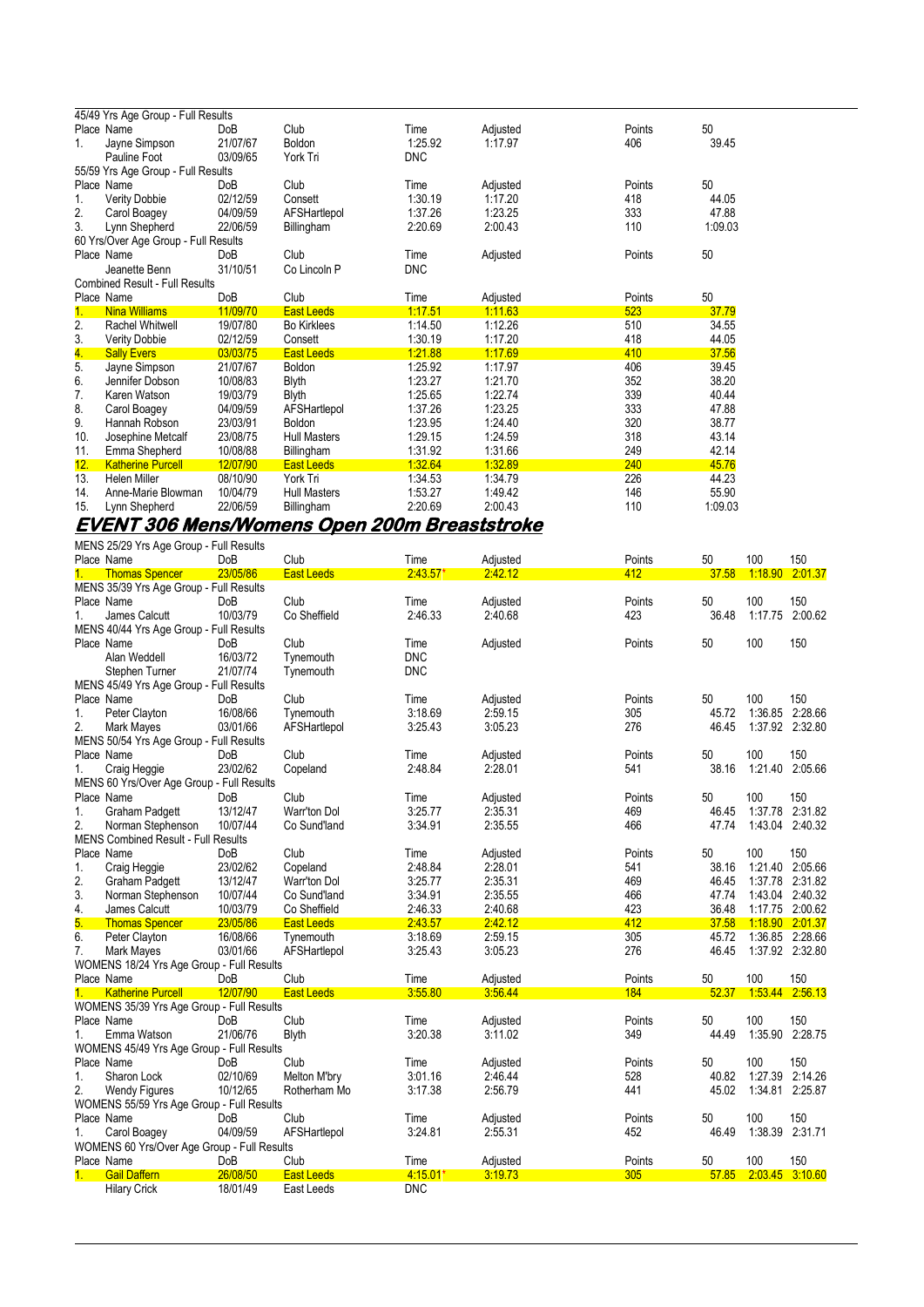45/49 Yrs Age Group - Full Results

| Place | Name | DoB | Club | Time | Adjusted | Points | 50 |
|---|---|---|---|---|---|---|---|
| 1. | Jayne Simpson | 21/07/67 | Boldon | 1:25.92 | 1:17.97 | 406 | 39.45 |
| | Pauline Foot | 03/09/65 | York Tri | DNC | | | |

55/59 Yrs Age Group - Full Results

| Place | Name | DoB | Club | Time | Adjusted | Points | 50 |
|---|---|---|---|---|---|---|---|
| 1. | Verity Dobbie | 02/12/59 | Consett | 1:30.19 | 1:17.20 | 418 | 44.05 |
| 2. | Carol Boagey | 04/09/59 | AFSHartlepol | 1:37.26 | 1:23.25 | 333 | 47.88 |
| 3. | Lynn Shepherd | 22/06/59 | Billingham | 2:20.69 | 2:00.43 | 110 | 1:09.03 |

60 Yrs/Over Age Group - Full Results

| Place | Name | DoB | Club | Time | Adjusted | Points | 50 |
|---|---|---|---|---|---|---|---|
| | Jeanette Benn | 31/10/51 | Co Lincoln P | DNC | | | |

Combined Result - Full Results

| Place | Name | DoB | Club | Time | Adjusted | Points | 50 |
|---|---|---|---|---|---|---|---|
| 1. | Nina Williams | 11/09/70 | East Leeds | 1:17.51 | 1:11.63 | 523 | 37.79 |
| 2. | Rachel Whitwell | 19/07/80 | Bo Kirklees | 1:14.50 | 1:12.26 | 510 | 34.55 |
| 3. | Verity Dobbie | 02/12/59 | Consett | 1:30.19 | 1:17.20 | 418 | 44.05 |
| 4. | Sally Evers | 03/03/75 | East Leeds | 1:21.88 | 1:17.69 | 410 | 37.56 |
| 5. | Jayne Simpson | 21/07/67 | Boldon | 1:25.92 | 1:17.97 | 406 | 39.45 |
| 6. | Jennifer Dobson | 10/08/83 | Blyth | 1:23.27 | 1:21.70 | 352 | 38.20 |
| 7. | Karen Watson | 19/03/79 | Blyth | 1:25.65 | 1:22.74 | 339 | 40.44 |
| 8. | Carol Boagey | 04/09/59 | AFSHartlepol | 1:37.26 | 1:23.25 | 333 | 47.88 |
| 9. | Hannah Robson | 23/03/91 | Boldon | 1:23.95 | 1:24.40 | 320 | 38.77 |
| 10. | Josephine Metcalf | 23/08/75 | Hull Masters | 1:29.15 | 1:24.59 | 318 | 43.14 |
| 11. | Emma Shepherd | 10/08/88 | Billingham | 1:31.92 | 1:31.66 | 249 | 42.14 |
| 12. | Katherine Purcell | 12/07/90 | East Leeds | 1:32.64 | 1:32.89 | 240 | 45.76 |
| 13. | Helen Miller | 08/10/90 | York Tri | 1:34.53 | 1:34.79 | 226 | 44.23 |
| 14. | Anne-Marie Blowman | 10/04/79 | Hull Masters | 1:53.27 | 1:49.42 | 146 | 55.90 |
| 15. | Lynn Shepherd | 22/06/59 | Billingham | 2:20.69 | 2:00.43 | 110 | 1:09.03 |

## EVENT 306 Mens/Womens Open 200m Breaststroke

MENS 25/29 Yrs Age Group - Full Results

| Place | Name | DoB | Club | Time | Adjusted | Points | 50 | 100 | 150 |
|---|---|---|---|---|---|---|---|---|---|
| 1. | Thomas Spencer | 23/05/86 | East Leeds | 2:43.57* | 2:42.12 | 412 | 37.58 | 1:18.90 | 2:01.37 |

MENS 35/39 Yrs Age Group - Full Results

| Place | Name | DoB | Club | Time | Adjusted | Points | 50 | 100 | 150 |
|---|---|---|---|---|---|---|---|---|---|
| 1. | James Calcutt | 10/03/79 | Co Sheffield | 2:46.33 | 2:40.68 | 423 | 36.48 | 1:17.75 | 2:00.62 |

MENS 40/44 Yrs Age Group - Full Results

| Place | Name | DoB | Club | Time | Adjusted | Points | 50 | 100 | 150 |
|---|---|---|---|---|---|---|---|---|---|
| | Alan Weddell | 16/03/72 | Tynemouth | DNC | | | | | |
| | Stephen Turner | 21/07/74 | Tynemouth | DNC | | | | | |

MENS 45/49 Yrs Age Group - Full Results

| Place | Name | DoB | Club | Time | Adjusted | Points | 50 | 100 | 150 |
|---|---|---|---|---|---|---|---|---|---|
| 1. | Peter Clayton | 16/08/66 | Tynemouth | 3:18.69 | 2:59.15 | 305 | 45.72 | 1:36.85 | 2:28.66 |
| 2. | Mark Mayes | 03/01/66 | AFSHartlepol | 3:25.43 | 3:05.23 | 276 | 46.45 | 1:37.92 | 2:32.80 |

MENS 50/54 Yrs Age Group - Full Results

| Place | Name | DoB | Club | Time | Adjusted | Points | 50 | 100 | 150 |
|---|---|---|---|---|---|---|---|---|---|
| 1. | Craig Heggie | 23/02/62 | Copeland | 2:48.84 | 2:28.01 | 541 | 38.16 | 1:21.40 | 2:05.66 |

MENS 60 Yrs/Over Age Group - Full Results

| Place | Name | DoB | Club | Time | Adjusted | Points | 50 | 100 | 150 |
|---|---|---|---|---|---|---|---|---|---|
| 1. | Graham Padgett | 13/12/47 | Warr'ton Dol | 3:25.77 | 2:35.31 | 469 | 46.45 | 1:37.78 | 2:31.82 |
| 2. | Norman Stephenson | 10/07/44 | Co Sund'land | 3:34.91 | 2:35.55 | 466 | 47.74 | 1:43.04 | 2:40.32 |

MENS Combined Result - Full Results

| Place | Name | DoB | Club | Time | Adjusted | Points | 50 | 100 | 150 |
|---|---|---|---|---|---|---|---|---|---|
| 1. | Craig Heggie | 23/02/62 | Copeland | 2:48.84 | 2:28.01 | 541 | 38.16 | 1:21.40 | 2:05.66 |
| 2. | Graham Padgett | 13/12/47 | Warr'ton Dol | 3:25.77 | 2:35.31 | 469 | 46.45 | 1:37.78 | 2:31.82 |
| 3. | Norman Stephenson | 10/07/44 | Co Sund'land | 3:34.91 | 2:35.55 | 466 | 47.74 | 1:43.04 | 2:40.32 |
| 4. | James Calcutt | 10/03/79 | Co Sheffield | 2:46.33 | 2:40.68 | 423 | 36.48 | 1:17.75 | 2:00.62 |
| 5. | Thomas Spencer | 23/05/86 | East Leeds | 2:43.57 | 2:42.12 | 412 | 37.58 | 1:18.90 | 2:01.37 |
| 6. | Peter Clayton | 16/08/66 | Tynemouth | 3:18.69 | 2:59.15 | 305 | 45.72 | 1:36.85 | 2:28.66 |
| 7. | Mark Mayes | 03/01/66 | AFSHartlepol | 3:25.43 | 3:05.23 | 276 | 46.45 | 1:37.92 | 2:32.80 |

WOMENS 18/24 Yrs Age Group - Full Results

| Place | Name | DoB | Club | Time | Adjusted | Points | 50 | 100 | 150 |
|---|---|---|---|---|---|---|---|---|---|
| 1. | Katherine Purcell | 12/07/90 | East Leeds | 3:55.80 | 3:56.44 | 184 | 52.37 | 1:53.44 | 2:56.13 |

WOMENS 35/39 Yrs Age Group - Full Results

| Place | Name | DoB | Club | Time | Adjusted | Points | 50 | 100 | 150 |
|---|---|---|---|---|---|---|---|---|---|
| 1. | Emma Watson | 21/06/76 | Blyth | 3:20.38 | 3:11.02 | 349 | 44.49 | 1:35.90 | 2:28.75 |

WOMENS 45/49 Yrs Age Group - Full Results

| Place | Name | DoB | Club | Time | Adjusted | Points | 50 | 100 | 150 |
|---|---|---|---|---|---|---|---|---|---|
| 1. | Sharon Lock | 02/10/69 | Melton M'bry | 3:01.16 | 2:46.44 | 528 | 40.82 | 1:27.39 | 2:14.26 |
| 2. | Wendy Figures | 10/12/65 | Rotherham Mo | 3:17.38 | 2:56.79 | 441 | 45.02 | 1:34.81 | 2:25.87 |

WOMENS 55/59 Yrs Age Group - Full Results

| Place | Name | DoB | Club | Time | Adjusted | Points | 50 | 100 | 150 |
|---|---|---|---|---|---|---|---|---|---|
| 1. | Carol Boagey | 04/09/59 | AFSHartlepol | 3:24.81 | 2:55.31 | 452 | 46.49 | 1:38.39 | 2:31.71 |

WOMENS 60 Yrs/Over Age Group - Full Results

| Place | Name | DoB | Club | Time | Adjusted | Points | 50 | 100 | 150 |
|---|---|---|---|---|---|---|---|---|---|
| 1. | Gail Daffern | 26/08/50 | East Leeds | 4:15.01* | 3:19.73 | 305 | 57.85 | 2:03.45 | 3:10.60 |
| | Hilary Crick | 18/01/49 | East Leeds | DNC | | | | | |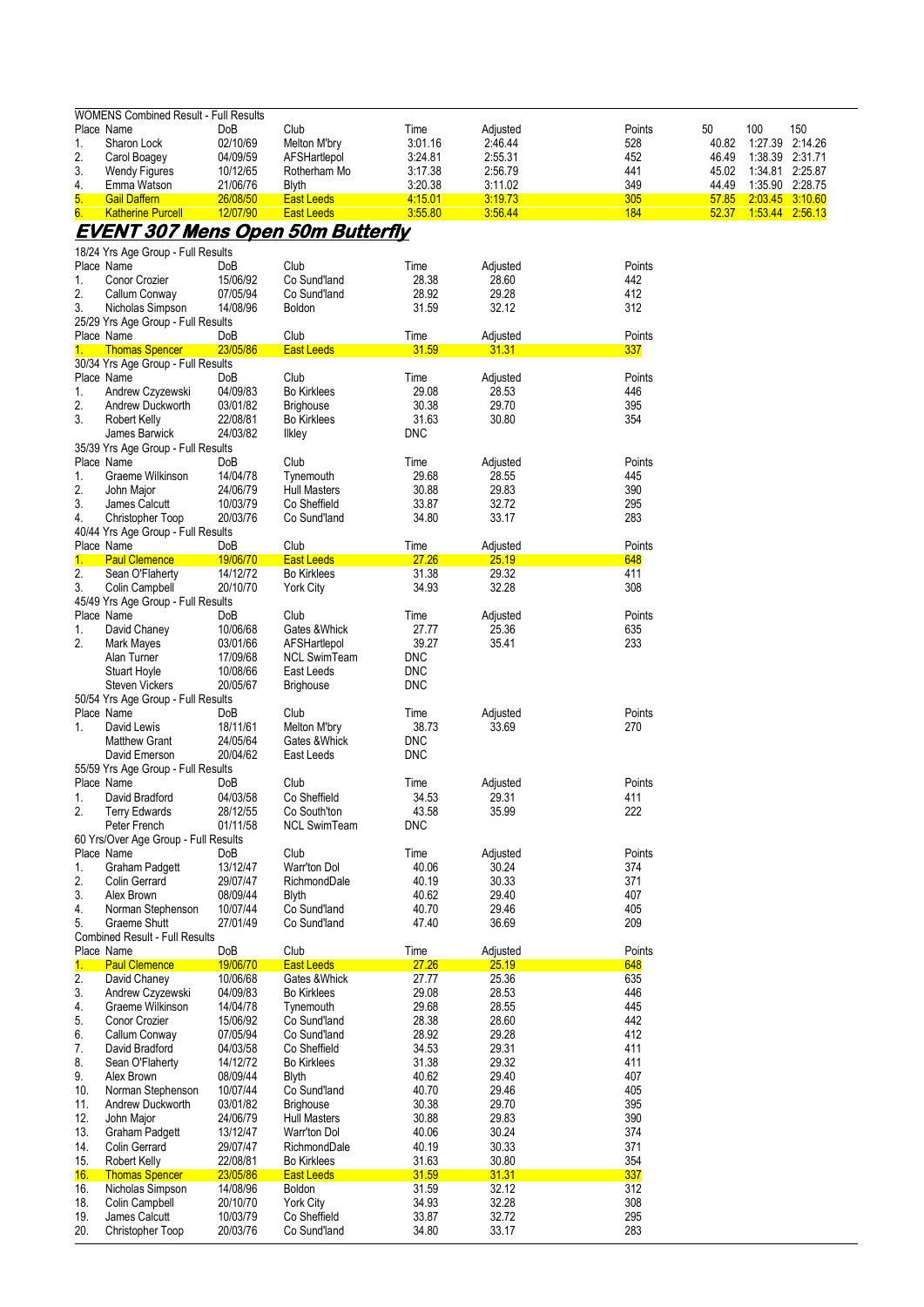WOMENS Combined Result - Full Results

| Place | Name | DoB | Club | Time | Adjusted | Points | 50 | 100 | 150 |
|---|---|---|---|---|---|---|---|---|---|
| 1. | Sharon Lock | 02/10/69 | Melton M'bry | 3:01.16 | 2:46.44 | 528 | 40.82 | 1:27.39 | 2:14.26 |
| 2. | Carol Boagey | 04/09/59 | AFSHartlepol | 3:24.81 | 2:55.31 | 452 | 46.49 | 1:38.39 | 2:31.71 |
| 3. | Wendy Figures | 10/12/65 | Rotherham Mo | 3:17.38 | 2:56.79 | 441 | 45.02 | 1:34.81 | 2:25.87 |
| 4. | Emma Watson | 21/06/76 | Blyth | 3:20.38 | 3:11.02 | 349 | 44.49 | 1:35.90 | 2:28.75 |
| 5. | Gail Daffern | 26/08/50 | East Leeds | 4:15.01 | 3:19.73 | 305 | 57.85 | 2:03.45 | 3:10.60 |
| 6. | Katherine Purcell | 12/07/90 | East Leeds | 3:55.80 | 3:56.44 | 184 | 52.37 | 1:53.44 | 2:56.13 |

## EVENT 307 Mens Open 50m Butterfly

18/24 Yrs Age Group - Full Results

| Place | Name | DoB | Club | Time | Adjusted | Points |
|---|---|---|---|---|---|---|
| 1. | Conor Crozier | 15/06/92 | Co Sund'land | 28.38 | 28.60 | 442 |
| 2. | Callum Conway | 07/05/94 | Co Sund'land | 28.92 | 29.28 | 412 |
| 3. | Nicholas Simpson | 14/08/96 | Boldon | 31.59 | 32.12 | 312 |

25/29 Yrs Age Group - Full Results

| Place | Name | DoB | Club | Time | Adjusted | Points |
|---|---|---|---|---|---|---|
| 1. | Thomas Spencer | 23/05/86 | East Leeds | 31.59 | 31.31 | 337 |

30/34 Yrs Age Group - Full Results

| Place | Name | DoB | Club | Time | Adjusted | Points |
|---|---|---|---|---|---|---|
| 1. | Andrew Czyzewski | 04/09/83 | Bo Kirklees | 29.08 | 28.53 | 446 |
| 2. | Andrew Duckworth | 03/01/82 | Brighouse | 30.38 | 29.70 | 395 |
| 3. | Robert Kelly | 22/08/81 | Bo Kirklees | 31.63 | 30.80 | 354 |
| | James Barwick | 24/03/82 | Ilkley | DNC | | |

35/39 Yrs Age Group - Full Results

| Place | Name | DoB | Club | Time | Adjusted | Points |
|---|---|---|---|---|---|---|
| 1. | Graeme Wilkinson | 14/04/78 | Tynemouth | 29.68 | 28.55 | 445 |
| 2. | John Major | 24/06/79 | Hull Masters | 30.88 | 29.83 | 390 |
| 3. | James Calcutt | 10/03/79 | Co Sheffield | 33.87 | 32.72 | 295 |
| 4. | Christopher Toop | 20/03/76 | Co Sund'land | 34.80 | 33.17 | 283 |

40/44 Yrs Age Group - Full Results

| Place | Name | DoB | Club | Time | Adjusted | Points |
|---|---|---|---|---|---|---|
| 1. | Paul Clemence | 19/06/70 | East Leeds | 27.26 | 25.19 | 648 |
| 2. | Sean O'Flaherty | 14/12/72 | Bo Kirklees | 31.38 | 29.32 | 411 |
| 3. | Colin Campbell | 20/10/70 | York City | 34.93 | 32.28 | 308 |

45/49 Yrs Age Group - Full Results

| Place | Name | DoB | Club | Time | Adjusted | Points |
|---|---|---|---|---|---|---|
| 1. | David Chaney | 10/06/68 | Gates &Whick | 27.77 | 25.36 | 635 |
| 2. | Mark Mayes | 03/01/66 | AFSHartlepol | 39.27 | 35.41 | 233 |
| | Alan Turner | 17/09/68 | NCL SwimTeam | DNC | | |
| | Stuart Hoyle | 10/08/66 | East Leeds | DNC | | |
| | Steven Vickers | 20/05/67 | Brighouse | DNC | | |

50/54 Yrs Age Group - Full Results

| Place | Name | DoB | Club | Time | Adjusted | Points |
|---|---|---|---|---|---|---|
| 1. | David Lewis | 18/11/61 | Melton M'bry | 38.73 | 33.69 | 270 |
| | Matthew Grant | 24/05/64 | Gates &Whick | DNC | | |
| | David Emerson | 20/04/62 | East Leeds | DNC | | |

55/59 Yrs Age Group - Full Results

| Place | Name | DoB | Club | Time | Adjusted | Points |
|---|---|---|---|---|---|---|
| 1. | David Bradford | 04/03/58 | Co Sheffield | 34.53 | 29.31 | 411 |
| 2. | Terry Edwards | 28/12/55 | Co South'ton | 43.58 | 35.99 | 222 |
| | Peter French | 01/11/58 | NCL SwimTeam | DNC | | |

60 Yrs/Over Age Group - Full Results

| Place | Name | DoB | Club | Time | Adjusted | Points |
|---|---|---|---|---|---|---|
| 1. | Graham Padgett | 13/12/47 | Warr'ton Dol | 40.06 | 30.24 | 374 |
| 2. | Colin Gerrard | 29/07/47 | RichmondDale | 40.19 | 30.33 | 371 |
| 3. | Alex Brown | 08/09/44 | Blyth | 40.62 | 29.40 | 407 |
| 4. | Norman Stephenson | 10/07/44 | Co Sund'land | 40.70 | 29.46 | 405 |
| 5. | Graeme Shutt | 27/01/49 | Co Sund'land | 47.40 | 36.69 | 209 |

Combined Result - Full Results

| Place | Name | DoB | Club | Time | Adjusted | Points |
|---|---|---|---|---|---|---|
| 1. | Paul Clemence | 19/06/70 | East Leeds | 27.26 | 25.19 | 648 |
| 2. | David Chaney | 10/06/68 | Gates &Whick | 27.77 | 25.36 | 635 |
| 3. | Andrew Czyzewski | 04/09/83 | Bo Kirklees | 29.08 | 28.53 | 446 |
| 4. | Graeme Wilkinson | 14/04/78 | Tynemouth | 29.68 | 28.55 | 445 |
| 5. | Conor Crozier | 15/06/92 | Co Sund'land | 28.38 | 28.60 | 442 |
| 6. | Callum Conway | 07/05/94 | Co Sund'land | 28.92 | 29.28 | 412 |
| 7. | David Bradford | 04/03/58 | Co Sheffield | 34.53 | 29.31 | 411 |
| 8. | Sean O'Flaherty | 14/12/72 | Bo Kirklees | 31.38 | 29.32 | 411 |
| 9. | Alex Brown | 08/09/44 | Blyth | 40.62 | 29.40 | 407 |
| 10. | Norman Stephenson | 10/07/44 | Co Sund'land | 40.70 | 29.46 | 405 |
| 11. | Andrew Duckworth | 03/01/82 | Brighouse | 30.38 | 29.70 | 395 |
| 12. | John Major | 24/06/79 | Hull Masters | 30.88 | 29.83 | 390 |
| 13. | Graham Padgett | 13/12/47 | Warr'ton Dol | 40.06 | 30.24 | 374 |
| 14. | Colin Gerrard | 29/07/47 | RichmondDale | 40.19 | 30.33 | 371 |
| 15. | Robert Kelly | 22/08/81 | Bo Kirklees | 31.63 | 30.80 | 354 |
| 16. | Thomas Spencer | 23/05/86 | East Leeds | 31.59 | 31.31 | 337 |
| 16. | Nicholas Simpson | 14/08/96 | Boldon | 31.59 | 32.12 | 312 |
| 18. | Colin Campbell | 20/10/70 | York City | 34.93 | 32.28 | 308 |
| 19. | James Calcutt | 10/03/79 | Co Sheffield | 33.87 | 32.72 | 295 |
| 20. | Christopher Toop | 20/03/76 | Co Sund'land | 34.80 | 33.17 | 283 |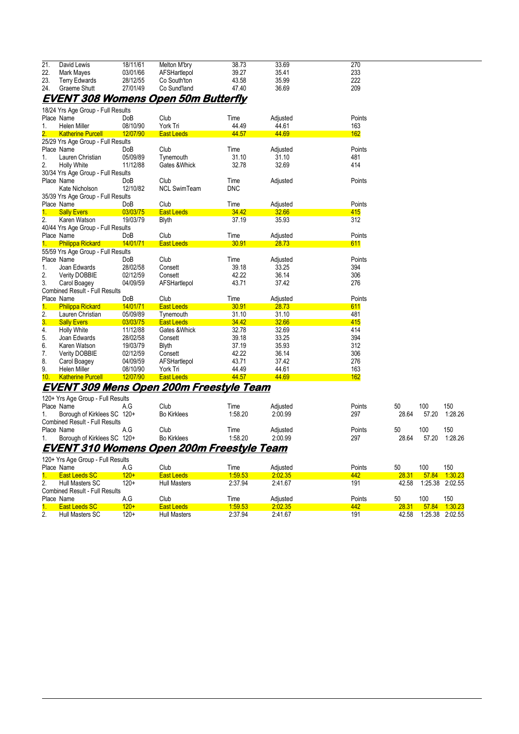| | | | | | | |
|---|---|---|---|---|---|---|
| 21. | David Lewis | 18/11/61 | Melton M'bry | 38.73 | 33.69 | 270 |
| 22. | Mark Mayes | 03/01/66 | AFSHartlepol | 39.27 | 35.41 | 233 |
| 23. | Terry Edwards | 28/12/55 | Co South'ton | 43.58 | 35.99 | 222 |
| 24. | Graeme Shutt | 27/01/49 | Co Sund'land | 47.40 | 36.69 | 209 |

## EVENT 308 Womens Open 50m Butterfly

18/24 Yrs Age Group - Full Results

| Place | Name | DoB | Club | Time | Adjusted | Points |
|---|---|---|---|---|---|---|
| 1. | Helen Miller | 08/10/90 | York Tri | 44.49 | 44.61 | 163 |
| 2. | Katherine Purcell | 12/07/90 | East Leeds | 44.57 | 44.69 | 162 |

25/29 Yrs Age Group - Full Results

| Place | Name | DoB | Club | Time | Adjusted | Points |
|---|---|---|---|---|---|---|
| 1. | Lauren Christian | 05/09/89 | Tynemouth | 31.10 | 31.10 | 481 |
| 2. | Holly White | 11/12/88 | Gates &Whick | 32.78 | 32.69 | 414 |

30/34 Yrs Age Group - Full Results

| Place | Name | DoB | Club | Time | Adjusted | Points |
|---|---|---|---|---|---|---|
| | Kate Nicholson | 12/10/82 | NCL SwimTeam | DNC | | |

35/39 Yrs Age Group - Full Results

| Place | Name | DoB | Club | Time | Adjusted | Points |
|---|---|---|---|---|---|---|
| 1. | Sally Evers | 03/03/75 | East Leeds | 34.42 | 32.66 | 415 |
| 2. | Karen Watson | 19/03/79 | Blyth | 37.19 | 35.93 | 312 |

40/44 Yrs Age Group - Full Results

| Place | Name | DoB | Club | Time | Adjusted | Points |
|---|---|---|---|---|---|---|
| 1. | Philippa Rickard | 14/01/71 | East Leeds | 30.91 | 28.73 | 611 |

55/59 Yrs Age Group - Full Results

| Place | Name | DoB | Club | Time | Adjusted | Points |
|---|---|---|---|---|---|---|
| 1. | Joan Edwards | 28/02/58 | Consett | 39.18 | 33.25 | 394 |
| 2. | Verity DOBBIE | 02/12/59 | Consett | 42.22 | 36.14 | 306 |
| 3. | Carol Boagey | 04/09/59 | AFSHartlepol | 43.71 | 37.42 | 276 |

Combined Result - Full Results

| Place | Name | DoB | Club | Time | Adjusted | Points |
|---|---|---|---|---|---|---|
| 1. | Philippa Rickard | 14/01/71 | East Leeds | 30.91 | 28.73 | 611 |
| 2. | Lauren Christian | 05/09/89 | Tynemouth | 31.10 | 31.10 | 481 |
| 3. | Sally Evers | 03/03/75 | East Leeds | 34.42 | 32.66 | 415 |
| 4. | Holly White | 11/12/88 | Gates &Whick | 32.78 | 32.69 | 414 |
| 5. | Joan Edwards | 28/02/58 | Consett | 39.18 | 33.25 | 394 |
| 6. | Karen Watson | 19/03/79 | Blyth | 37.19 | 35.93 | 312 |
| 7. | Verity DOBBIE | 02/12/59 | Consett | 42.22 | 36.14 | 306 |
| 8. | Carol Boagey | 04/09/59 | AFSHartlepol | 43.71 | 37.42 | 276 |
| 9. | Helen Miller | 08/10/90 | York Tri | 44.49 | 44.61 | 163 |
| 10. | Katherine Purcell | 12/07/90 | East Leeds | 44.57 | 44.69 | 162 |

## EVENT 309 Mens Open 200m Freestyle Team

120+ Yrs Age Group - Full Results

| Place | Name | A.G | Club | Time | Adjusted | Points | 50 | 100 | 150 |
|---|---|---|---|---|---|---|---|---|---|
| 1. | Borough of Kirklees SC | 120+ | Bo Kirklees | 1:58.20 | 2:00.99 | 297 | 28.64 | 57.20 | 1:28.26 |

Combined Result - Full Results

| Place | Name | A.G | Club | Time | Adjusted | Points | 50 | 100 | 150 |
|---|---|---|---|---|---|---|---|---|---|
| 1. | Borough of Kirklees SC | 120+ | Bo Kirklees | 1:58.20 | 2:00.99 | 297 | 28.64 | 57.20 | 1:28.26 |

## EVENT 310 Womens Open 200m Freestyle Team

120+ Yrs Age Group - Full Results

| Place | Name | A.G | Club | Time | Adjusted | Points | 50 | 100 | 150 |
|---|---|---|---|---|---|---|---|---|---|
| 1. | East Leeds SC | 120+ | East Leeds | 1:59.53 | 2:02.35 | 442 | 28.31 | 57.84 | 1:30.23 |
| 2. | Hull Masters SC | 120+ | Hull Masters | 2:37.94 | 2:41.67 | 191 | 42.58 | 1:25.38 | 2:02.55 |

Combined Result - Full Results

| Place | Name | A.G | Club | Time | Adjusted | Points | 50 | 100 | 150 |
|---|---|---|---|---|---|---|---|---|---|
| 1. | East Leeds SC | 120+ | East Leeds | 1:59.53 | 2:02.35 | 442 | 28.31 | 57.84 | 1:30.23 |
| 2. | Hull Masters SC | 120+ | Hull Masters | 2:37.94 | 2:41.67 | 191 | 42.58 | 1:25.38 | 2:02.55 |